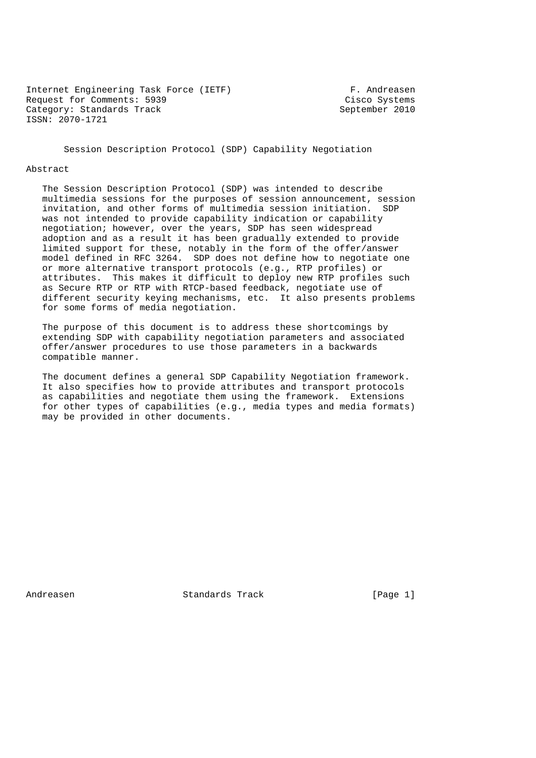Internet Engineering Task Force (IETF) F. Andreasen
Request for Comments: 5939 Cisco Systems
Category: Standards Track September 2010
ISSN: 2070-1721

# Session Description Protocol (SDP) Capability Negotiation

## Abstract

The Session Description Protocol (SDP) was intended to describe multimedia sessions for the purposes of session announcement, session invitation, and other forms of multimedia session initiation. SDP was not intended to provide capability indication or capability negotiation; however, over the years, SDP has seen widespread adoption and as a result it has been gradually extended to provide limited support for these, notably in the form of the offer/answer model defined in RFC 3264. SDP does not define how to negotiate one or more alternative transport protocols (e.g., RTP profiles) or attributes. This makes it difficult to deploy new RTP profiles such as Secure RTP or RTP with RTCP-based feedback, negotiate use of different security keying mechanisms, etc. It also presents problems for some forms of media negotiation.

The purpose of this document is to address these shortcomings by extending SDP with capability negotiation parameters and associated offer/answer procedures to use those parameters in a backwards compatible manner.

The document defines a general SDP Capability Negotiation framework. It also specifies how to provide attributes and transport protocols as capabilities and negotiate them using the framework. Extensions for other types of capabilities (e.g., media types and media formats) may be provided in other documents.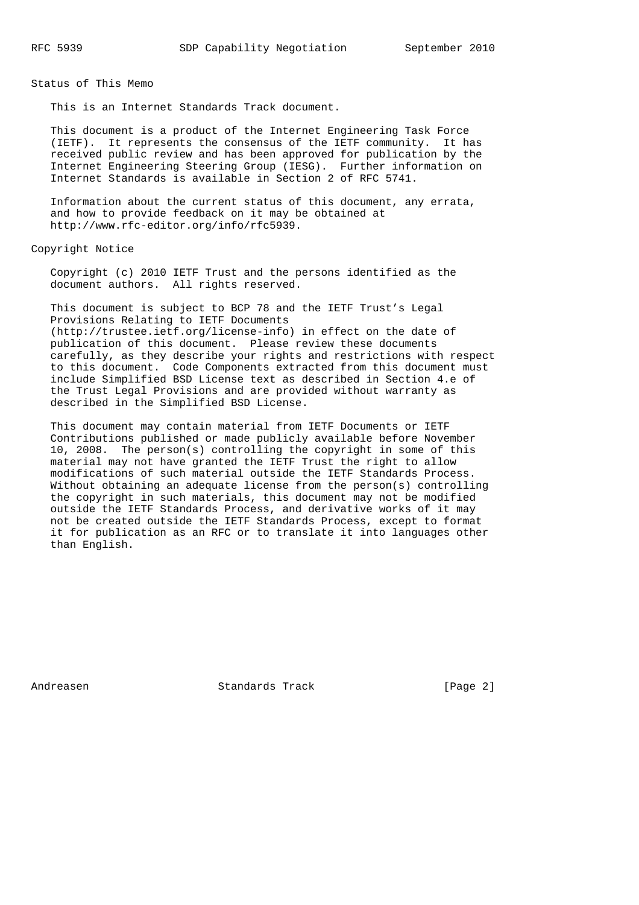## Status of This Memo

This is an Internet Standards Track document.

This document is a product of the Internet Engineering Task Force (IETF). It represents the consensus of the IETF community. It has received public review and has been approved for publication by the Internet Engineering Steering Group (IESG). Further information on Internet Standards is available in Section 2 of RFC 5741.

Information about the current status of this document, any errata, and how to provide feedback on it may be obtained at http://www.rfc-editor.org/info/rfc5939.

## Copyright Notice

Copyright (c) 2010 IETF Trust and the persons identified as the document authors. All rights reserved.

This document is subject to BCP 78 and the IETF Trust's Legal Provisions Relating to IETF Documents (http://trustee.ietf.org/license-info) in effect on the date of publication of this document. Please review these documents carefully, as they describe your rights and restrictions with respect to this document. Code Components extracted from this document must include Simplified BSD License text as described in Section 4.e of the Trust Legal Provisions and are provided without warranty as described in the Simplified BSD License.

This document may contain material from IETF Documents or IETF Contributions published or made publicly available before November 10, 2008. The person(s) controlling the copyright in some of this material may not have granted the IETF Trust the right to allow modifications of such material outside the IETF Standards Process. Without obtaining an adequate license from the person(s) controlling the copyright in such materials, this document may not be modified outside the IETF Standards Process, and derivative works of it may not be created outside the IETF Standards Process, except to format it for publication as an RFC or to translate it into languages other than English.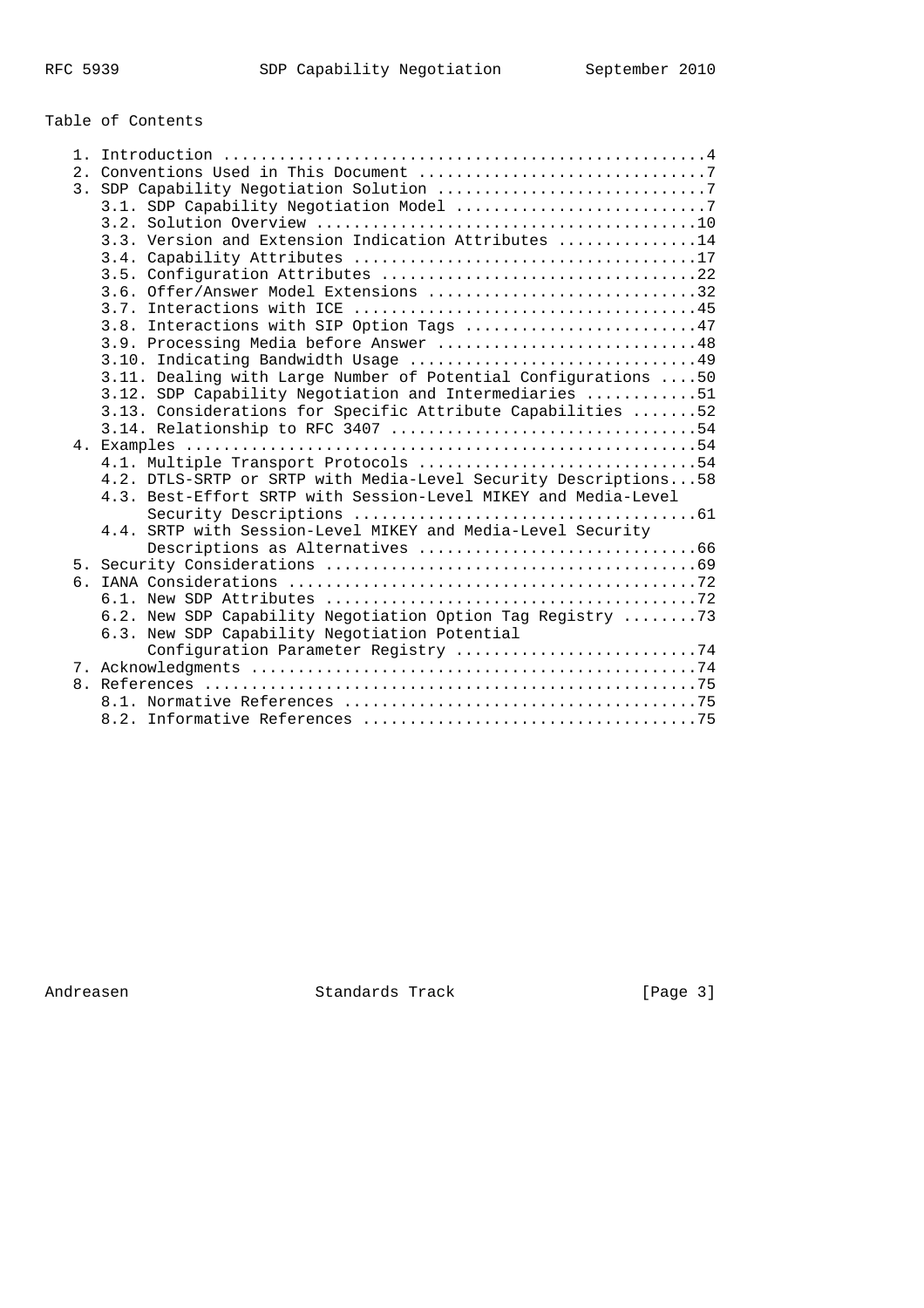Table of Contents

```
   1. Introduction ....................................................4
   2. Conventions Used in This Document ...............................7
   3. SDP Capability Negotiation Solution .............................7
      3.1. SDP Capability Negotiation Model ...........................7
      3.2. Solution Overview .........................................10
      3.3. Version and Extension Indication Attributes ...............14
      3.4. Capability Attributes .....................................17
      3.5. Configuration Attributes ..................................22
      3.6. Offer/Answer Model Extensions .............................32
      3.7. Interactions with ICE .....................................45
      3.8. Interactions with SIP Option Tags .........................47
      3.9. Processing Media before Answer ............................48
      3.10. Indicating Bandwidth Usage ...............................49
      3.11. Dealing with Large Number of Potential Configurations ....50
      3.12. SDP Capability Negotiation and Intermediaries ............51
      3.13. Considerations for Specific Attribute Capabilities .......52
      3.14. Relationship to RFC 3407 .................................54
   4. Examples .......................................................54
      4.1. Multiple Transport Protocols ..............................54
      4.2. DTLS-SRTP or SRTP with Media-Level Security Descriptions...58
      4.3. Best-Effort SRTP with Session-Level MIKEY and Media-Level
           Security Descriptions .....................................61
      4.4. SRTP with Session-Level MIKEY and Media-Level Security
           Descriptions as Alternatives ..............................66
   5. Security Considerations ........................................69
   6. IANA Considerations ............................................72
      6.1. New SDP Attributes ........................................72
      6.2. New SDP Capability Negotiation Option Tag Registry ........73
      6.3. New SDP Capability Negotiation Potential
           Configuration Parameter Registry ..........................74
   7. Acknowledgments ................................................74
   8. References .....................................................75
      8.1. Normative References ......................................75
      8.2. Informative References ....................................75
```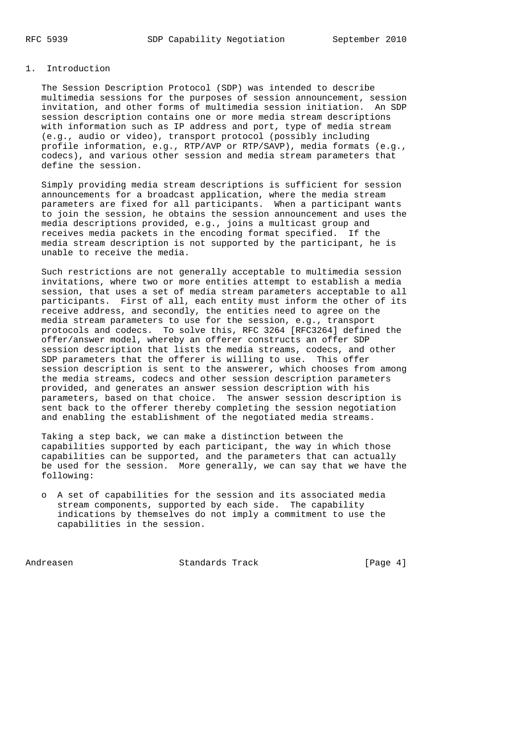# 1. Introduction

The Session Description Protocol (SDP) was intended to describe multimedia sessions for the purposes of session announcement, session invitation, and other forms of multimedia session initiation. An SDP session description contains one or more media stream descriptions with information such as IP address and port, type of media stream (e.g., audio or video), transport protocol (possibly including profile information, e.g., RTP/AVP or RTP/SAVP), media formats (e.g., codecs), and various other session and media stream parameters that define the session.

Simply providing media stream descriptions is sufficient for session announcements for a broadcast application, where the media stream parameters are fixed for all participants. When a participant wants to join the session, he obtains the session announcement and uses the media descriptions provided, e.g., joins a multicast group and receives media packets in the encoding format specified. If the media stream description is not supported by the participant, he is unable to receive the media.

Such restrictions are not generally acceptable to multimedia session invitations, where two or more entities attempt to establish a media session, that uses a set of media stream parameters acceptable to all participants. First of all, each entity must inform the other of its receive address, and secondly, the entities need to agree on the media stream parameters to use for the session, e.g., transport protocols and codecs. To solve this, RFC 3264 [RFC3264] defined the offer/answer model, whereby an offerer constructs an offer SDP session description that lists the media streams, codecs, and other SDP parameters that the offerer is willing to use. This offer session description is sent to the answerer, which chooses from among the media streams, codecs and other session description parameters provided, and generates an answer session description with his parameters, based on that choice. The answer session description is sent back to the offerer thereby completing the session negotiation and enabling the establishment of the negotiated media streams.

Taking a step back, we can make a distinction between the capabilities supported by each participant, the way in which those capabilities can be supported, and the parameters that can actually be used for the session. More generally, we can say that we have the following:

- A set of capabilities for the session and its associated media stream components, supported by each side. The capability indications by themselves do not imply a commitment to use the capabilities in the session.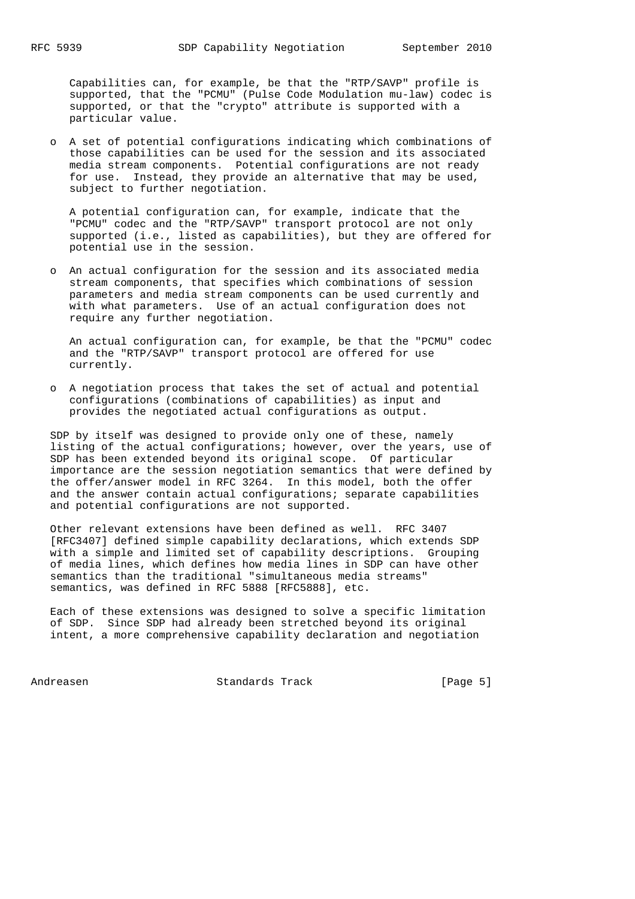Capabilities can, for example, be that the "RTP/SAVP" profile is supported, that the "PCMU" (Pulse Code Modulation mu-law) codec is supported, or that the "crypto" attribute is supported with a particular value.

- A set of potential configurations indicating which combinations of those capabilities can be used for the session and its associated media stream components. Potential configurations are not ready for use. Instead, they provide an alternative that may be used, subject to further negotiation.

  A potential configuration can, for example, indicate that the "PCMU" codec and the "RTP/SAVP" transport protocol are not only supported (i.e., listed as capabilities), but they are offered for potential use in the session.

- An actual configuration for the session and its associated media stream components, that specifies which combinations of session parameters and media stream components can be used currently and with what parameters. Use of an actual configuration does not require any further negotiation.

  An actual configuration can, for example, be that the "PCMU" codec and the "RTP/SAVP" transport protocol are offered for use currently.

- A negotiation process that takes the set of actual and potential configurations (combinations of capabilities) as input and provides the negotiated actual configurations as output.

SDP by itself was designed to provide only one of these, namely listing of the actual configurations; however, over the years, use of SDP has been extended beyond its original scope. Of particular importance are the session negotiation semantics that were defined by the offer/answer model in RFC 3264. In this model, both the offer and the answer contain actual configurations; separate capabilities and potential configurations are not supported.

Other relevant extensions have been defined as well. RFC 3407 [RFC3407] defined simple capability declarations, which extends SDP with a simple and limited set of capability descriptions. Grouping of media lines, which defines how media lines in SDP can have other semantics than the traditional "simultaneous media streams" semantics, was defined in RFC 5888 [RFC5888], etc.

Each of these extensions was designed to solve a specific limitation of SDP. Since SDP had already been stretched beyond its original intent, a more comprehensive capability declaration and negotiation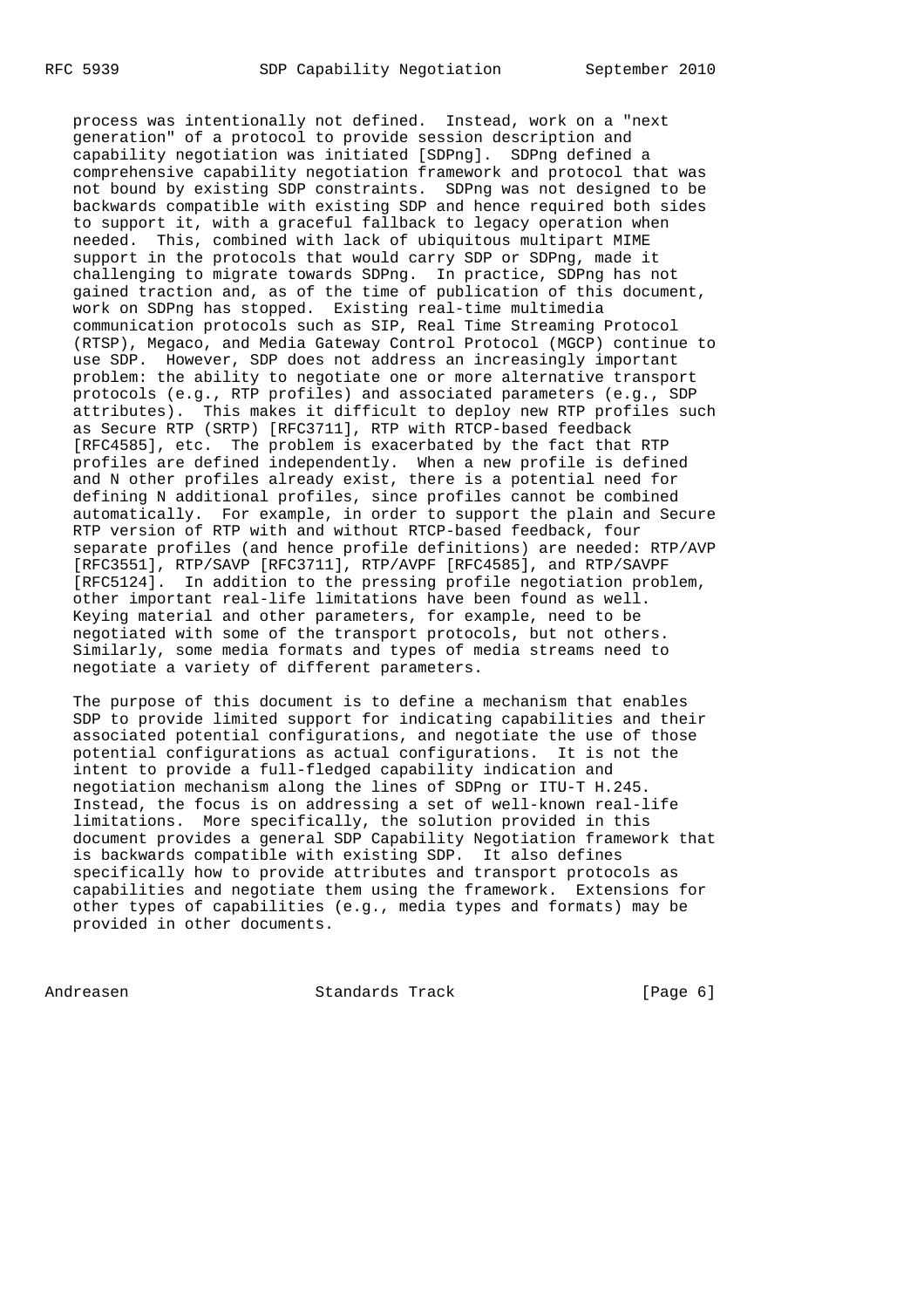process was intentionally not defined. Instead, work on a "next generation" of a protocol to provide session description and capability negotiation was initiated [SDPng]. SDPng defined a comprehensive capability negotiation framework and protocol that was not bound by existing SDP constraints. SDPng was not designed to be backwards compatible with existing SDP and hence required both sides to support it, with a graceful fallback to legacy operation when needed. This, combined with lack of ubiquitous multipart MIME support in the protocols that would carry SDP or SDPng, made it challenging to migrate towards SDPng. In practice, SDPng has not gained traction and, as of the time of publication of this document, work on SDPng has stopped. Existing real-time multimedia communication protocols such as SIP, Real Time Streaming Protocol (RTSP), Megaco, and Media Gateway Control Protocol (MGCP) continue to use SDP. However, SDP does not address an increasingly important problem: the ability to negotiate one or more alternative transport protocols (e.g., RTP profiles) and associated parameters (e.g., SDP attributes). This makes it difficult to deploy new RTP profiles such as Secure RTP (SRTP) [RFC3711], RTP with RTCP-based feedback [RFC4585], etc. The problem is exacerbated by the fact that RTP profiles are defined independently. When a new profile is defined and N other profiles already exist, there is a potential need for defining N additional profiles, since profiles cannot be combined automatically. For example, in order to support the plain and Secure RTP version of RTP with and without RTCP-based feedback, four separate profiles (and hence profile definitions) are needed: RTP/AVP [RFC3551], RTP/SAVP [RFC3711], RTP/AVPF [RFC4585], and RTP/SAVPF [RFC5124]. In addition to the pressing profile negotiation problem, other important real-life limitations have been found as well. Keying material and other parameters, for example, need to be negotiated with some of the transport protocols, but not others. Similarly, some media formats and types of media streams need to negotiate a variety of different parameters.

The purpose of this document is to define a mechanism that enables SDP to provide limited support for indicating capabilities and their associated potential configurations, and negotiate the use of those potential configurations as actual configurations. It is not the intent to provide a full-fledged capability indication and negotiation mechanism along the lines of SDPng or ITU-T H.245. Instead, the focus is on addressing a set of well-known real-life limitations. More specifically, the solution provided in this document provides a general SDP Capability Negotiation framework that is backwards compatible with existing SDP. It also defines specifically how to provide attributes and transport protocols as capabilities and negotiate them using the framework. Extensions for other types of capabilities (e.g., media types and formats) may be provided in other documents.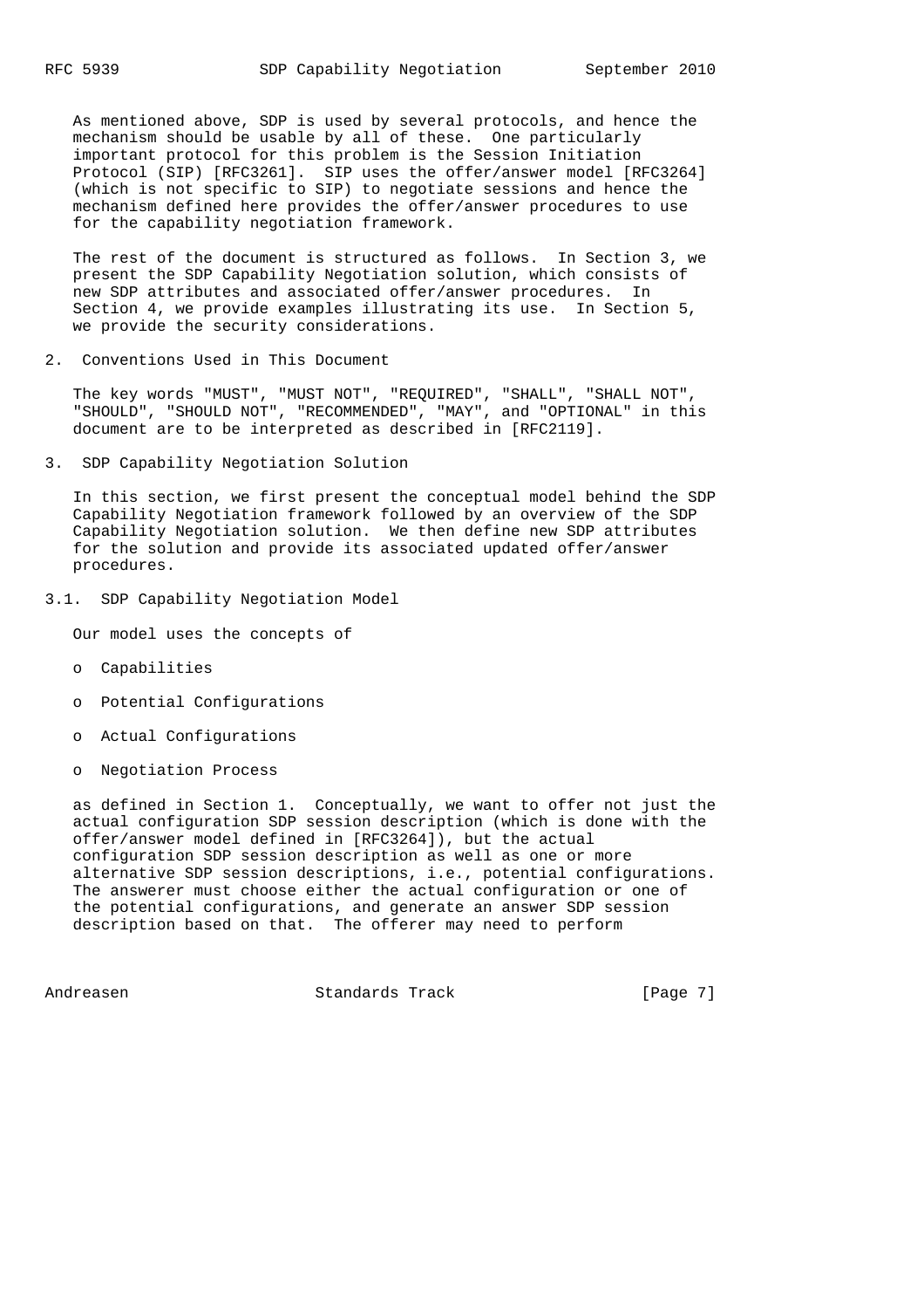As mentioned above, SDP is used by several protocols, and hence the mechanism should be usable by all of these. One particularly important protocol for this problem is the Session Initiation Protocol (SIP) [RFC3261]. SIP uses the offer/answer model [RFC3264] (which is not specific to SIP) to negotiate sessions and hence the mechanism defined here provides the offer/answer procedures to use for the capability negotiation framework.

The rest of the document is structured as follows. In Section 3, we present the SDP Capability Negotiation solution, which consists of new SDP attributes and associated offer/answer procedures. In Section 4, we provide examples illustrating its use. In Section 5, we provide the security considerations.

## 2. Conventions Used in This Document

The key words "MUST", "MUST NOT", "REQUIRED", "SHALL", "SHALL NOT", "SHOULD", "SHOULD NOT", "RECOMMENDED", "MAY", and "OPTIONAL" in this document are to be interpreted as described in [RFC2119].

## 3. SDP Capability Negotiation Solution

In this section, we first present the conceptual model behind the SDP Capability Negotiation framework followed by an overview of the SDP Capability Negotiation solution. We then define new SDP attributes for the solution and provide its associated updated offer/answer procedures.

### 3.1. SDP Capability Negotiation Model

Our model uses the concepts of

- Capabilities
- Potential Configurations
- Actual Configurations
- Negotiation Process

as defined in Section 1. Conceptually, we want to offer not just the actual configuration SDP session description (which is done with the offer/answer model defined in [RFC3264]), but the actual configuration SDP session description as well as one or more alternative SDP session descriptions, i.e., potential configurations. The answerer must choose either the actual configuration or one of the potential configurations, and generate an answer SDP session description based on that. The offerer may need to perform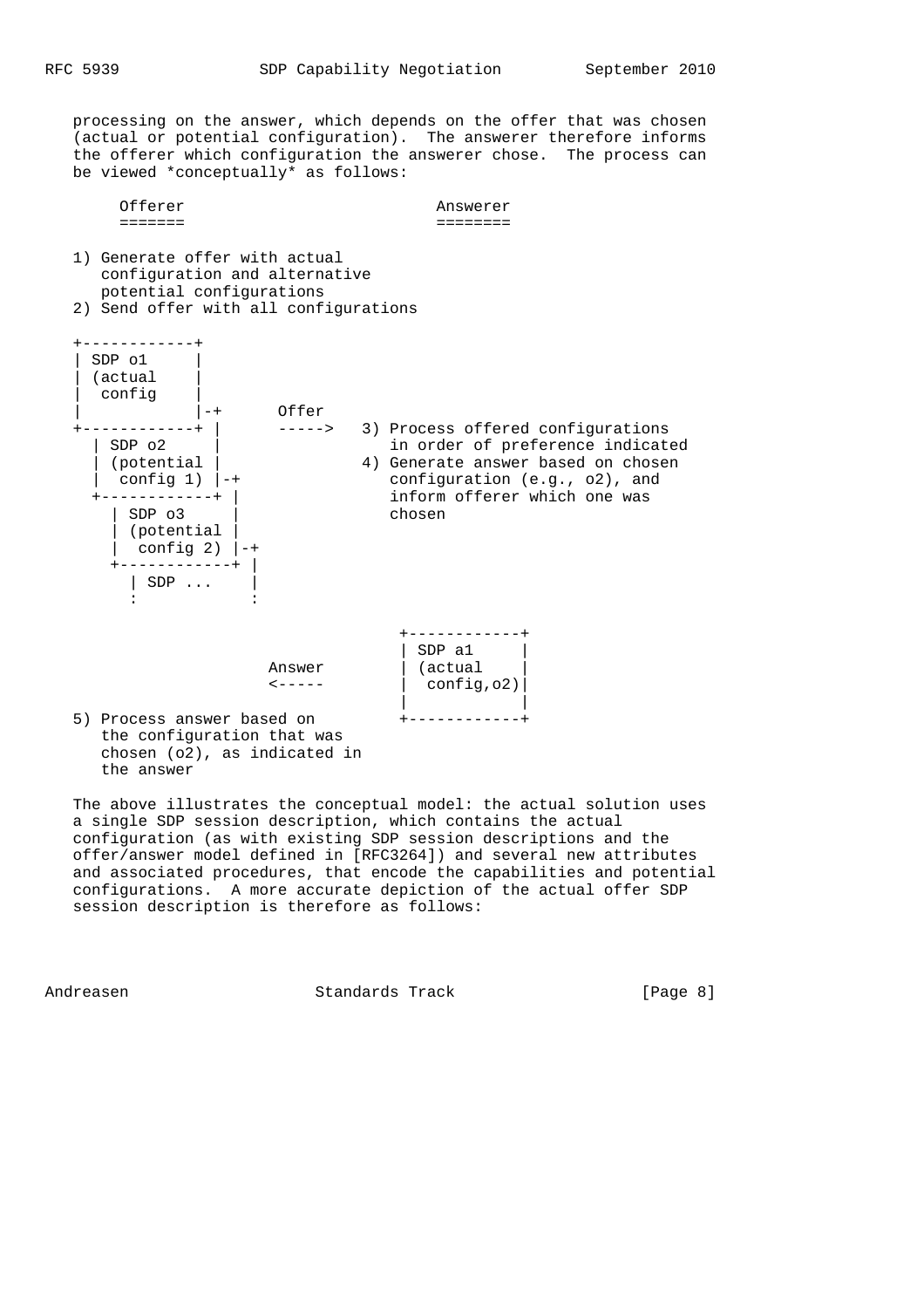processing on the answer, which depends on the offer that was chosen (actual or potential configuration). The answerer therefore informs the offerer which configuration the answerer chose. The process can be viewed *conceptually* as follows:

```
      Offerer                           Answerer
      =======                           ========

   1) Generate offer with actual
      configuration and alternative
      potential configurations
   2) Send offer with all configurations

   +------------+
   | SDP o1     |
   | (actual    |
   |  config    |
   |            |-+      Offer
   +------------+ |      ----->   3) Process offered configurations
     | SDP o2     |                  in order of preference indicated
     | (potential |               4) Generate answer based on chosen
     |  config 1) |-+                configuration (e.g., o2), and
     +------------+ |                inform offerer which one was
       | SDP o3     |                chosen
       | (potential |
       |  config 2) |-+
       +------------+ |
         | SDP ...    |
         :            :

                                   +------------+
                                   | SDP a1     |
                         Answer    | (actual    |
                         <-----    |  config,o2)|
                                   |            |
   5) Process answer based on      +------------+
      the configuration that was
      chosen (o2), as indicated in
      the answer
```

The above illustrates the conceptual model: the actual solution uses a single SDP session description, which contains the actual configuration (as with existing SDP session descriptions and the offer/answer model defined in [RFC3264]) and several new attributes and associated procedures, that encode the capabilities and potential configurations. A more accurate depiction of the actual offer SDP session description is therefore as follows: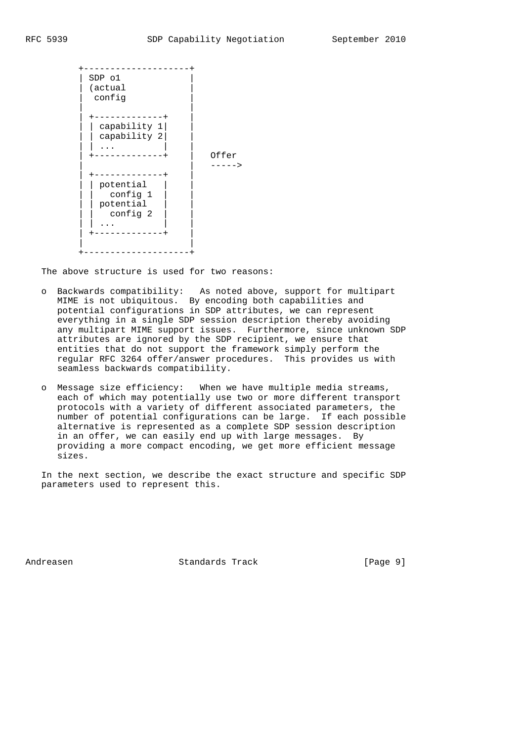```
        +--------------------+
        | SDP o1             |
        | (actual            |
        |  config            |
        |                    |
        | +-------------+    |
        | | capability 1|    |
        | | capability 2|    |
        | | ...         |    |
        | +-------------+    |   Offer
        |                    |   ----->
        | +-------------+    |
        | | potential   |    |
        | |   config 1  |    |
        | | potential   |    |
        | |   config 2  |    |
        | | ...         |    |
        | +-------------+    |
        |                    |
        +--------------------+
```

The above structure is used for two reasons:

- Backwards compatibility: As noted above, support for multipart MIME is not ubiquitous. By encoding both capabilities and potential configurations in SDP attributes, we can represent everything in a single SDP session description thereby avoiding any multipart MIME support issues. Furthermore, since unknown SDP attributes are ignored by the SDP recipient, we ensure that entities that do not support the framework simply perform the regular RFC 3264 offer/answer procedures. This provides us with seamless backwards compatibility.

- Message size efficiency: When we have multiple media streams, each of which may potentially use two or more different transport protocols with a variety of different associated parameters, the number of potential configurations can be large. If each possible alternative is represented as a complete SDP session description in an offer, we can easily end up with large messages. By providing a more compact encoding, we get more efficient message sizes.

In the next section, we describe the exact structure and specific SDP parameters used to represent this.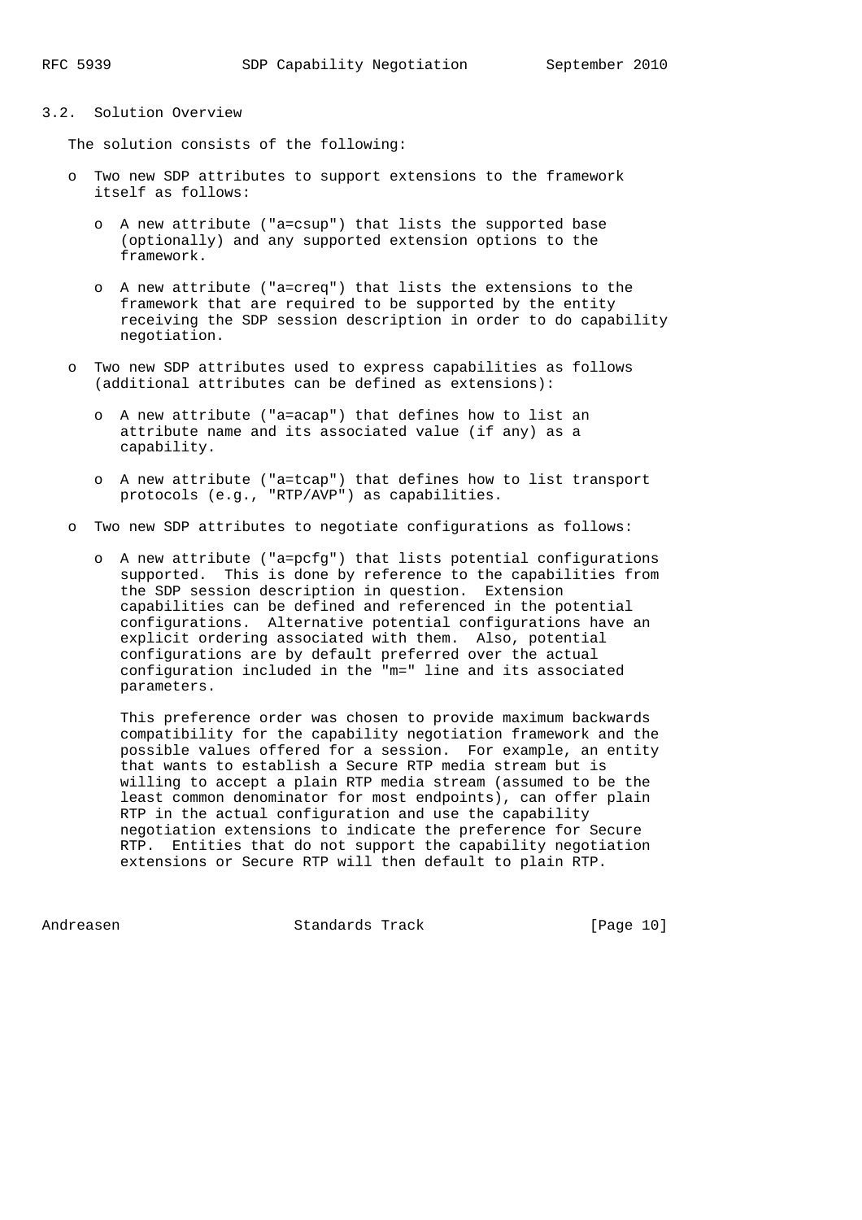### 3.2. Solution Overview

The solution consists of the following:

- Two new SDP attributes to support extensions to the framework itself as follows:
  - A new attribute ("a=csup") that lists the supported base (optionally) and any supported extension options to the framework.
  - A new attribute ("a=creq") that lists the extensions to the framework that are required to be supported by the entity receiving the SDP session description in order to do capability negotiation.
- Two new SDP attributes used to express capabilities as follows (additional attributes can be defined as extensions):
  - A new attribute ("a=acap") that defines how to list an attribute name and its associated value (if any) as a capability.
  - A new attribute ("a=tcap") that defines how to list transport protocols (e.g., "RTP/AVP") as capabilities.
- Two new SDP attributes to negotiate configurations as follows:
  - A new attribute ("a=pcfg") that lists potential configurations supported. This is done by reference to the capabilities from the SDP session description in question. Extension capabilities can be defined and referenced in the potential configurations. Alternative potential configurations have an explicit ordering associated with them. Also, potential configurations are by default preferred over the actual configuration included in the "m=" line and its associated parameters.

    This preference order was chosen to provide maximum backwards compatibility for the capability negotiation framework and the possible values offered for a session. For example, an entity that wants to establish a Secure RTP media stream but is willing to accept a plain RTP media stream (assumed to be the least common denominator for most endpoints), can offer plain RTP in the actual configuration and use the capability negotiation extensions to indicate the preference for Secure RTP. Entities that do not support the capability negotiation extensions or Secure RTP will then default to plain RTP.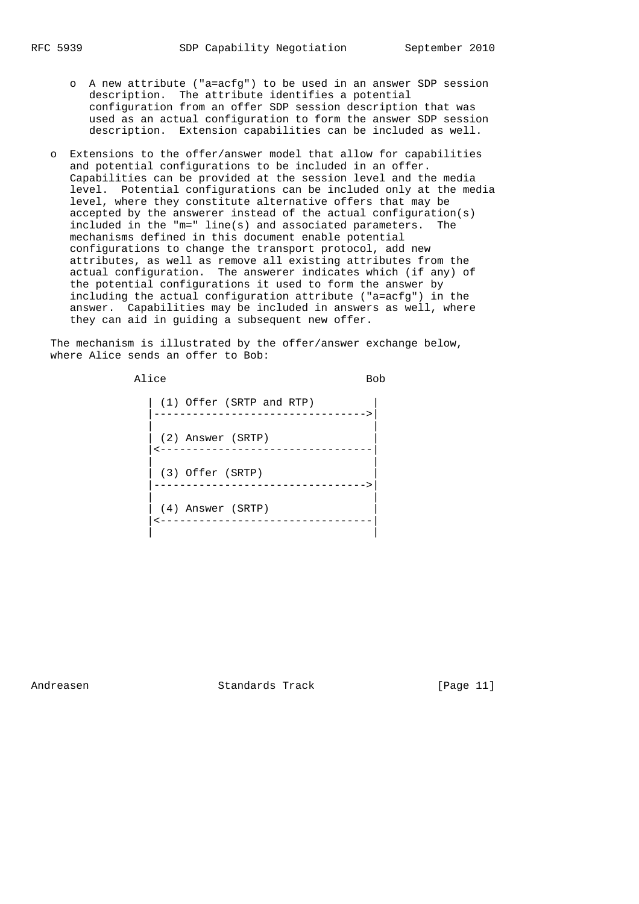- A new attribute ("a=acfg") to be used in an answer SDP session description. The attribute identifies a potential configuration from an offer SDP session description that was used as an actual configuration to form the answer SDP session description. Extension capabilities can be included as well.

- Extensions to the offer/answer model that allow for capabilities and potential configurations to be included in an offer. Capabilities can be provided at the session level and the media level. Potential configurations can be included only at the media level, where they constitute alternative offers that may be accepted by the answerer instead of the actual configuration(s) included in the "m=" line(s) and associated parameters. The mechanisms defined in this document enable potential configurations to change the transport protocol, add new attributes, as well as remove all existing attributes from the actual configuration. The answerer indicates which (if any) of the potential configurations it used to form the answer by including the actual configuration attribute ("a=acfg") in the answer. Capabilities may be included in answers as well, where they can aid in guiding a subsequent new offer.

The mechanism is illustrated by the offer/answer exchange below, where Alice sends an offer to Bob:

```
            Alice                               Bob

              | (1) Offer (SRTP and RTP)         |
              |--------------------------------->|
              |                                  |
              | (2) Answer (SRTP)                |
              |<---------------------------------|
              |                                  |
              | (3) Offer (SRTP)                 |
              |--------------------------------->|
              |                                  |
              | (4) Answer (SRTP)                |
              |<---------------------------------|
              |                                  |
```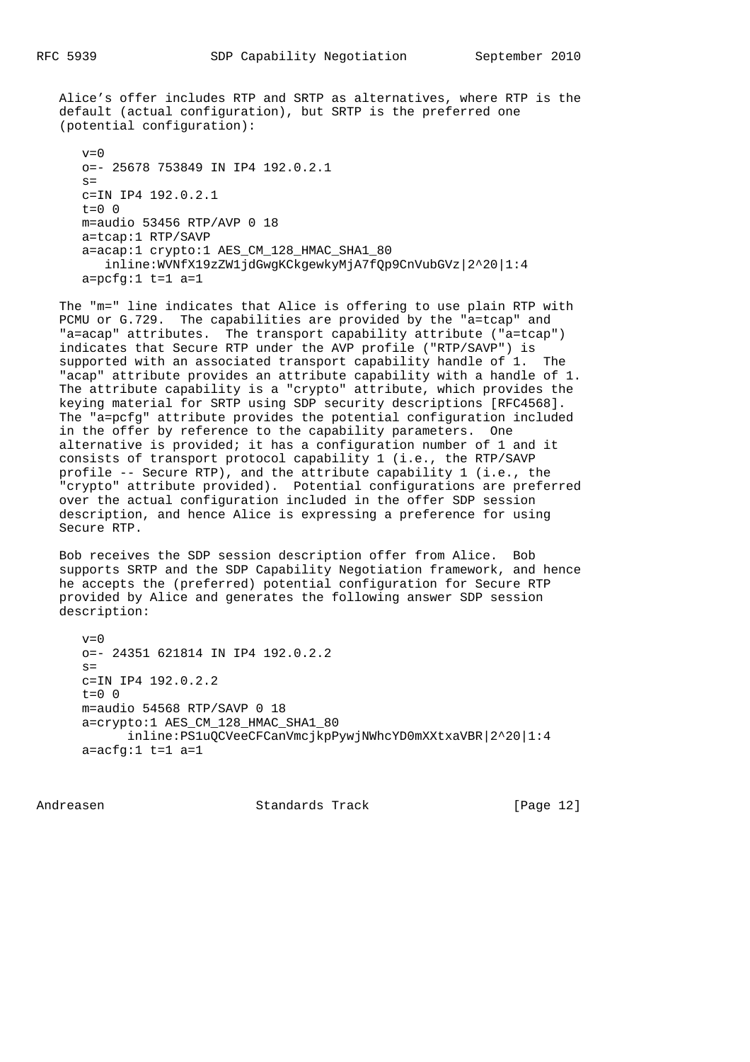Alice's offer includes RTP and SRTP as alternatives, where RTP is the default (actual configuration), but SRTP is the preferred one (potential configuration):

```
v=0
o=- 25678 753849 IN IP4 192.0.2.1
s=
c=IN IP4 192.0.2.1
t=0 0
m=audio 53456 RTP/AVP 0 18
a=tcap:1 RTP/SAVP
a=acap:1 crypto:1 AES_CM_128_HMAC_SHA1_80
   inline:WVNfX19zZW1jdGwgKCkgewkyMjA7fQp9CnVubGVz|2^20|1:4
a=pcfg:1 t=1 a=1
```

The "m=" line indicates that Alice is offering to use plain RTP with PCMU or G.729. The capabilities are provided by the "a=tcap" and "a=acap" attributes. The transport capability attribute ("a=tcap") indicates that Secure RTP under the AVP profile ("RTP/SAVP") is supported with an associated transport capability handle of 1. The "acap" attribute provides an attribute capability with a handle of 1. The attribute capability is a "crypto" attribute, which provides the keying material for SRTP using SDP security descriptions [RFC4568]. The "a=pcfg" attribute provides the potential configuration included in the offer by reference to the capability parameters. One alternative is provided; it has a configuration number of 1 and it consists of transport protocol capability 1 (i.e., the RTP/SAVP profile -- Secure RTP), and the attribute capability 1 (i.e., the "crypto" attribute provided). Potential configurations are preferred over the actual configuration included in the offer SDP session description, and hence Alice is expressing a preference for using Secure RTP.

Bob receives the SDP session description offer from Alice. Bob supports SRTP and the SDP Capability Negotiation framework, and hence he accepts the (preferred) potential configuration for Secure RTP provided by Alice and generates the following answer SDP session description:

```
v=0
o=- 24351 621814 IN IP4 192.0.2.2
s=
c=IN IP4 192.0.2.2
t=0 0
m=audio 54568 RTP/SAVP 0 18
a=crypto:1 AES_CM_128_HMAC_SHA1_80
      inline:PS1uQCVeeCFCanVmcjkpPywjNWhcYD0mXXtxaVBR|2^20|1:4
a=acfg:1 t=1 a=1
```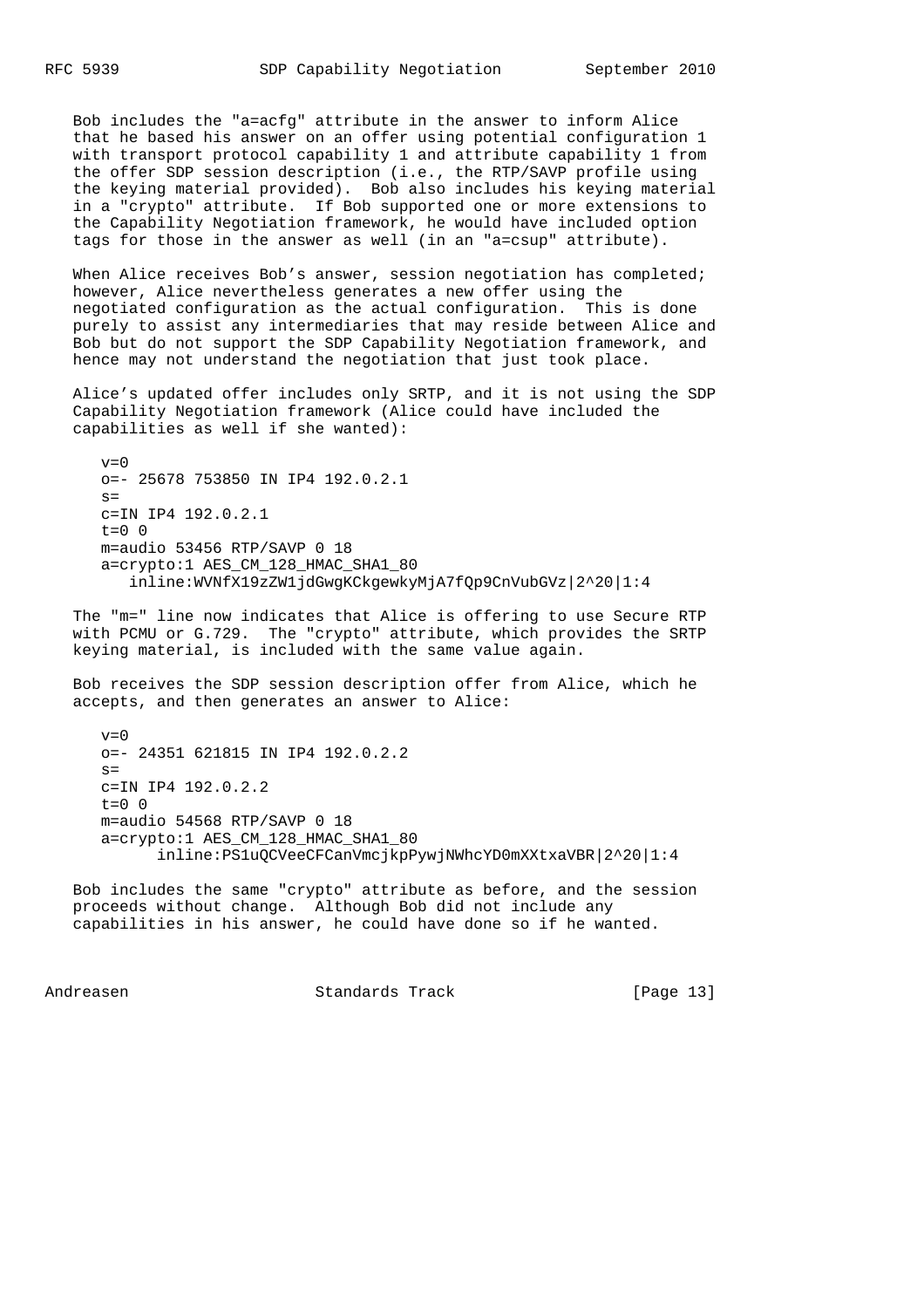Bob includes the "a=acfg" attribute in the answer to inform Alice that he based his answer on an offer using potential configuration 1 with transport protocol capability 1 and attribute capability 1 from the offer SDP session description (i.e., the RTP/SAVP profile using the keying material provided). Bob also includes his keying material in a "crypto" attribute. If Bob supported one or more extensions to the Capability Negotiation framework, he would have included option tags for those in the answer as well (in an "a=csup" attribute).

When Alice receives Bob's answer, session negotiation has completed; however, Alice nevertheless generates a new offer using the negotiated configuration as the actual configuration. This is done purely to assist any intermediaries that may reside between Alice and Bob but do not support the SDP Capability Negotiation framework, and hence may not understand the negotiation that just took place.

Alice's updated offer includes only SRTP, and it is not using the SDP Capability Negotiation framework (Alice could have included the capabilities as well if she wanted):

```
v=0
o=- 25678 753850 IN IP4 192.0.2.1
s=
c=IN IP4 192.0.2.1
t=0 0
m=audio 53456 RTP/SAVP 0 18
a=crypto:1 AES_CM_128_HMAC_SHA1_80
   inline:WVNfX19zZW1jdGwgKCkgewkyMjA7fQp9CnVubGVz|2^20|1:4
```

The "m=" line now indicates that Alice is offering to use Secure RTP with PCMU or G.729. The "crypto" attribute, which provides the SRTP keying material, is included with the same value again.

Bob receives the SDP session description offer from Alice, which he accepts, and then generates an answer to Alice:

```
v=0
o=- 24351 621815 IN IP4 192.0.2.2
s=
c=IN IP4 192.0.2.2
t=0 0
m=audio 54568 RTP/SAVP 0 18
a=crypto:1 AES_CM_128_HMAC_SHA1_80
      inline:PS1uQCVeeCFCanVmcjkpPywjNWhcYD0mXXtxaVBR|2^20|1:4
```

Bob includes the same "crypto" attribute as before, and the session proceeds without change. Although Bob did not include any capabilities in his answer, he could have done so if he wanted.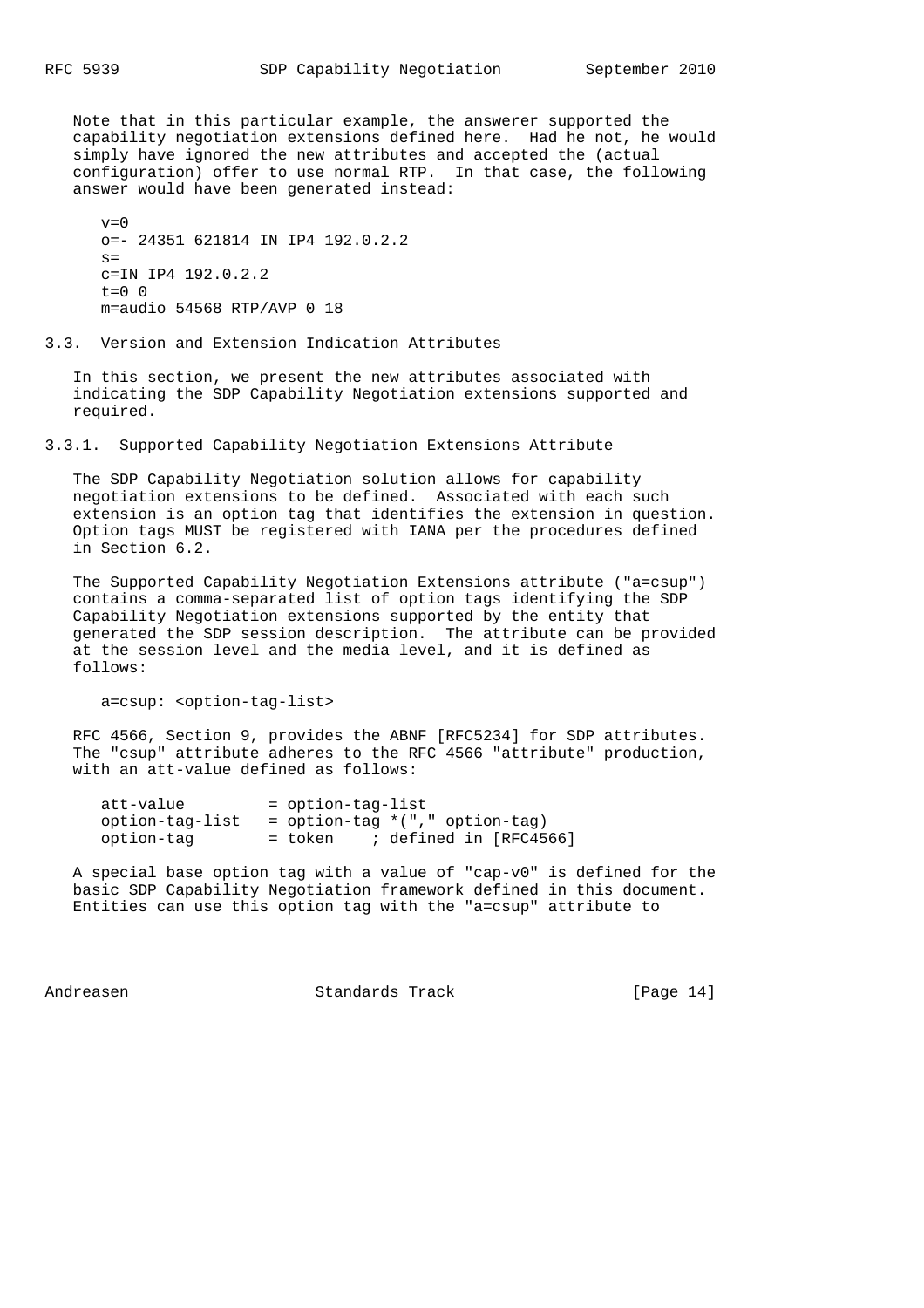Note that in this particular example, the answerer supported the capability negotiation extensions defined here. Had he not, he would simply have ignored the new attributes and accepted the (actual configuration) offer to use normal RTP. In that case, the following answer would have been generated instead:

```
v=0
o=- 24351 621814 IN IP4 192.0.2.2
s=
c=IN IP4 192.0.2.2
t=0 0
m=audio 54568 RTP/AVP 0 18
```

### 3.3. Version and Extension Indication Attributes

In this section, we present the new attributes associated with indicating the SDP Capability Negotiation extensions supported and required.

#### 3.3.1. Supported Capability Negotiation Extensions Attribute

The SDP Capability Negotiation solution allows for capability negotiation extensions to be defined. Associated with each such extension is an option tag that identifies the extension in question. Option tags MUST be registered with IANA per the procedures defined in Section 6.2.

The Supported Capability Negotiation Extensions attribute ("a=csup") contains a comma-separated list of option tags identifying the SDP Capability Negotiation extensions supported by the entity that generated the SDP session description. The attribute can be provided at the session level and the media level, and it is defined as follows:

```
a=csup: <option-tag-list>
```

RFC 4566, Section 9, provides the ABNF [RFC5234] for SDP attributes. The "csup" attribute adheres to the RFC 4566 "attribute" production, with an att-value defined as follows:

```
att-value         = option-tag-list
option-tag-list   = option-tag *("," option-tag)
option-tag        = token    ; defined in [RFC4566]
```

A special base option tag with a value of "cap-v0" is defined for the basic SDP Capability Negotiation framework defined in this document. Entities can use this option tag with the "a=csup" attribute to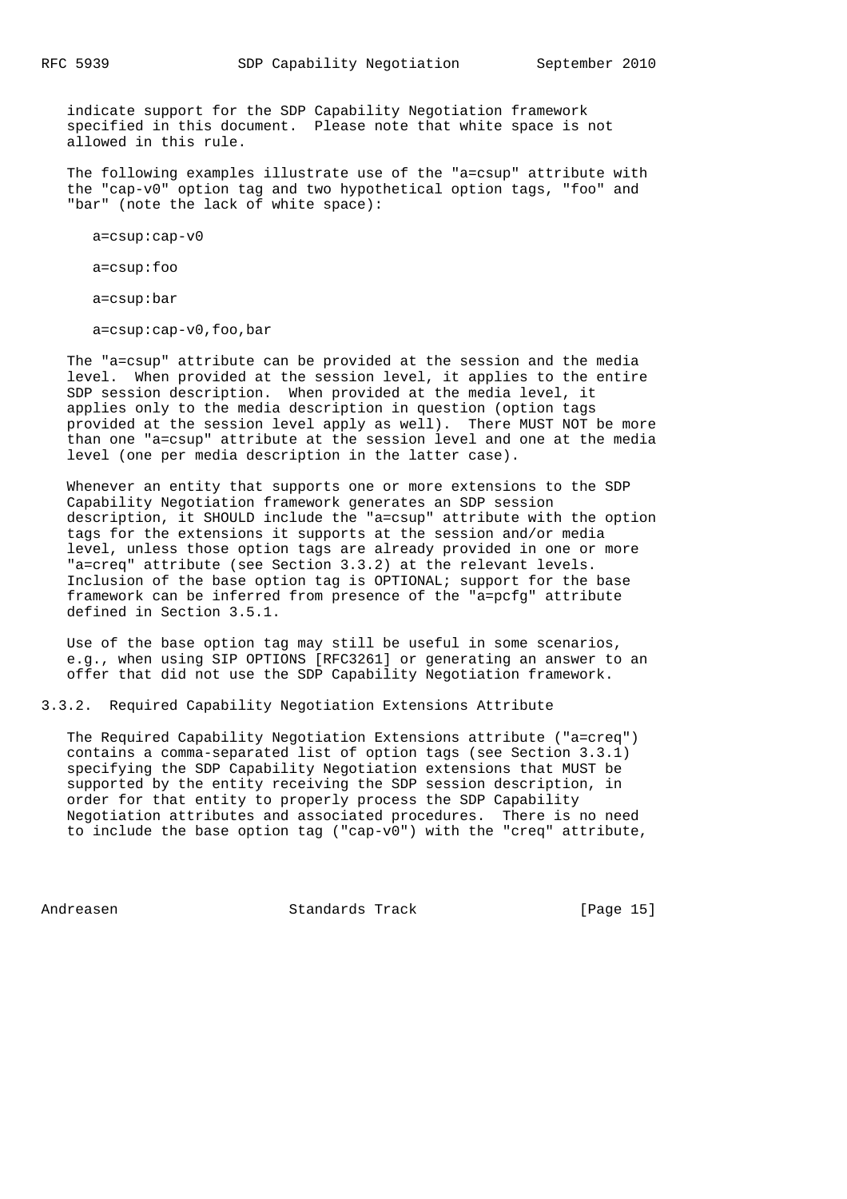indicate support for the SDP Capability Negotiation framework specified in this document. Please note that white space is not allowed in this rule.

The following examples illustrate use of the "a=csup" attribute with the "cap-v0" option tag and two hypothetical option tags, "foo" and "bar" (note the lack of white space):

```
a=csup:cap-v0

a=csup:foo

a=csup:bar

a=csup:cap-v0,foo,bar
```

The "a=csup" attribute can be provided at the session and the media level. When provided at the session level, it applies to the entire SDP session description. When provided at the media level, it applies only to the media description in question (option tags provided at the session level apply as well). There MUST NOT be more than one "a=csup" attribute at the session level and one at the media level (one per media description in the latter case).

Whenever an entity that supports one or more extensions to the SDP Capability Negotiation framework generates an SDP session description, it SHOULD include the "a=csup" attribute with the option tags for the extensions it supports at the session and/or media level, unless those option tags are already provided in one or more "a=creq" attribute (see Section 3.3.2) at the relevant levels. Inclusion of the base option tag is OPTIONAL; support for the base framework can be inferred from presence of the "a=pcfg" attribute defined in Section 3.5.1.

Use of the base option tag may still be useful in some scenarios, e.g., when using SIP OPTIONS [RFC3261] or generating an answer to an offer that did not use the SDP Capability Negotiation framework.

### 3.3.2. Required Capability Negotiation Extensions Attribute

The Required Capability Negotiation Extensions attribute ("a=creq") contains a comma-separated list of option tags (see Section 3.3.1) specifying the SDP Capability Negotiation extensions that MUST be supported by the entity receiving the SDP session description, in order for that entity to properly process the SDP Capability Negotiation attributes and associated procedures. There is no need to include the base option tag ("cap-v0") with the "creq" attribute,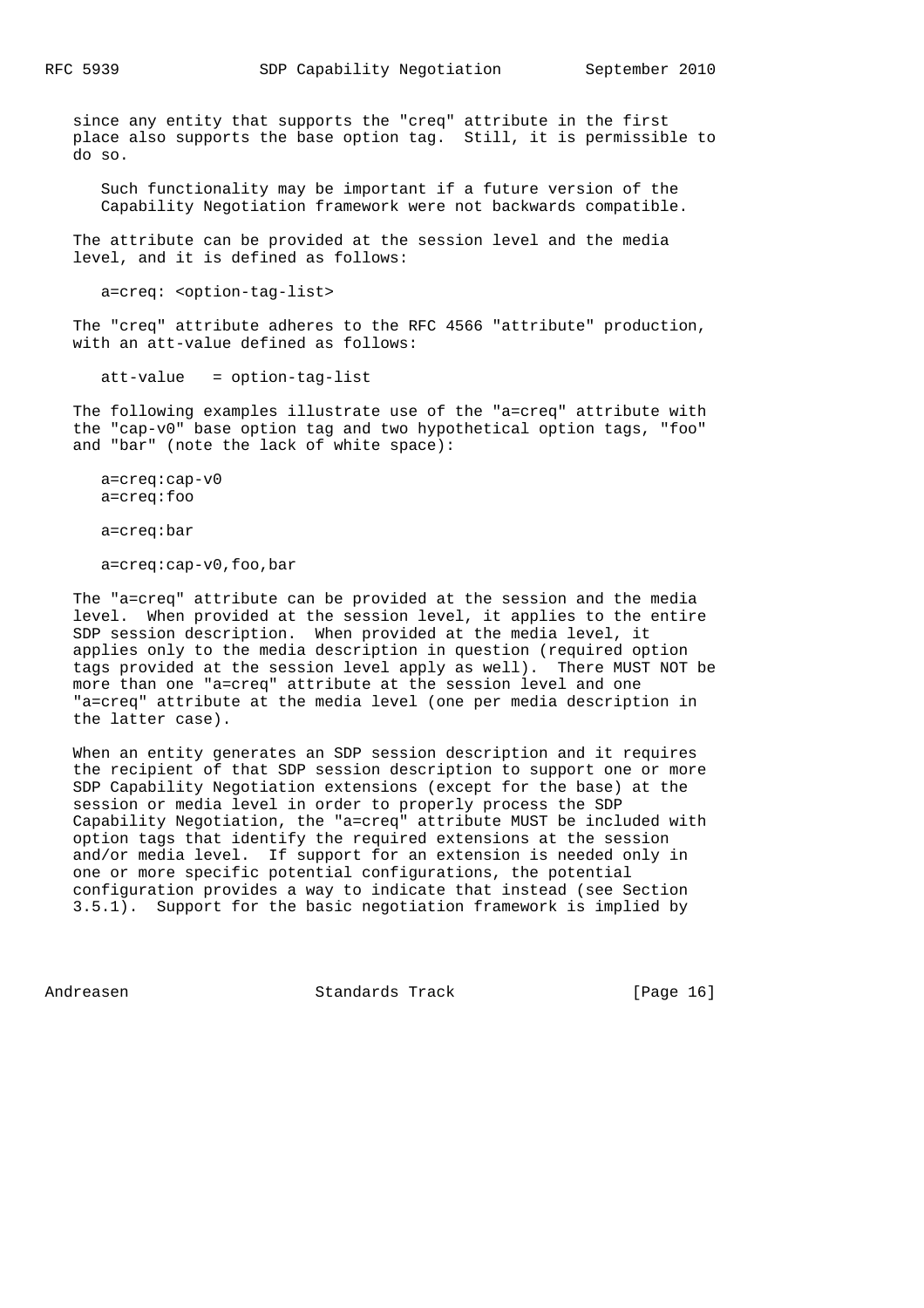since any entity that supports the "creq" attribute in the first place also supports the base option tag. Still, it is permissible to do so.

Such functionality may be important if a future version of the Capability Negotiation framework were not backwards compatible.

The attribute can be provided at the session level and the media level, and it is defined as follows:

```
a=creq: <option-tag-list>
```

The "creq" attribute adheres to the RFC 4566 "attribute" production, with an att-value defined as follows:

```
att-value   = option-tag-list
```

The following examples illustrate use of the "a=creq" attribute with the "cap-v0" base option tag and two hypothetical option tags, "foo" and "bar" (note the lack of white space):

```
a=creq:cap-v0
a=creq:foo

a=creq:bar

a=creq:cap-v0,foo,bar
```

The "a=creq" attribute can be provided at the session and the media level. When provided at the session level, it applies to the entire SDP session description. When provided at the media level, it applies only to the media description in question (required option tags provided at the session level apply as well). There MUST NOT be more than one "a=creq" attribute at the session level and one "a=creq" attribute at the media level (one per media description in the latter case).

When an entity generates an SDP session description and it requires the recipient of that SDP session description to support one or more SDP Capability Negotiation extensions (except for the base) at the session or media level in order to properly process the SDP Capability Negotiation, the "a=creq" attribute MUST be included with option tags that identify the required extensions at the session and/or media level. If support for an extension is needed only in one or more specific potential configurations, the potential configuration provides a way to indicate that instead (see Section 3.5.1). Support for the basic negotiation framework is implied by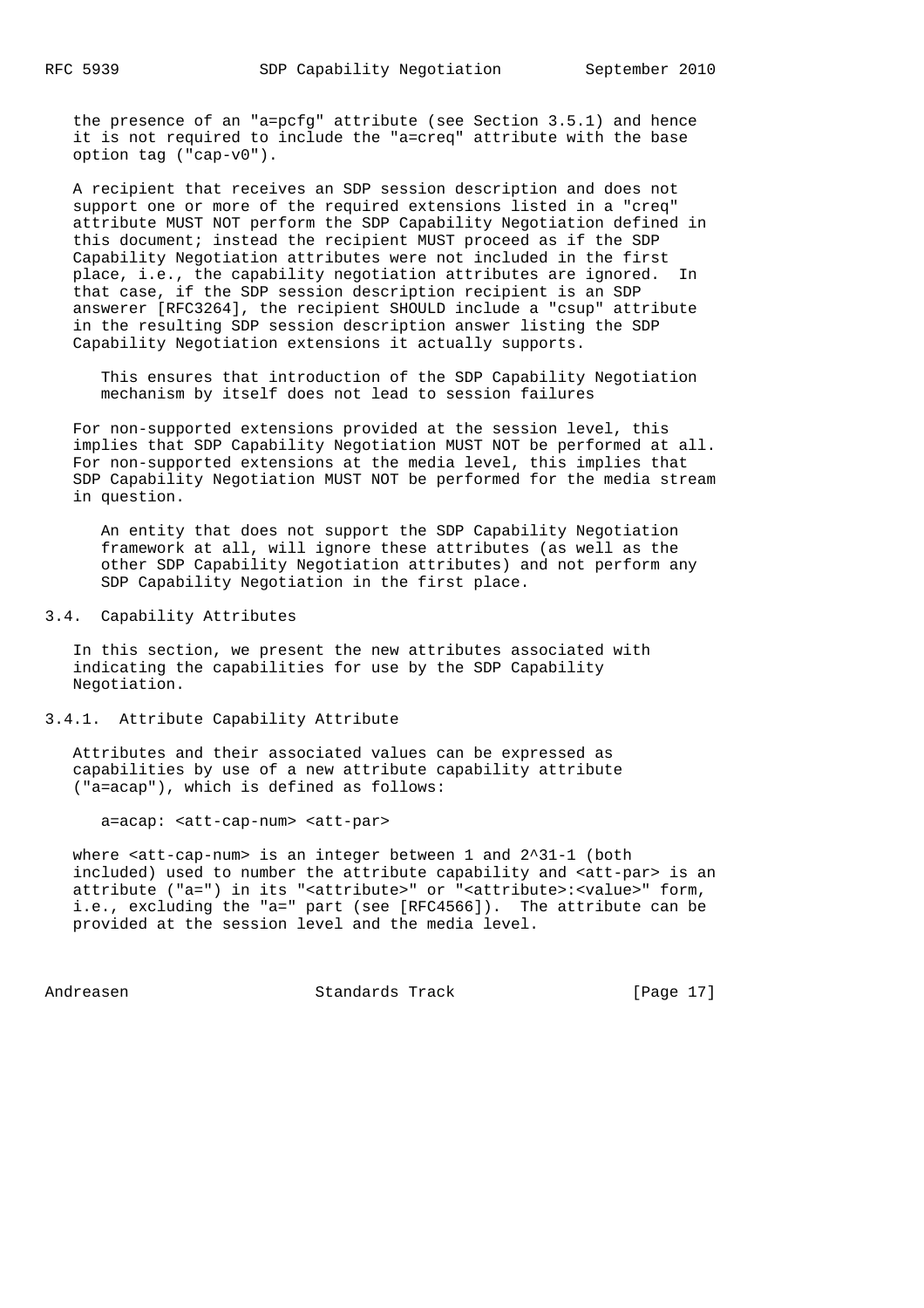the presence of an "a=pcfg" attribute (see Section 3.5.1) and hence it is not required to include the "a=creq" attribute with the base option tag ("cap-v0").

A recipient that receives an SDP session description and does not support one or more of the required extensions listed in a "creq" attribute MUST NOT perform the SDP Capability Negotiation defined in this document; instead the recipient MUST proceed as if the SDP Capability Negotiation attributes were not included in the first place, i.e., the capability negotiation attributes are ignored. In that case, if the SDP session description recipient is an SDP answerer [RFC3264], the recipient SHOULD include a "csup" attribute in the resulting SDP session description answer listing the SDP Capability Negotiation extensions it actually supports.

> This ensures that introduction of the SDP Capability Negotiation mechanism by itself does not lead to session failures

For non-supported extensions provided at the session level, this implies that SDP Capability Negotiation MUST NOT be performed at all. For non-supported extensions at the media level, this implies that SDP Capability Negotiation MUST NOT be performed for the media stream in question.

> An entity that does not support the SDP Capability Negotiation framework at all, will ignore these attributes (as well as the other SDP Capability Negotiation attributes) and not perform any SDP Capability Negotiation in the first place.

### 3.4. Capability Attributes

In this section, we present the new attributes associated with indicating the capabilities for use by the SDP Capability Negotiation.

#### 3.4.1. Attribute Capability Attribute

Attributes and their associated values can be expressed as capabilities by use of a new attribute capability attribute ("a=acap"), which is defined as follows:

```
a=acap: <att-cap-num> <att-par>
```

where <att-cap-num> is an integer between 1 and 2^31-1 (both included) used to number the attribute capability and <att-par> is an attribute ("a=") in its "<attribute>" or "<attribute>:<value>" form, i.e., excluding the "a=" part (see [RFC4566]). The attribute can be provided at the session level and the media level.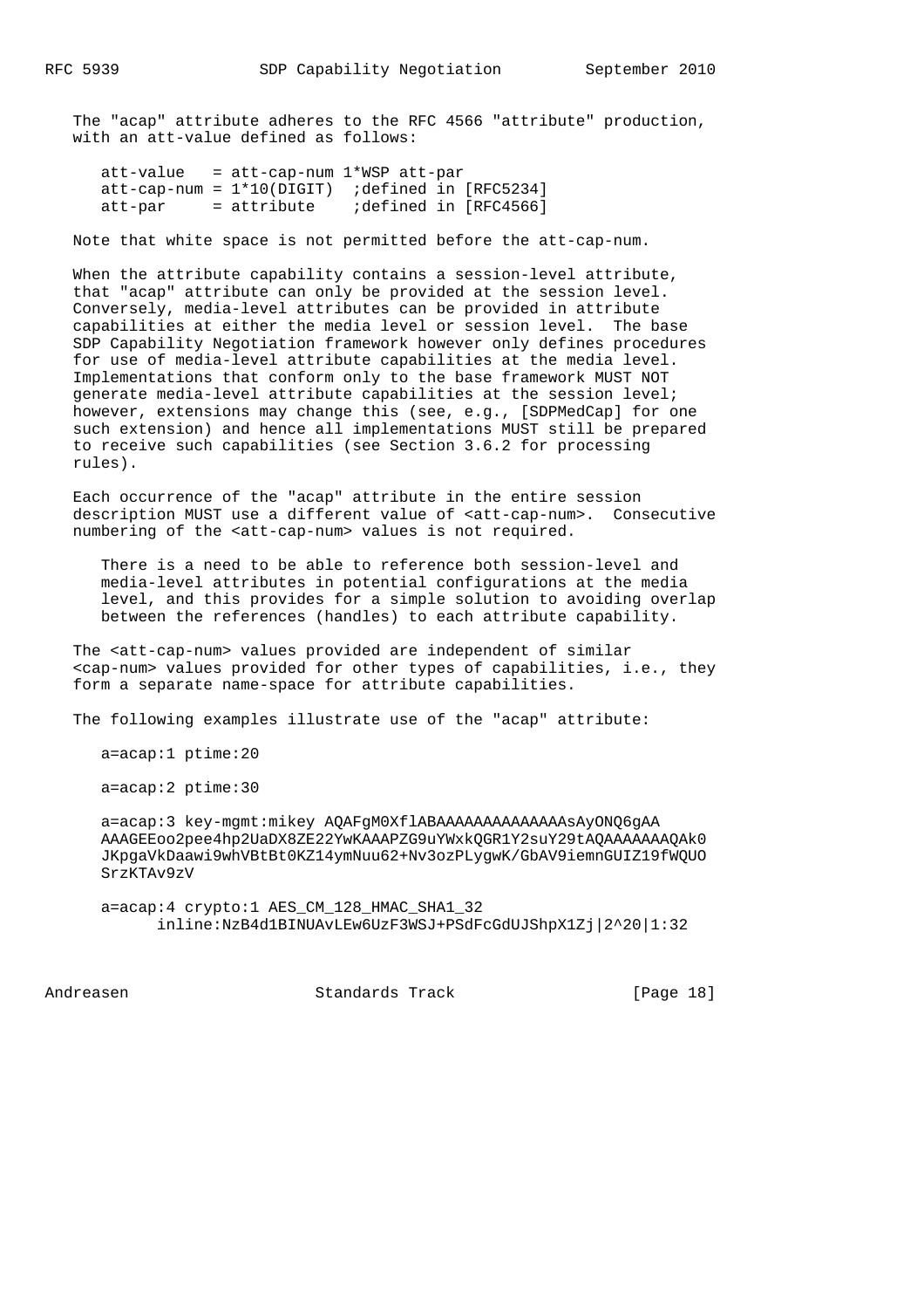The "acap" attribute adheres to the RFC 4566 "attribute" production, with an att-value defined as follows:

```
att-value   = att-cap-num 1*WSP att-par
att-cap-num = 1*10(DIGIT)  ;defined in [RFC5234]
att-par     = attribute    ;defined in [RFC4566]
```

Note that white space is not permitted before the att-cap-num.

When the attribute capability contains a session-level attribute, that "acap" attribute can only be provided at the session level. Conversely, media-level attributes can be provided in attribute capabilities at either the media level or session level. The base SDP Capability Negotiation framework however only defines procedures for use of media-level attribute capabilities at the media level. Implementations that conform only to the base framework MUST NOT generate media-level attribute capabilities at the session level; however, extensions may change this (see, e.g., [SDPMedCap] for one such extension) and hence all implementations MUST still be prepared to receive such capabilities (see Section 3.6.2 for processing rules).

Each occurrence of the "acap" attribute in the entire session description MUST use a different value of <att-cap-num>. Consecutive numbering of the <att-cap-num> values is not required.

> There is a need to be able to reference both session-level and media-level attributes in potential configurations at the media level, and this provides for a simple solution to avoiding overlap between the references (handles) to each attribute capability.

The <att-cap-num> values provided are independent of similar <cap-num> values provided for other types of capabilities, i.e., they form a separate name-space for attribute capabilities.

The following examples illustrate use of the "acap" attribute:

```
a=acap:1 ptime:20

a=acap:2 ptime:30

a=acap:3 key-mgmt:mikey AQAFgM0XflABAAAAAAAAAAAAAAsAyONQ6gAA
AAAGEEoo2pee4hp2UaDX8ZE22YwKAAAPZG9uYWxkQGR1Y2suY29tAQAAAAAAAQAk0
JKpgaVkDaawi9whVBtBt0KZ14ymNuu62+Nv3ozPLygwK/GbAV9iemnGUIZ19fWQUO
SrzKTAv9zV

a=acap:4 crypto:1 AES_CM_128_HMAC_SHA1_32
      inline:NzB4d1BINUAvLEw6UzF3WSJ+PSdFcGdUJShpX1Zj|2^20|1:32
```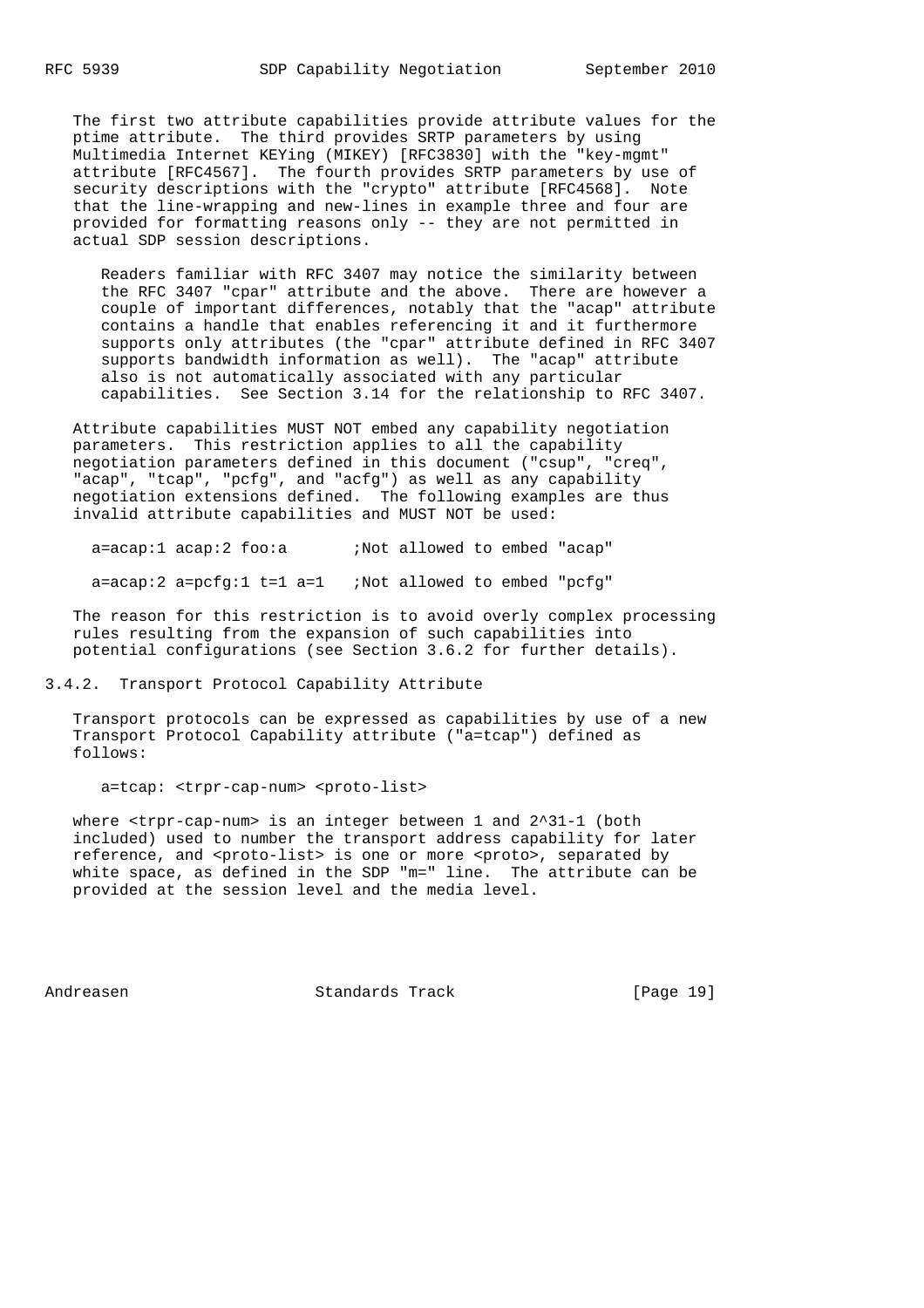The first two attribute capabilities provide attribute values for the ptime attribute. The third provides SRTP parameters by using Multimedia Internet KEYing (MIKEY) [RFC3830] with the "key-mgmt" attribute [RFC4567]. The fourth provides SRTP parameters by use of security descriptions with the "crypto" attribute [RFC4568]. Note that the line-wrapping and new-lines in example three and four are provided for formatting reasons only -- they are not permitted in actual SDP session descriptions.

> Readers familiar with RFC 3407 may notice the similarity between the RFC 3407 "cpar" attribute and the above. There are however a couple of important differences, notably that the "acap" attribute contains a handle that enables referencing it and it furthermore supports only attributes (the "cpar" attribute defined in RFC 3407 supports bandwidth information as well). The "acap" attribute also is not automatically associated with any particular capabilities. See Section 3.14 for the relationship to RFC 3407.

Attribute capabilities MUST NOT embed any capability negotiation parameters. This restriction applies to all the capability negotiation parameters defined in this document ("csup", "creq", "acap", "tcap", "pcfg", and "acfg") as well as any capability negotiation extensions defined. The following examples are thus invalid attribute capabilities and MUST NOT be used:

```
  a=acap:1 acap:2 foo:a       ;Not allowed to embed "acap"

  a=acap:2 a=pcfg:1 t=1 a=1   ;Not allowed to embed "pcfg"
```

The reason for this restriction is to avoid overly complex processing rules resulting from the expansion of such capabilities into potential configurations (see Section 3.6.2 for further details).

### 3.4.2. Transport Protocol Capability Attribute

Transport protocols can be expressed as capabilities by use of a new Transport Protocol Capability attribute ("a=tcap") defined as follows:

```
   a=tcap: <trpr-cap-num> <proto-list>
```

where <trpr-cap-num> is an integer between 1 and 2^31-1 (both included) used to number the transport address capability for later reference, and <proto-list> is one or more <proto>, separated by white space, as defined in the SDP "m=" line. The attribute can be provided at the session level and the media level.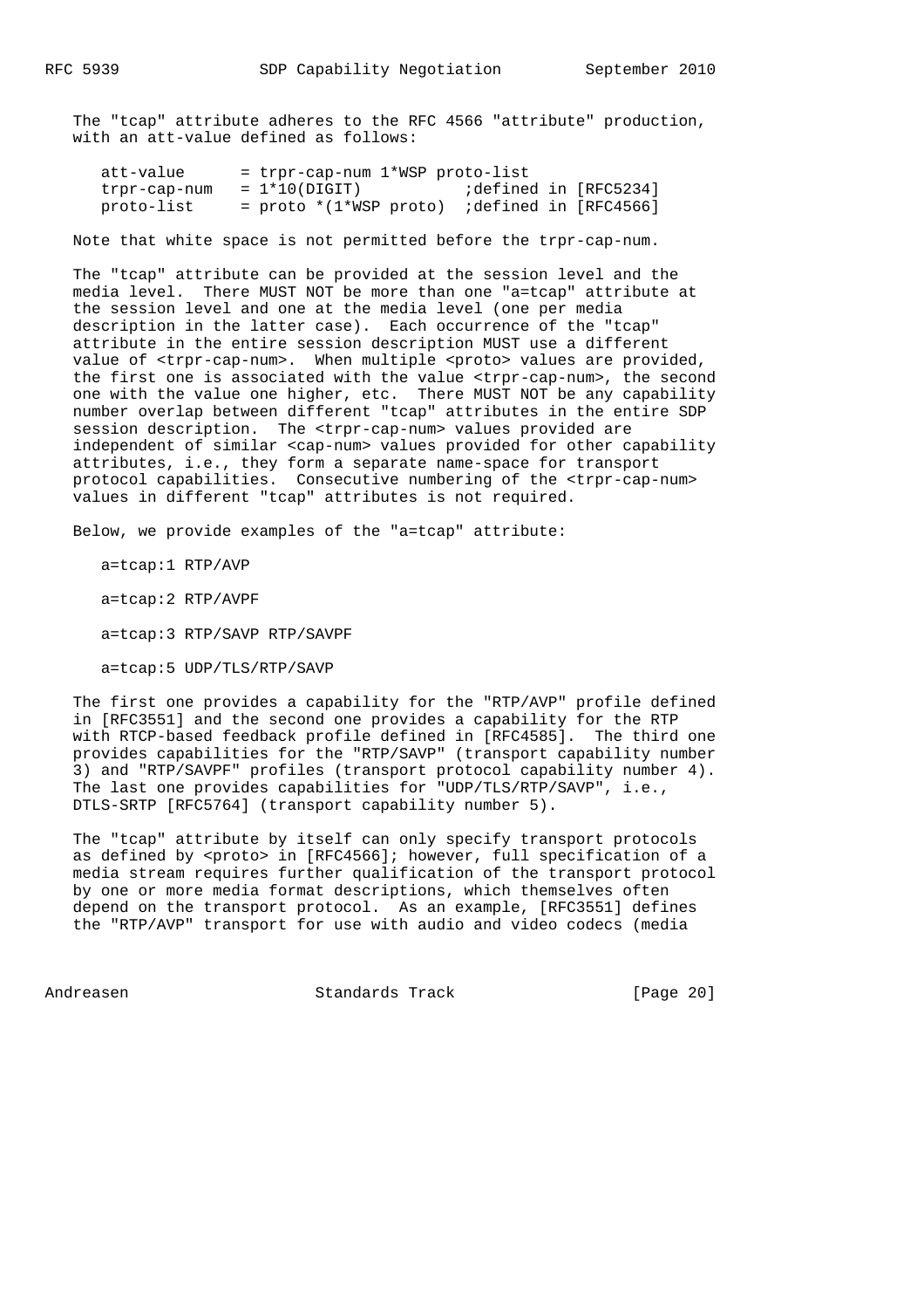The "tcap" attribute adheres to the RFC 4566 "attribute" production, with an att-value defined as follows:

```
att-value      = trpr-cap-num 1*WSP proto-list
trpr-cap-num   = 1*10(DIGIT)           ;defined in [RFC5234]
proto-list     = proto *(1*WSP proto)  ;defined in [RFC4566]
```

Note that white space is not permitted before the trpr-cap-num.

The "tcap" attribute can be provided at the session level and the media level. There MUST NOT be more than one "a=tcap" attribute at the session level and one at the media level (one per media description in the latter case). Each occurrence of the "tcap" attribute in the entire session description MUST use a different value of <trpr-cap-num>. When multiple <proto> values are provided, the first one is associated with the value <trpr-cap-num>, the second one with the value one higher, etc. There MUST NOT be any capability number overlap between different "tcap" attributes in the entire SDP session description. The <trpr-cap-num> values provided are independent of similar <cap-num> values provided for other capability attributes, i.e., they form a separate name-space for transport protocol capabilities. Consecutive numbering of the <trpr-cap-num> values in different "tcap" attributes is not required.

Below, we provide examples of the "a=tcap" attribute:

```
a=tcap:1 RTP/AVP

a=tcap:2 RTP/AVPF

a=tcap:3 RTP/SAVP RTP/SAVPF

a=tcap:5 UDP/TLS/RTP/SAVP
```

The first one provides a capability for the "RTP/AVP" profile defined in [RFC3551] and the second one provides a capability for the RTP with RTCP-based feedback profile defined in [RFC4585]. The third one provides capabilities for the "RTP/SAVP" (transport capability number 3) and "RTP/SAVPF" profiles (transport protocol capability number 4). The last one provides capabilities for "UDP/TLS/RTP/SAVP", i.e., DTLS-SRTP [RFC5764] (transport capability number 5).

The "tcap" attribute by itself can only specify transport protocols as defined by <proto> in [RFC4566]; however, full specification of a media stream requires further qualification of the transport protocol by one or more media format descriptions, which themselves often depend on the transport protocol. As an example, [RFC3551] defines the "RTP/AVP" transport for use with audio and video codecs (media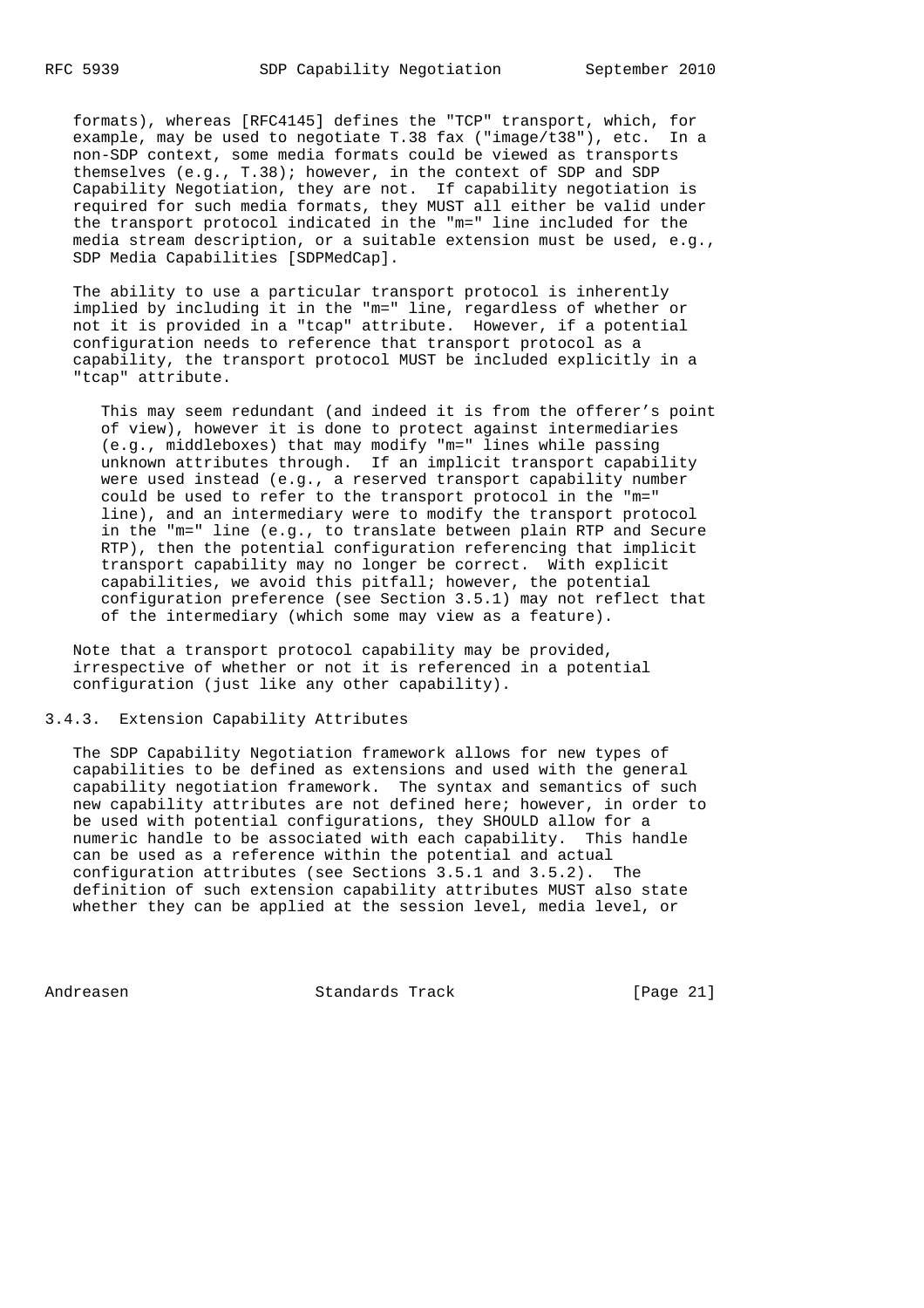formats), whereas [RFC4145] defines the "TCP" transport, which, for example, may be used to negotiate T.38 fax ("image/t38"), etc. In a non-SDP context, some media formats could be viewed as transports themselves (e.g., T.38); however, in the context of SDP and SDP Capability Negotiation, they are not. If capability negotiation is required for such media formats, they MUST all either be valid under the transport protocol indicated in the "m=" line included for the media stream description, or a suitable extension must be used, e.g., SDP Media Capabilities [SDPMedCap].

The ability to use a particular transport protocol is inherently implied by including it in the "m=" line, regardless of whether or not it is provided in a "tcap" attribute. However, if a potential configuration needs to reference that transport protocol as a capability, the transport protocol MUST be included explicitly in a "tcap" attribute.

> This may seem redundant (and indeed it is from the offerer's point of view), however it is done to protect against intermediaries (e.g., middleboxes) that may modify "m=" lines while passing unknown attributes through. If an implicit transport capability were used instead (e.g., a reserved transport capability number could be used to refer to the transport protocol in the "m=" line), and an intermediary were to modify the transport protocol in the "m=" line (e.g., to translate between plain RTP and Secure RTP), then the potential configuration referencing that implicit transport capability may no longer be correct. With explicit capabilities, we avoid this pitfall; however, the potential configuration preference (see Section 3.5.1) may not reflect that of the intermediary (which some may view as a feature).

Note that a transport protocol capability may be provided, irrespective of whether or not it is referenced in a potential configuration (just like any other capability).

### 3.4.3. Extension Capability Attributes

The SDP Capability Negotiation framework allows for new types of capabilities to be defined as extensions and used with the general capability negotiation framework. The syntax and semantics of such new capability attributes are not defined here; however, in order to be used with potential configurations, they SHOULD allow for a numeric handle to be associated with each capability. This handle can be used as a reference within the potential and actual configuration attributes (see Sections 3.5.1 and 3.5.2). The definition of such extension capability attributes MUST also state whether they can be applied at the session level, media level, or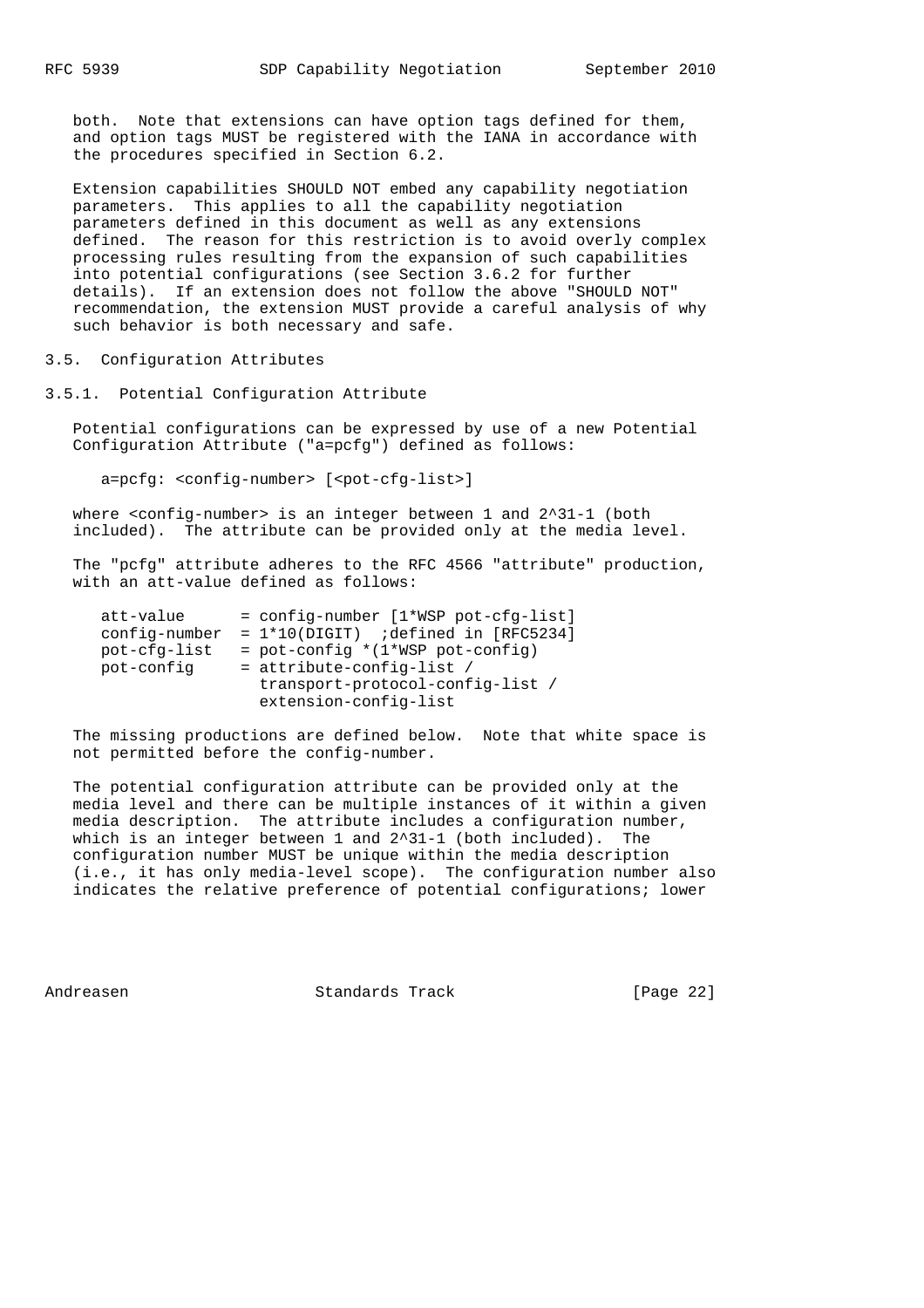both. Note that extensions can have option tags defined for them, and option tags MUST be registered with the IANA in accordance with the procedures specified in Section 6.2.

Extension capabilities SHOULD NOT embed any capability negotiation parameters. This applies to all the capability negotiation parameters defined in this document as well as any extensions defined. The reason for this restriction is to avoid overly complex processing rules resulting from the expansion of such capabilities into potential configurations (see Section 3.6.2 for further details). If an extension does not follow the above "SHOULD NOT" recommendation, the extension MUST provide a careful analysis of why such behavior is both necessary and safe.

### 3.5. Configuration Attributes

#### 3.5.1. Potential Configuration Attribute

Potential configurations can be expressed by use of a new Potential Configuration Attribute ("a=pcfg") defined as follows:

```
a=pcfg: <config-number> [<pot-cfg-list>]
```

where <config-number> is an integer between 1 and 2^31-1 (both included). The attribute can be provided only at the media level.

The "pcfg" attribute adheres to the RFC 4566 "attribute" production, with an att-value defined as follows:

```
att-value      = config-number [1*WSP pot-cfg-list]
config-number  = 1*10(DIGIT)  ;defined in [RFC5234]
pot-cfg-list   = pot-config *(1*WSP pot-config)
pot-config     = attribute-config-list /
                 transport-protocol-config-list /
                 extension-config-list
```

The missing productions are defined below. Note that white space is not permitted before the config-number.

The potential configuration attribute can be provided only at the media level and there can be multiple instances of it within a given media description. The attribute includes a configuration number, which is an integer between 1 and 2^31-1 (both included). The configuration number MUST be unique within the media description (i.e., it has only media-level scope). The configuration number also indicates the relative preference of potential configurations; lower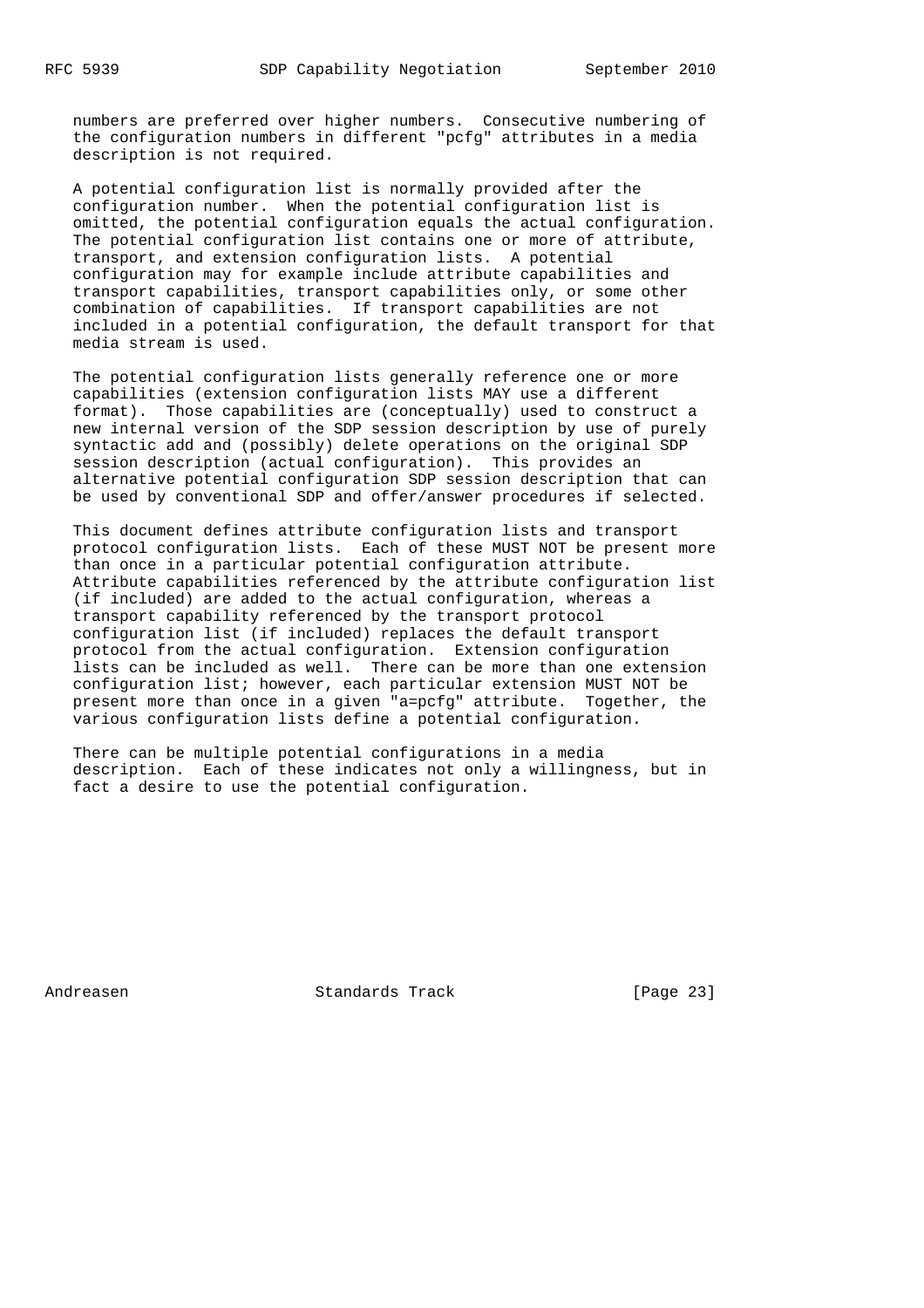numbers are preferred over higher numbers. Consecutive numbering of the configuration numbers in different "pcfg" attributes in a media description is not required.

A potential configuration list is normally provided after the configuration number. When the potential configuration list is omitted, the potential configuration equals the actual configuration. The potential configuration list contains one or more of attribute, transport, and extension configuration lists. A potential configuration may for example include attribute capabilities and transport capabilities, transport capabilities only, or some other combination of capabilities. If transport capabilities are not included in a potential configuration, the default transport for that media stream is used.

The potential configuration lists generally reference one or more capabilities (extension configuration lists MAY use a different format). Those capabilities are (conceptually) used to construct a new internal version of the SDP session description by use of purely syntactic add and (possibly) delete operations on the original SDP session description (actual configuration). This provides an alternative potential configuration SDP session description that can be used by conventional SDP and offer/answer procedures if selected.

This document defines attribute configuration lists and transport protocol configuration lists. Each of these MUST NOT be present more than once in a particular potential configuration attribute. Attribute capabilities referenced by the attribute configuration list (if included) are added to the actual configuration, whereas a transport capability referenced by the transport protocol configuration list (if included) replaces the default transport protocol from the actual configuration. Extension configuration lists can be included as well. There can be more than one extension configuration list; however, each particular extension MUST NOT be present more than once in a given "a=pcfg" attribute. Together, the various configuration lists define a potential configuration.

There can be multiple potential configurations in a media description. Each of these indicates not only a willingness, but in fact a desire to use the potential configuration.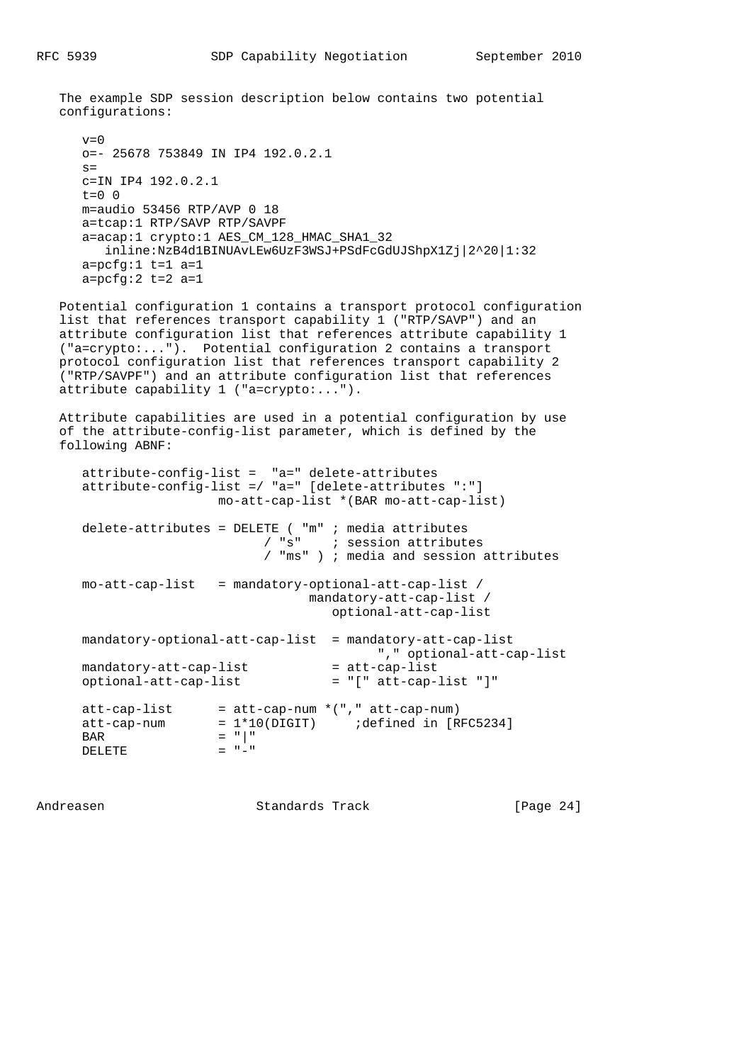The example SDP session description below contains two potential configurations:

```
v=0
o=- 25678 753849 IN IP4 192.0.2.1
s=
c=IN IP4 192.0.2.1
t=0 0
m=audio 53456 RTP/AVP 0 18
a=tcap:1 RTP/SAVP RTP/SAVPF
a=acap:1 crypto:1 AES_CM_128_HMAC_SHA1_32
   inline:NzB4d1BINUAvLEw6UzF3WSJ+PSdFcGdUJShpX1Zj|2^20|1:32
a=pcfg:1 t=1 a=1
a=pcfg:2 t=2 a=1
```

Potential configuration 1 contains a transport protocol configuration list that references transport capability 1 ("RTP/SAVP") and an attribute configuration list that references attribute capability 1 ("a=crypto:..."). Potential configuration 2 contains a transport protocol configuration list that references transport capability 2 ("RTP/SAVPF") and an attribute configuration list that references attribute capability 1 ("a=crypto:...").

Attribute capabilities are used in a potential configuration by use of the attribute-config-list parameter, which is defined by the following ABNF:

```
attribute-config-list =  "a=" delete-attributes
attribute-config-list =/ "a=" [delete-attributes ":"]
                  mo-att-cap-list *(BAR mo-att-cap-list)

delete-attributes = DELETE ( "m" ; media attributes
                       / "s"    ; session attributes
                       / "ms" ) ; media and session attributes

mo-att-cap-list   = mandatory-optional-att-cap-list /
                            mandatory-att-cap-list /
                               optional-att-cap-list

mandatory-optional-att-cap-list  = mandatory-att-cap-list
                                       "," optional-att-cap-list
mandatory-att-cap-list           = att-cap-list
optional-att-cap-list            = "[" att-cap-list "]"

att-cap-list      = att-cap-num *("," att-cap-num)
att-cap-num       = 1*10(DIGIT)     ;defined in [RFC5234]
BAR               = "|"
DELETE            = "-"
```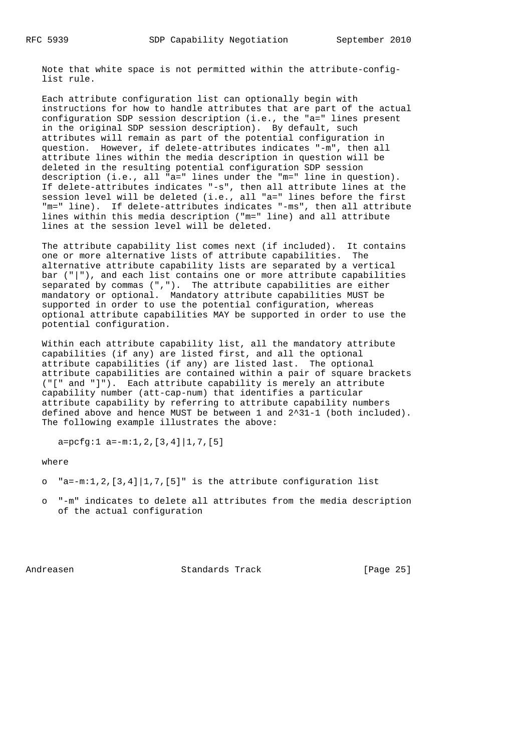Note that white space is not permitted within the attribute-config-list rule.

Each attribute configuration list can optionally begin with instructions for how to handle attributes that are part of the actual configuration SDP session description (i.e., the "a=" lines present in the original SDP session description). By default, such attributes will remain as part of the potential configuration in question. However, if delete-attributes indicates "-m", then all attribute lines within the media description in question will be deleted in the resulting potential configuration SDP session description (i.e., all "a=" lines under the "m=" line in question). If delete-attributes indicates "-s", then all attribute lines at the session level will be deleted (i.e., all "a=" lines before the first "m=" line). If delete-attributes indicates "-ms", then all attribute lines within this media description ("m=" line) and all attribute lines at the session level will be deleted.

The attribute capability list comes next (if included). It contains one or more alternative lists of attribute capabilities. The alternative attribute capability lists are separated by a vertical bar ("|"), and each list contains one or more attribute capabilities separated by commas (","). The attribute capabilities are either mandatory or optional. Mandatory attribute capabilities MUST be supported in order to use the potential configuration, whereas optional attribute capabilities MAY be supported in order to use the potential configuration.

Within each attribute capability list, all the mandatory attribute capabilities (if any) are listed first, and all the optional attribute capabilities (if any) are listed last. The optional attribute capabilities are contained within a pair of square brackets ("[" and "]"). Each attribute capability is merely an attribute capability number (att-cap-num) that identifies a particular attribute capability by referring to attribute capability numbers defined above and hence MUST be between 1 and 2^31-1 (both included). The following example illustrates the above:

```
a=pcfg:1 a=-m:1,2,[3,4]|1,7,[5]
```

where

- "a=-m:1,2,[3,4]|1,7,[5]" is the attribute configuration list
- "-m" indicates to delete all attributes from the media description of the actual configuration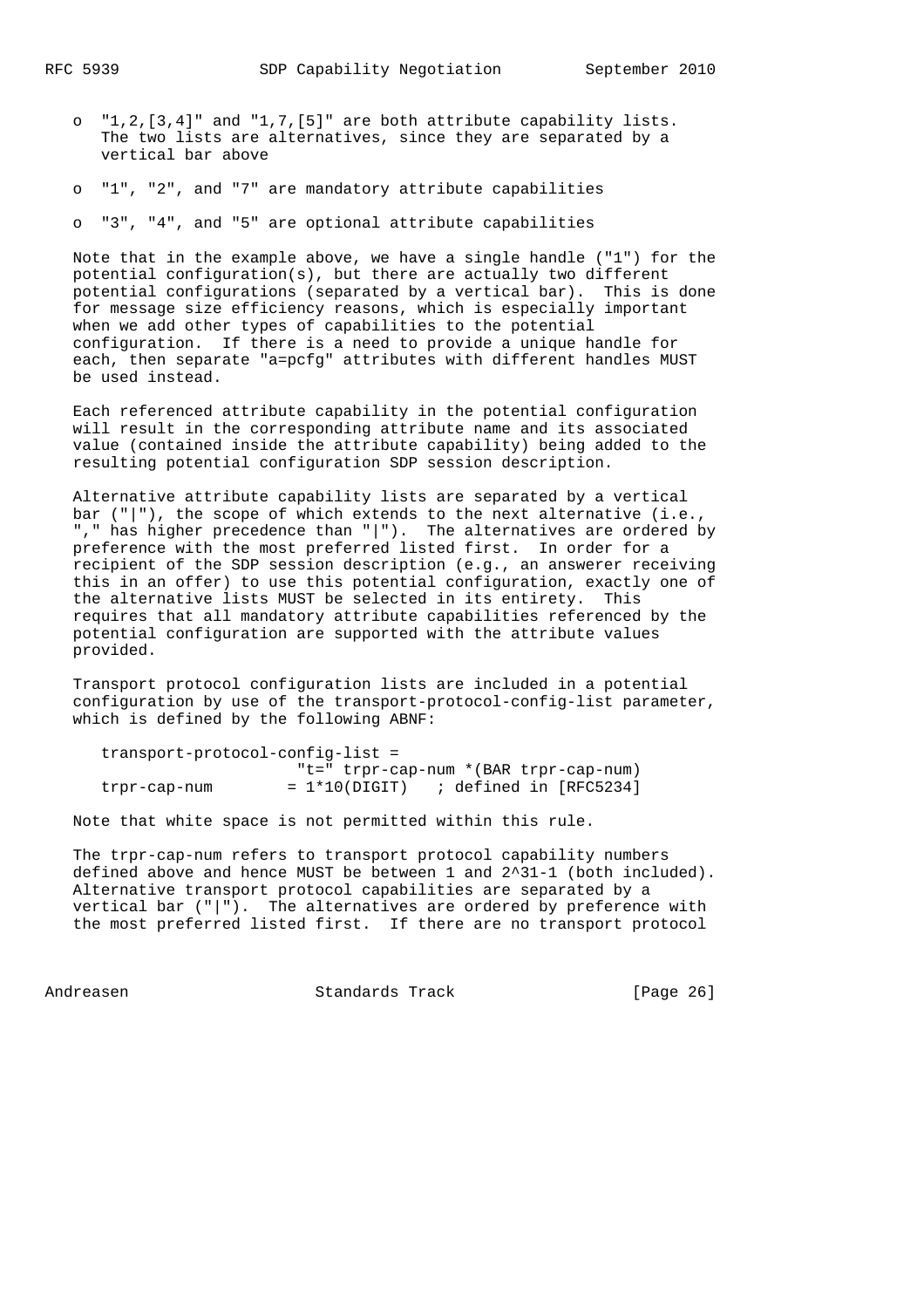- "1,2,[3,4]" and "1,7,[5]" are both attribute capability lists. The two lists are alternatives, since they are separated by a vertical bar above

- "1", "2", and "7" are mandatory attribute capabilities

- "3", "4", and "5" are optional attribute capabilities

Note that in the example above, we have a single handle ("1") for the potential configuration(s), but there are actually two different potential configurations (separated by a vertical bar). This is done for message size efficiency reasons, which is especially important when we add other types of capabilities to the potential configuration. If there is a need to provide a unique handle for each, then separate "a=pcfg" attributes with different handles MUST be used instead.

Each referenced attribute capability in the potential configuration will result in the corresponding attribute name and its associated value (contained inside the attribute capability) being added to the resulting potential configuration SDP session description.

Alternative attribute capability lists are separated by a vertical bar ("|"), the scope of which extends to the next alternative (i.e., "," has higher precedence than "|"). The alternatives are ordered by preference with the most preferred listed first. In order for a recipient of the SDP session description (e.g., an answerer receiving this in an offer) to use this potential configuration, exactly one of the alternative lists MUST be selected in its entirety. This requires that all mandatory attribute capabilities referenced by the potential configuration are supported with the attribute values provided.

Transport protocol configuration lists are included in a potential configuration by use of the transport-protocol-config-list parameter, which is defined by the following ABNF:

```
transport-protocol-config-list =
                    "t=" trpr-cap-num *(BAR trpr-cap-num)
trpr-cap-num        = 1*10(DIGIT)   ; defined in [RFC5234]
```

Note that white space is not permitted within this rule.

The trpr-cap-num refers to transport protocol capability numbers defined above and hence MUST be between 1 and 2^31-1 (both included). Alternative transport protocol capabilities are separated by a vertical bar ("|"). The alternatives are ordered by preference with the most preferred listed first. If there are no transport protocol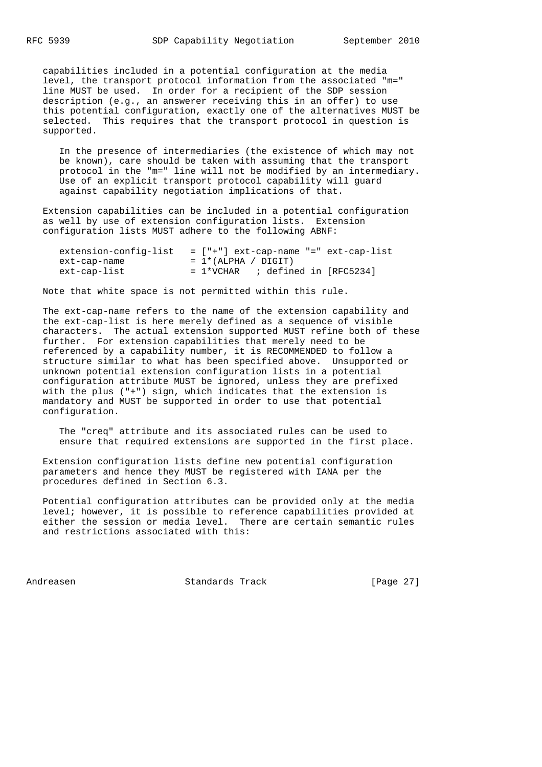capabilities included in a potential configuration at the media level, the transport protocol information from the associated "m=" line MUST be used. In order for a recipient of the SDP session description (e.g., an answerer receiving this in an offer) to use this potential configuration, exactly one of the alternatives MUST be selected. This requires that the transport protocol in question is supported.

> In the presence of intermediaries (the existence of which may not be known), care should be taken with assuming that the transport protocol in the "m=" line will not be modified by an intermediary. Use of an explicit transport protocol capability will guard against capability negotiation implications of that.

Extension capabilities can be included in a potential configuration as well by use of extension configuration lists. Extension configuration lists MUST adhere to the following ABNF:

```
extension-config-list   = ["+"] ext-cap-name "=" ext-cap-list
ext-cap-name            = 1*(ALPHA / DIGIT)
ext-cap-list            = 1*VCHAR   ; defined in [RFC5234]
```

Note that white space is not permitted within this rule.

The ext-cap-name refers to the name of the extension capability and the ext-cap-list is here merely defined as a sequence of visible characters. The actual extension supported MUST refine both of these further. For extension capabilities that merely need to be referenced by a capability number, it is RECOMMENDED to follow a structure similar to what has been specified above. Unsupported or unknown potential extension configuration lists in a potential configuration attribute MUST be ignored, unless they are prefixed with the plus ("+") sign, which indicates that the extension is mandatory and MUST be supported in order to use that potential configuration.

> The "creq" attribute and its associated rules can be used to ensure that required extensions are supported in the first place.

Extension configuration lists define new potential configuration parameters and hence they MUST be registered with IANA per the procedures defined in Section 6.3.

Potential configuration attributes can be provided only at the media level; however, it is possible to reference capabilities provided at either the session or media level. There are certain semantic rules and restrictions associated with this: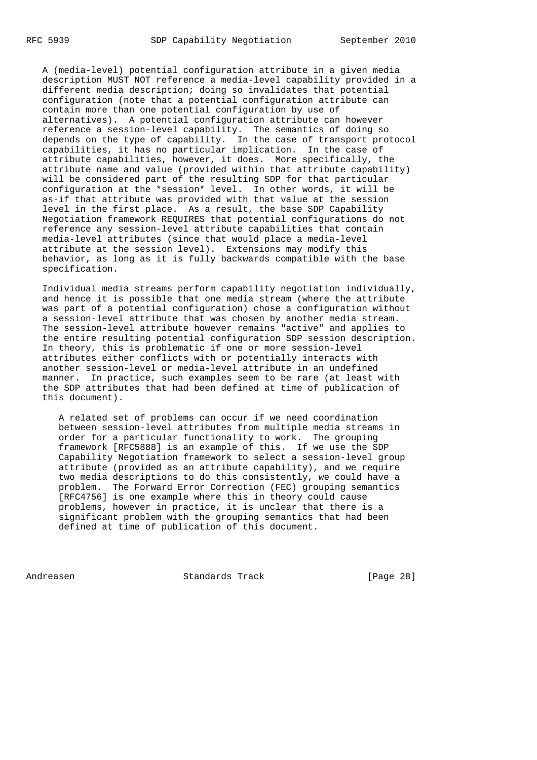A (media-level) potential configuration attribute in a given media description MUST NOT reference a media-level capability provided in a different media description; doing so invalidates that potential configuration (note that a potential configuration attribute can contain more than one potential configuration by use of alternatives). A potential configuration attribute can however reference a session-level capability. The semantics of doing so depends on the type of capability. In the case of transport protocol capabilities, it has no particular implication. In the case of attribute capabilities, however, it does. More specifically, the attribute name and value (provided within that attribute capability) will be considered part of the resulting SDP for that particular configuration at the *session* level. In other words, it will be as-if that attribute was provided with that value at the session level in the first place. As a result, the base SDP Capability Negotiation framework REQUIRES that potential configurations do not reference any session-level attribute capabilities that contain media-level attributes (since that would place a media-level attribute at the session level). Extensions may modify this behavior, as long as it is fully backwards compatible with the base specification.

Individual media streams perform capability negotiation individually, and hence it is possible that one media stream (where the attribute was part of a potential configuration) chose a configuration without a session-level attribute that was chosen by another media stream. The session-level attribute however remains "active" and applies to the entire resulting potential configuration SDP session description. In theory, this is problematic if one or more session-level attributes either conflicts with or potentially interacts with another session-level or media-level attribute in an undefined manner. In practice, such examples seem to be rare (at least with the SDP attributes that had been defined at time of publication of this document).

A related set of problems can occur if we need coordination between session-level attributes from multiple media streams in order for a particular functionality to work. The grouping framework [RFC5888] is an example of this. If we use the SDP Capability Negotiation framework to select a session-level group attribute (provided as an attribute capability), and we require two media descriptions to do this consistently, we could have a problem. The Forward Error Correction (FEC) grouping semantics [RFC4756] is one example where this in theory could cause problems, however in practice, it is unclear that there is a significant problem with the grouping semantics that had been defined at time of publication of this document.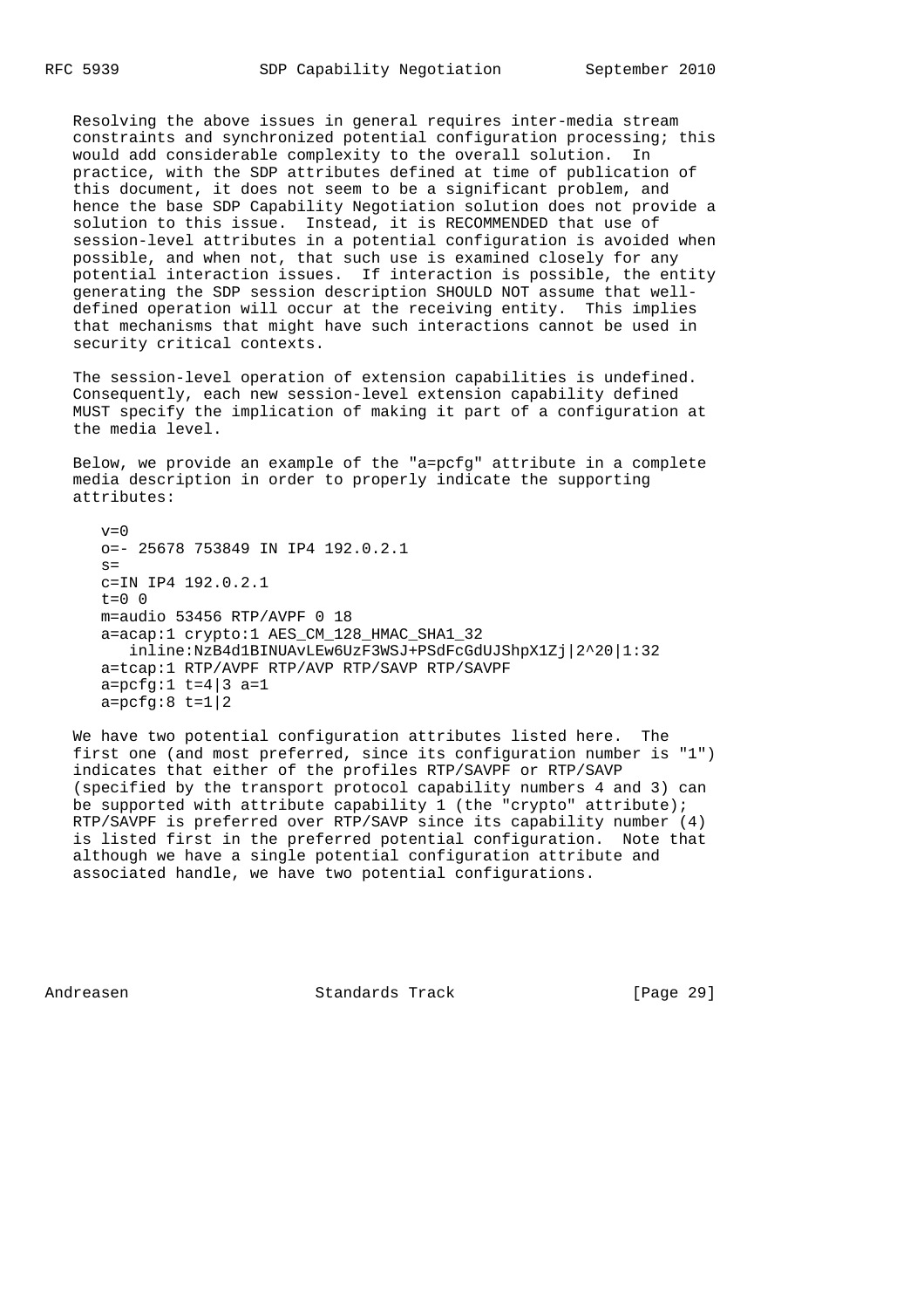Resolving the above issues in general requires inter-media stream constraints and synchronized potential configuration processing; this would add considerable complexity to the overall solution. In practice, with the SDP attributes defined at time of publication of this document, it does not seem to be a significant problem, and hence the base SDP Capability Negotiation solution does not provide a solution to this issue. Instead, it is RECOMMENDED that use of session-level attributes in a potential configuration is avoided when possible, and when not, that such use is examined closely for any potential interaction issues. If interaction is possible, the entity generating the SDP session description SHOULD NOT assume that well-defined operation will occur at the receiving entity. This implies that mechanisms that might have such interactions cannot be used in security critical contexts.

The session-level operation of extension capabilities is undefined. Consequently, each new session-level extension capability defined MUST specify the implication of making it part of a configuration at the media level.

Below, we provide an example of the "a=pcfg" attribute in a complete media description in order to properly indicate the supporting attributes:

```
v=0
o=- 25678 753849 IN IP4 192.0.2.1
s=
c=IN IP4 192.0.2.1
t=0 0
m=audio 53456 RTP/AVPF 0 18
a=acap:1 crypto:1 AES_CM_128_HMAC_SHA1_32
   inline:NzB4d1BINUAvLEw6UzF3WSJ+PSdFcGdUJShpX1Zj|2^20|1:32
a=tcap:1 RTP/AVPF RTP/AVP RTP/SAVP RTP/SAVPF
a=pcfg:1 t=4|3 a=1
a=pcfg:8 t=1|2
```

We have two potential configuration attributes listed here. The first one (and most preferred, since its configuration number is "1") indicates that either of the profiles RTP/SAVPF or RTP/SAVP (specified by the transport protocol capability numbers 4 and 3) can be supported with attribute capability 1 (the "crypto" attribute); RTP/SAVPF is preferred over RTP/SAVP since its capability number (4) is listed first in the preferred potential configuration. Note that although we have a single potential configuration attribute and associated handle, we have two potential configurations.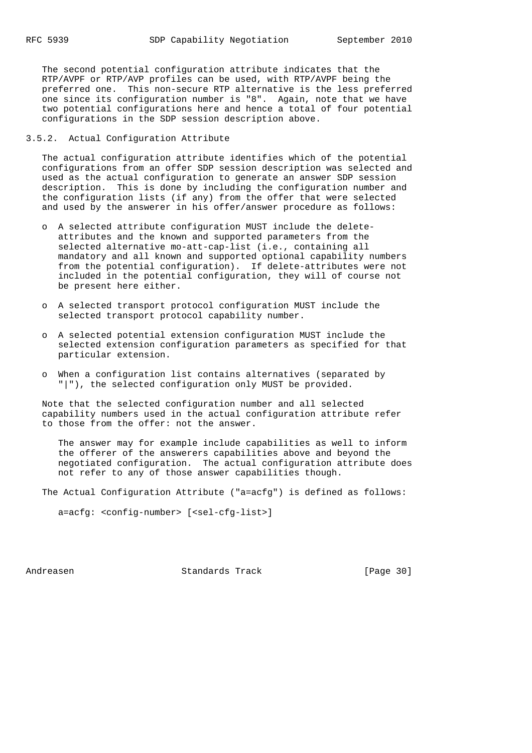The second potential configuration attribute indicates that the RTP/AVPF or RTP/AVP profiles can be used, with RTP/AVPF being the preferred one. This non-secure RTP alternative is the less preferred one since its configuration number is "8". Again, note that we have two potential configurations here and hence a total of four potential configurations in the SDP session description above.

### 3.5.2. Actual Configuration Attribute

The actual configuration attribute identifies which of the potential configurations from an offer SDP session description was selected and used as the actual configuration to generate an answer SDP session description. This is done by including the configuration number and the configuration lists (if any) from the offer that were selected and used by the answerer in his offer/answer procedure as follows:

- A selected attribute configuration MUST include the delete-attributes and the known and supported parameters from the selected alternative mo-att-cap-list (i.e., containing all mandatory and all known and supported optional capability numbers from the potential configuration). If delete-attributes were not included in the potential configuration, they will of course not be present here either.
- A selected transport protocol configuration MUST include the selected transport protocol capability number.
- A selected potential extension configuration MUST include the selected extension configuration parameters as specified for that particular extension.
- When a configuration list contains alternatives (separated by "|"), the selected configuration only MUST be provided.

Note that the selected configuration number and all selected capability numbers used in the actual configuration attribute refer to those from the offer: not the answer.

> The answer may for example include capabilities as well to inform the offerer of the answerers capabilities above and beyond the negotiated configuration. The actual configuration attribute does not refer to any of those answer capabilities though.

The Actual Configuration Attribute ("a=acfg") is defined as follows:

```
a=acfg: <config-number> [<sel-cfg-list>]
```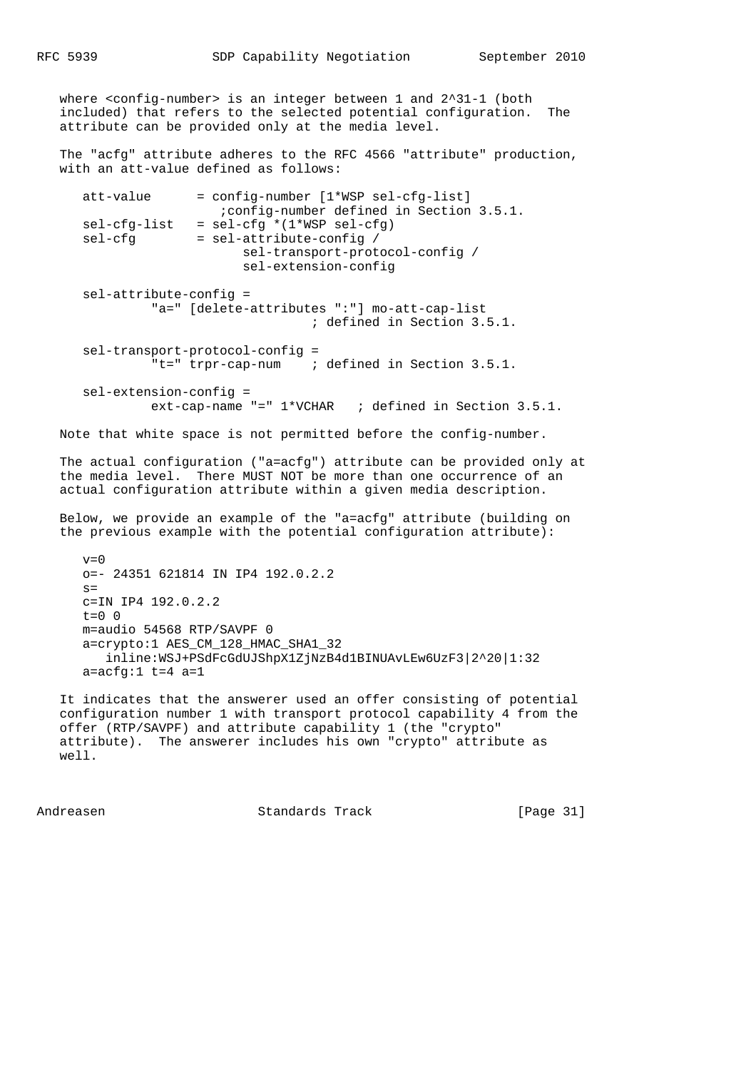where <config-number> is an integer between 1 and 2^31-1 (both included) that refers to the selected potential configuration. The attribute can be provided only at the media level.

The "acfg" attribute adheres to the RFC 4566 "attribute" production, with an att-value defined as follows:

```
att-value      = config-number [1*WSP sel-cfg-list]
                   ;config-number defined in Section 3.5.1.
sel-cfg-list   = sel-cfg *(1*WSP sel-cfg)
sel-cfg        = sel-attribute-config /
                      sel-transport-protocol-config /
                      sel-extension-config

sel-attribute-config =
          "a=" [delete-attributes ":"] mo-att-cap-list
                               ; defined in Section 3.5.1.

sel-transport-protocol-config =
          "t=" trpr-cap-num    ; defined in Section 3.5.1.

sel-extension-config =
          ext-cap-name "=" 1*VCHAR   ; defined in Section 3.5.1.
```

Note that white space is not permitted before the config-number.

The actual configuration ("a=acfg") attribute can be provided only at the media level. There MUST NOT be more than one occurrence of an actual configuration attribute within a given media description.

Below, we provide an example of the "a=acfg" attribute (building on the previous example with the potential configuration attribute):

```
v=0
o=- 24351 621814 IN IP4 192.0.2.2
s=
c=IN IP4 192.0.2.2
t=0 0
m=audio 54568 RTP/SAVPF 0
a=crypto:1 AES_CM_128_HMAC_SHA1_32
   inline:WSJ+PSdFcGdUJShpX1ZjNzB4d1BINUAvLEw6UzF3|2^20|1:32
a=acfg:1 t=4 a=1
```

It indicates that the answerer used an offer consisting of potential configuration number 1 with transport protocol capability 4 from the offer (RTP/SAVPF) and attribute capability 1 (the "crypto" attribute). The answerer includes his own "crypto" attribute as well.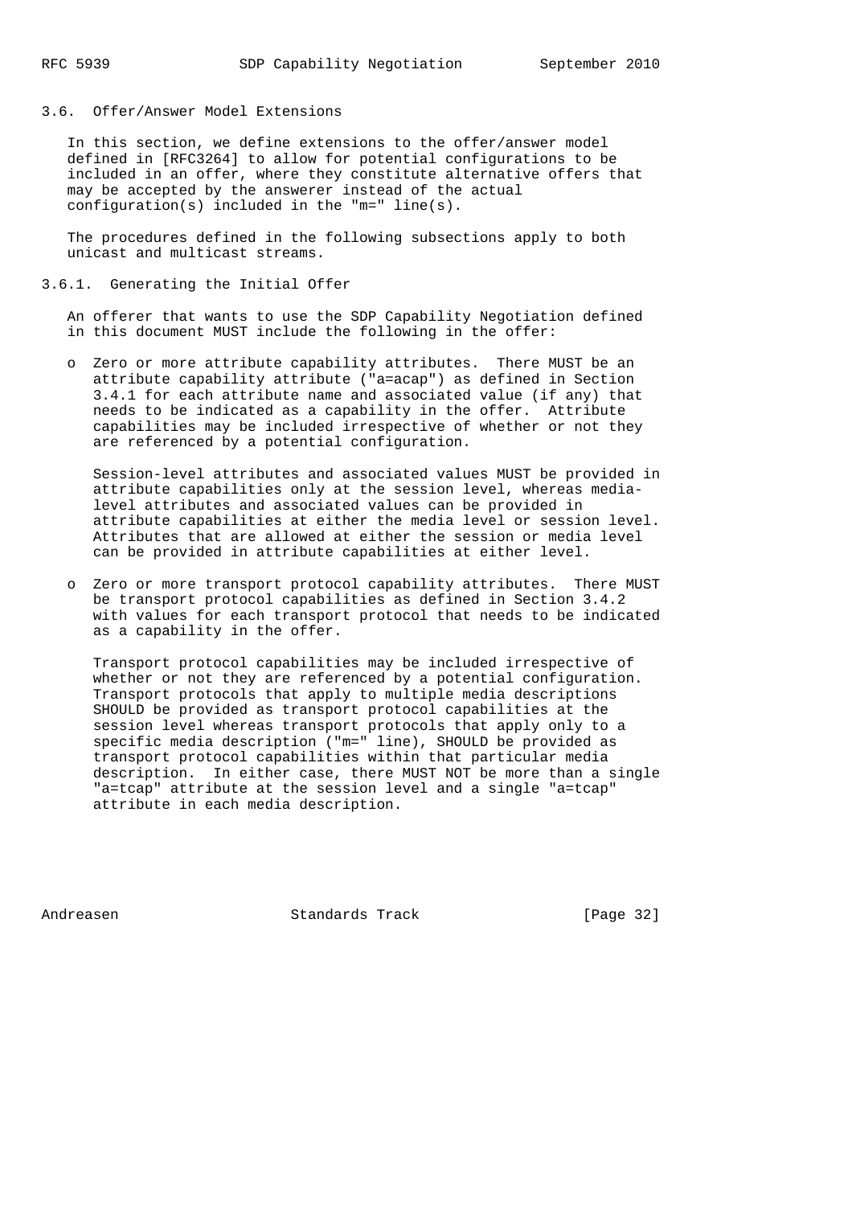### 3.6. Offer/Answer Model Extensions

In this section, we define extensions to the offer/answer model defined in [RFC3264] to allow for potential configurations to be included in an offer, where they constitute alternative offers that may be accepted by the answerer instead of the actual configuration(s) included in the "m=" line(s).

The procedures defined in the following subsections apply to both unicast and multicast streams.

#### 3.6.1. Generating the Initial Offer

An offerer that wants to use the SDP Capability Negotiation defined in this document MUST include the following in the offer:

- Zero or more attribute capability attributes. There MUST be an attribute capability attribute ("a=acap") as defined in Section 3.4.1 for each attribute name and associated value (if any) that needs to be indicated as a capability in the offer. Attribute capabilities may be included irrespective of whether or not they are referenced by a potential configuration.

  Session-level attributes and associated values MUST be provided in attribute capabilities only at the session level, whereas media-level attributes and associated values can be provided in attribute capabilities at either the media level or session level. Attributes that are allowed at either the session or media level can be provided in attribute capabilities at either level.

- Zero or more transport protocol capability attributes. There MUST be transport protocol capabilities as defined in Section 3.4.2 with values for each transport protocol that needs to be indicated as a capability in the offer.

  Transport protocol capabilities may be included irrespective of whether or not they are referenced by a potential configuration. Transport protocols that apply to multiple media descriptions SHOULD be provided as transport protocol capabilities at the session level whereas transport protocols that apply only to a specific media description ("m=" line), SHOULD be provided as transport protocol capabilities within that particular media description. In either case, there MUST NOT be more than a single "a=tcap" attribute at the session level and a single "a=tcap" attribute in each media description.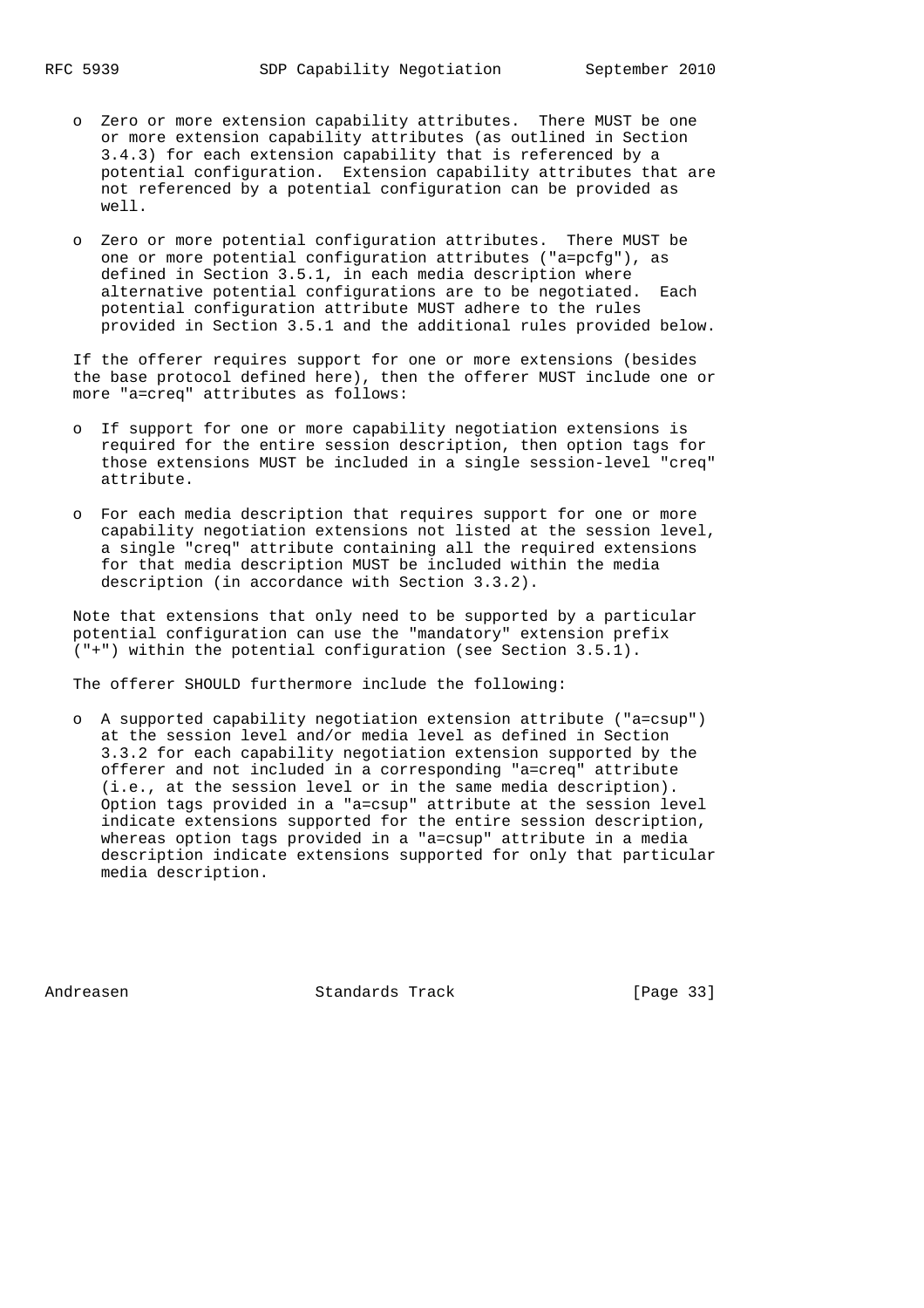- Zero or more extension capability attributes. There MUST be one or more extension capability attributes (as outlined in Section 3.4.3) for each extension capability that is referenced by a potential configuration. Extension capability attributes that are not referenced by a potential configuration can be provided as well.

- Zero or more potential configuration attributes. There MUST be one or more potential configuration attributes ("a=pcfg"), as defined in Section 3.5.1, in each media description where alternative potential configurations are to be negotiated. Each potential configuration attribute MUST adhere to the rules provided in Section 3.5.1 and the additional rules provided below.

If the offerer requires support for one or more extensions (besides the base protocol defined here), then the offerer MUST include one or more "a=creq" attributes as follows:

- If support for one or more capability negotiation extensions is required for the entire session description, then option tags for those extensions MUST be included in a single session-level "creq" attribute.

- For each media description that requires support for one or more capability negotiation extensions not listed at the session level, a single "creq" attribute containing all the required extensions for that media description MUST be included within the media description (in accordance with Section 3.3.2).

Note that extensions that only need to be supported by a particular potential configuration can use the "mandatory" extension prefix ("+") within the potential configuration (see Section 3.5.1).

The offerer SHOULD furthermore include the following:

- A supported capability negotiation extension attribute ("a=csup") at the session level and/or media level as defined in Section 3.3.2 for each capability negotiation extension supported by the offerer and not included in a corresponding "a=creq" attribute (i.e., at the session level or in the same media description). Option tags provided in a "a=csup" attribute at the session level indicate extensions supported for the entire session description, whereas option tags provided in a "a=csup" attribute in a media description indicate extensions supported for only that particular media description.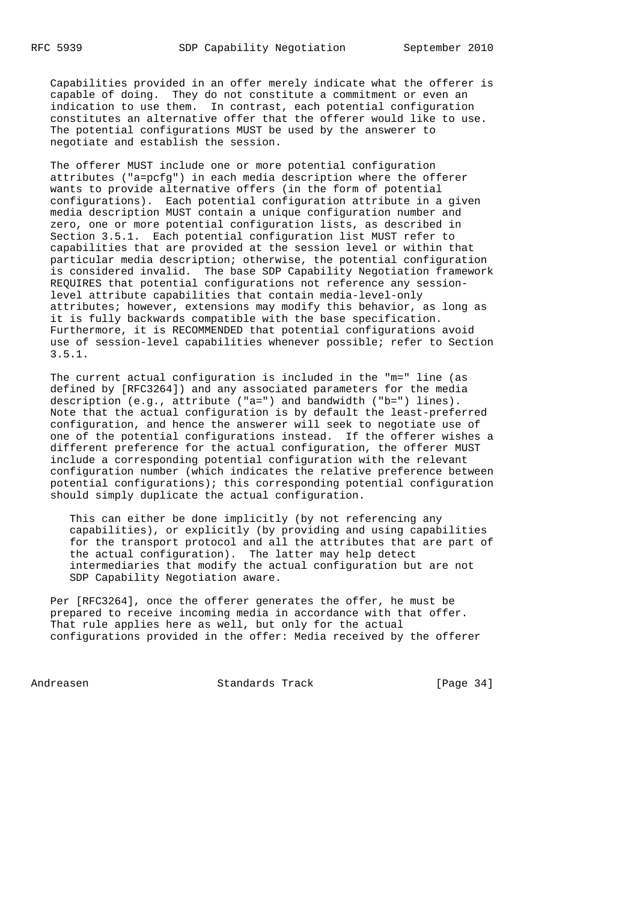Capabilities provided in an offer merely indicate what the offerer is capable of doing. They do not constitute a commitment or even an indication to use them. In contrast, each potential configuration constitutes an alternative offer that the offerer would like to use. The potential configurations MUST be used by the answerer to negotiate and establish the session.

The offerer MUST include one or more potential configuration attributes ("a=pcfg") in each media description where the offerer wants to provide alternative offers (in the form of potential configurations). Each potential configuration attribute in a given media description MUST contain a unique configuration number and zero, one or more potential configuration lists, as described in Section 3.5.1. Each potential configuration list MUST refer to capabilities that are provided at the session level or within that particular media description; otherwise, the potential configuration is considered invalid. The base SDP Capability Negotiation framework REQUIRES that potential configurations not reference any session-level attribute capabilities that contain media-level-only attributes; however, extensions may modify this behavior, as long as it is fully backwards compatible with the base specification. Furthermore, it is RECOMMENDED that potential configurations avoid use of session-level capabilities whenever possible; refer to Section 3.5.1.

The current actual configuration is included in the "m=" line (as defined by [RFC3264]) and any associated parameters for the media description (e.g., attribute ("a=") and bandwidth ("b=") lines). Note that the actual configuration is by default the least-preferred configuration, and hence the answerer will seek to negotiate use of one of the potential configurations instead. If the offerer wishes a different preference for the actual configuration, the offerer MUST include a corresponding potential configuration with the relevant configuration number (which indicates the relative preference between potential configurations); this corresponding potential configuration should simply duplicate the actual configuration.

> This can either be done implicitly (by not referencing any capabilities), or explicitly (by providing and using capabilities for the transport protocol and all the attributes that are part of the actual configuration). The latter may help detect intermediaries that modify the actual configuration but are not SDP Capability Negotiation aware.

Per [RFC3264], once the offerer generates the offer, he must be prepared to receive incoming media in accordance with that offer. That rule applies here as well, but only for the actual configurations provided in the offer: Media received by the offerer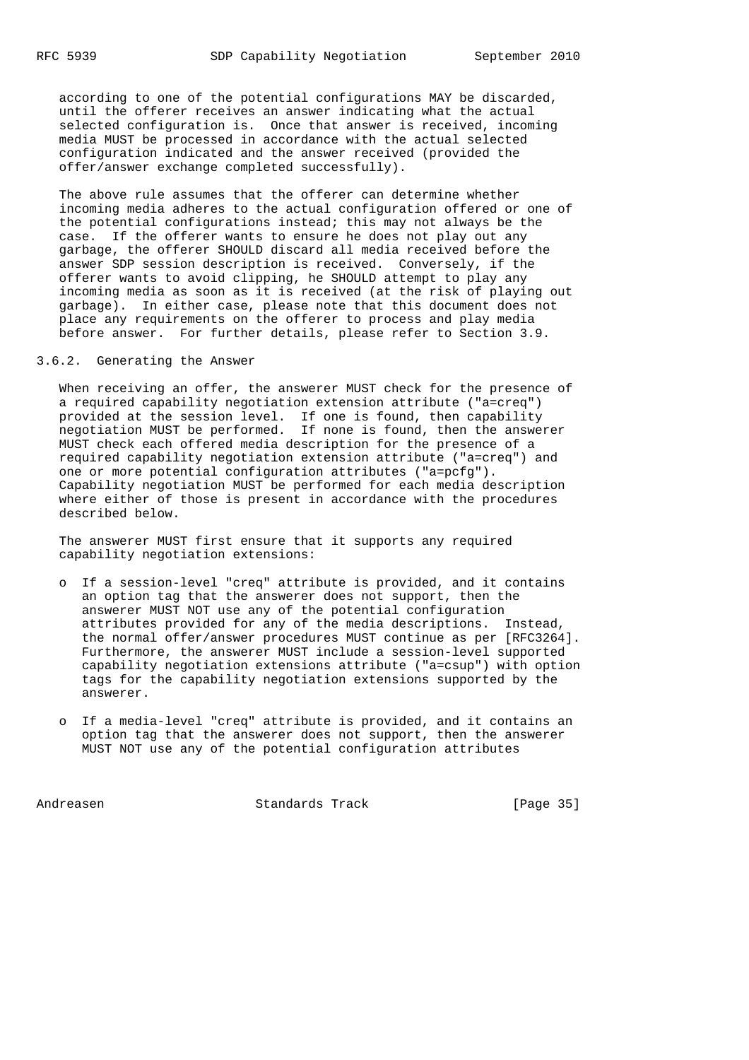according to one of the potential configurations MAY be discarded, until the offerer receives an answer indicating what the actual selected configuration is. Once that answer is received, incoming media MUST be processed in accordance with the actual selected configuration indicated and the answer received (provided the offer/answer exchange completed successfully).

The above rule assumes that the offerer can determine whether incoming media adheres to the actual configuration offered or one of the potential configurations instead; this may not always be the case. If the offerer wants to ensure he does not play out any garbage, the offerer SHOULD discard all media received before the answer SDP session description is received. Conversely, if the offerer wants to avoid clipping, he SHOULD attempt to play any incoming media as soon as it is received (at the risk of playing out garbage). In either case, please note that this document does not place any requirements on the offerer to process and play media before answer. For further details, please refer to Section 3.9.

### 3.6.2. Generating the Answer

When receiving an offer, the answerer MUST check for the presence of a required capability negotiation extension attribute ("a=creq") provided at the session level. If one is found, then capability negotiation MUST be performed. If none is found, then the answerer MUST check each offered media description for the presence of a required capability negotiation extension attribute ("a=creq") and one or more potential configuration attributes ("a=pcfg"). Capability negotiation MUST be performed for each media description where either of those is present in accordance with the procedures described below.

The answerer MUST first ensure that it supports any required capability negotiation extensions:

- If a session-level "creq" attribute is provided, and it contains an option tag that the answerer does not support, then the answerer MUST NOT use any of the potential configuration attributes provided for any of the media descriptions. Instead, the normal offer/answer procedures MUST continue as per [RFC3264]. Furthermore, the answerer MUST include a session-level supported capability negotiation extensions attribute ("a=csup") with option tags for the capability negotiation extensions supported by the answerer.

- If a media-level "creq" attribute is provided, and it contains an option tag that the answerer does not support, then the answerer MUST NOT use any of the potential configuration attributes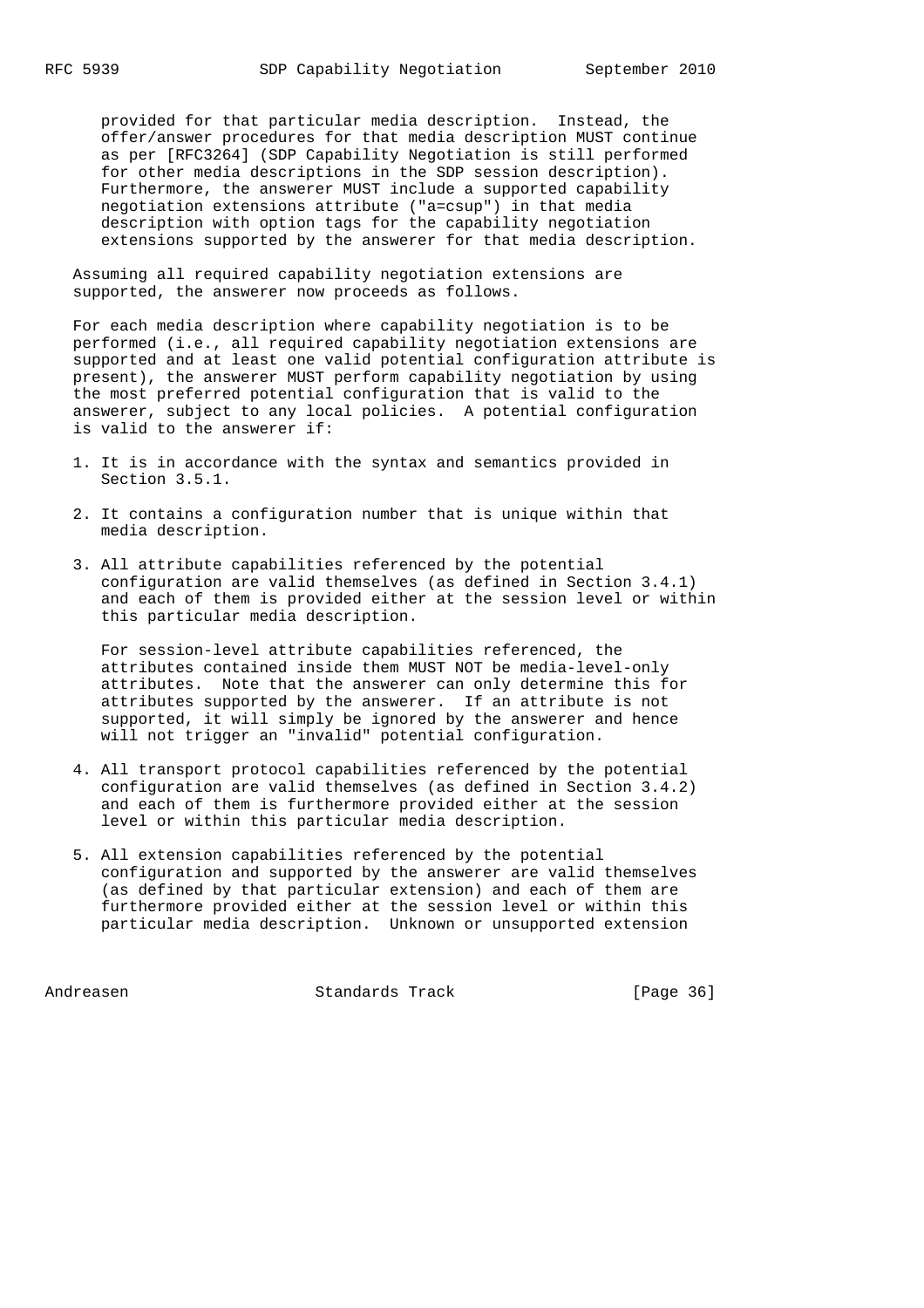provided for that particular media description. Instead, the offer/answer procedures for that media description MUST continue as per [RFC3264] (SDP Capability Negotiation is still performed for other media descriptions in the SDP session description). Furthermore, the answerer MUST include a supported capability negotiation extensions attribute ("a=csup") in that media description with option tags for the capability negotiation extensions supported by the answerer for that media description.

Assuming all required capability negotiation extensions are supported, the answerer now proceeds as follows.

For each media description where capability negotiation is to be performed (i.e., all required capability negotiation extensions are supported and at least one valid potential configuration attribute is present), the answerer MUST perform capability negotiation by using the most preferred potential configuration that is valid to the answerer, subject to any local policies. A potential configuration is valid to the answerer if:

1. It is in accordance with the syntax and semantics provided in Section 3.5.1.

2. It contains a configuration number that is unique within that media description.

3. All attribute capabilities referenced by the potential configuration are valid themselves (as defined in Section 3.4.1) and each of them is provided either at the session level or within this particular media description.

   For session-level attribute capabilities referenced, the attributes contained inside them MUST NOT be media-level-only attributes. Note that the answerer can only determine this for attributes supported by the answerer. If an attribute is not supported, it will simply be ignored by the answerer and hence will not trigger an "invalid" potential configuration.

4. All transport protocol capabilities referenced by the potential configuration are valid themselves (as defined in Section 3.4.2) and each of them is furthermore provided either at the session level or within this particular media description.

5. All extension capabilities referenced by the potential configuration and supported by the answerer are valid themselves (as defined by that particular extension) and each of them are furthermore provided either at the session level or within this particular media description. Unknown or unsupported extension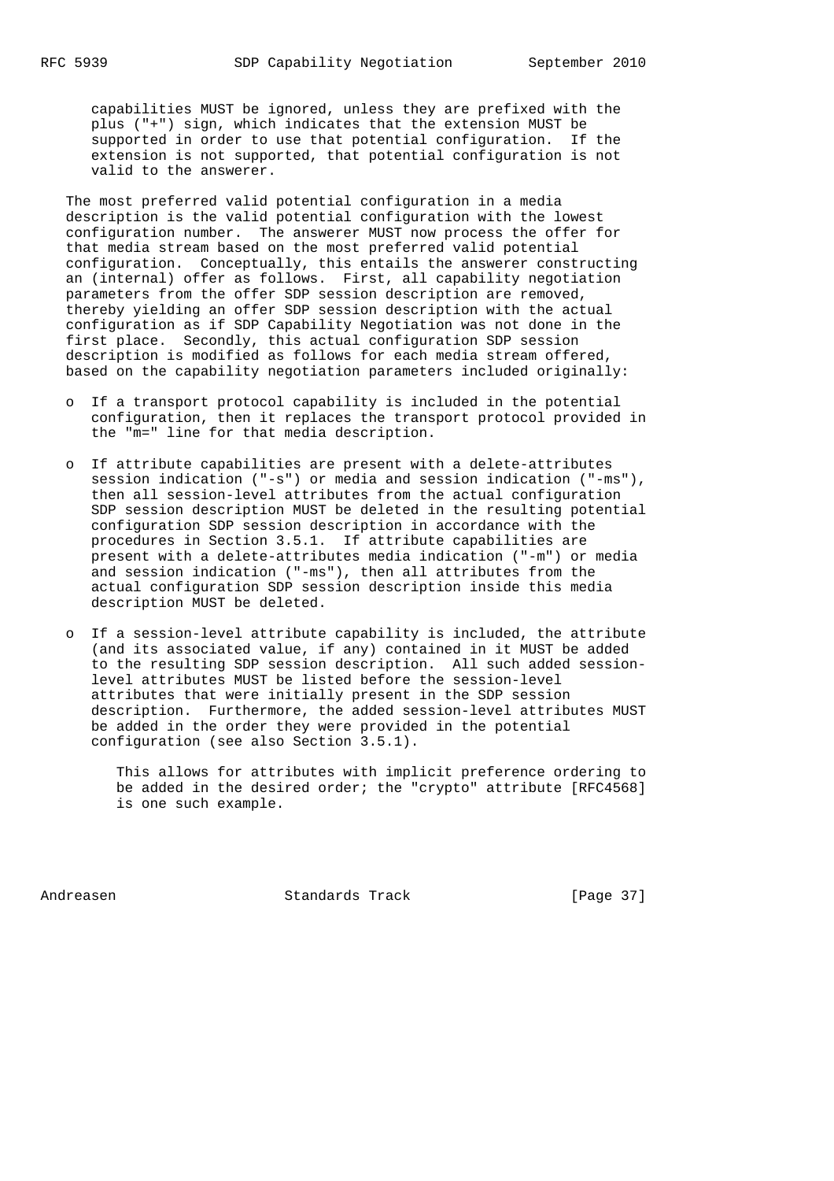capabilities MUST be ignored, unless they are prefixed with the plus ("+") sign, which indicates that the extension MUST be supported in order to use that potential configuration. If the extension is not supported, that potential configuration is not valid to the answerer.

The most preferred valid potential configuration in a media description is the valid potential configuration with the lowest configuration number. The answerer MUST now process the offer for that media stream based on the most preferred valid potential configuration. Conceptually, this entails the answerer constructing an (internal) offer as follows. First, all capability negotiation parameters from the offer SDP session description are removed, thereby yielding an offer SDP session description with the actual configuration as if SDP Capability Negotiation was not done in the first place. Secondly, this actual configuration SDP session description is modified as follows for each media stream offered, based on the capability negotiation parameters included originally:

- If a transport protocol capability is included in the potential configuration, then it replaces the transport protocol provided in the "m=" line for that media description.

- If attribute capabilities are present with a delete-attributes session indication ("-s") or media and session indication ("-ms"), then all session-level attributes from the actual configuration SDP session description MUST be deleted in the resulting potential configuration SDP session description in accordance with the procedures in Section 3.5.1. If attribute capabilities are present with a delete-attributes media indication ("-m") or media and session indication ("-ms"), then all attributes from the actual configuration SDP session description inside this media description MUST be deleted.

- If a session-level attribute capability is included, the attribute (and its associated value, if any) contained in it MUST be added to the resulting SDP session description. All such added session-level attributes MUST be listed before the session-level attributes that were initially present in the SDP session description. Furthermore, the added session-level attributes MUST be added in the order they were provided in the potential configuration (see also Section 3.5.1).

  This allows for attributes with implicit preference ordering to be added in the desired order; the "crypto" attribute [RFC4568] is one such example.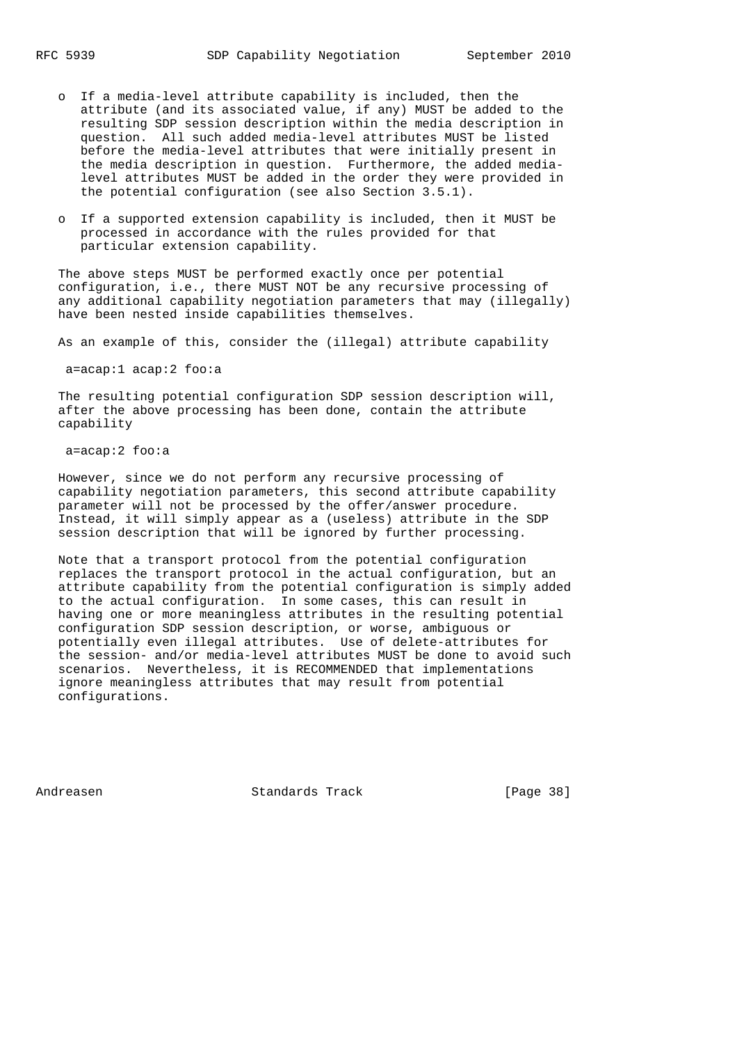- If a media-level attribute capability is included, then the attribute (and its associated value, if any) MUST be added to the resulting SDP session description within the media description in question. All such added media-level attributes MUST be listed before the media-level attributes that were initially present in the media description in question. Furthermore, the added media-level attributes MUST be added in the order they were provided in the potential configuration (see also Section 3.5.1).

- If a supported extension capability is included, then it MUST be processed in accordance with the rules provided for that particular extension capability.

The above steps MUST be performed exactly once per potential configuration, i.e., there MUST NOT be any recursive processing of any additional capability negotiation parameters that may (illegally) have been nested inside capabilities themselves.

As an example of this, consider the (illegal) attribute capability

```
a=acap:1 acap:2 foo:a
```

The resulting potential configuration SDP session description will, after the above processing has been done, contain the attribute capability

```
a=acap:2 foo:a
```

However, since we do not perform any recursive processing of capability negotiation parameters, this second attribute capability parameter will not be processed by the offer/answer procedure. Instead, it will simply appear as a (useless) attribute in the SDP session description that will be ignored by further processing.

Note that a transport protocol from the potential configuration replaces the transport protocol in the actual configuration, but an attribute capability from the potential configuration is simply added to the actual configuration. In some cases, this can result in having one or more meaningless attributes in the resulting potential configuration SDP session description, or worse, ambiguous or potentially even illegal attributes. Use of delete-attributes for the session- and/or media-level attributes MUST be done to avoid such scenarios. Nevertheless, it is RECOMMENDED that implementations ignore meaningless attributes that may result from potential configurations.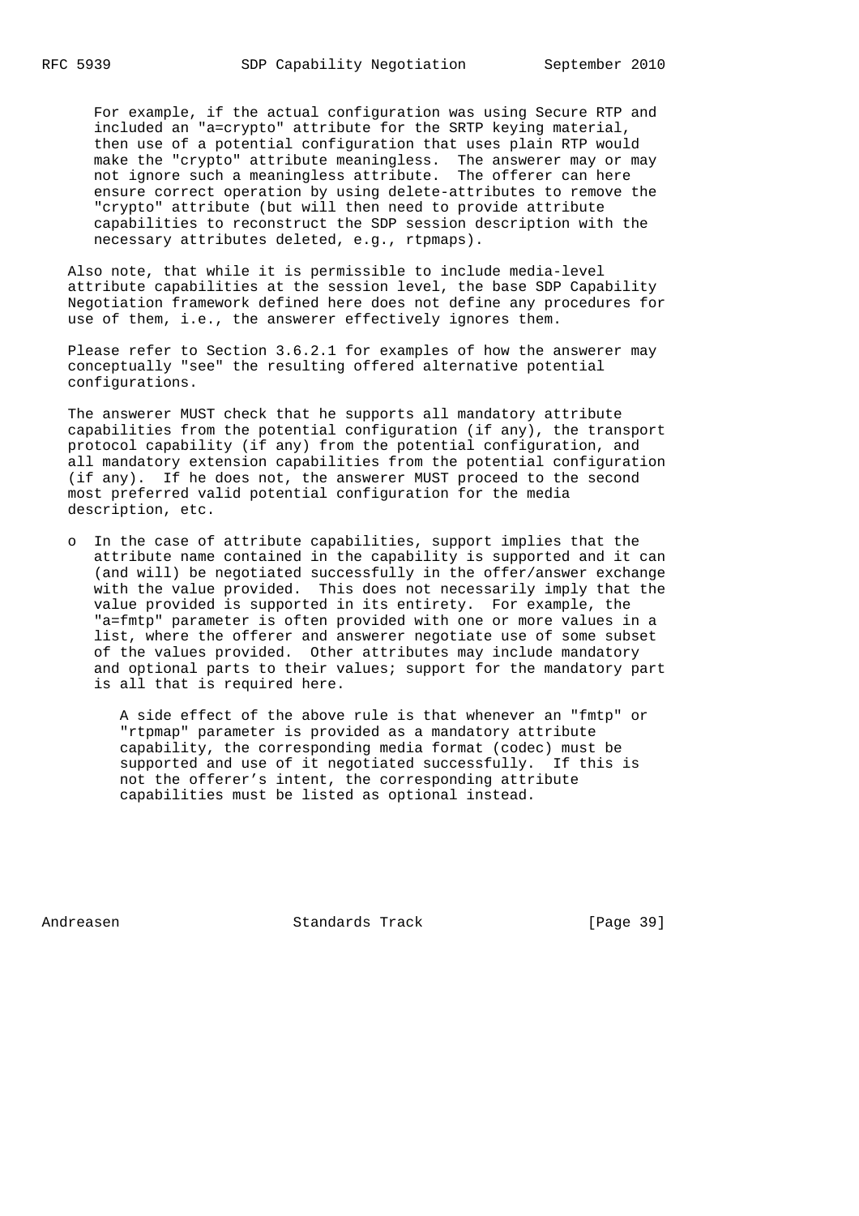For example, if the actual configuration was using Secure RTP and included an "a=crypto" attribute for the SRTP keying material, then use of a potential configuration that uses plain RTP would make the "crypto" attribute meaningless. The answerer may or may not ignore such a meaningless attribute. The offerer can here ensure correct operation by using delete-attributes to remove the "crypto" attribute (but will then need to provide attribute capabilities to reconstruct the SDP session description with the necessary attributes deleted, e.g., rtpmaps).

Also note, that while it is permissible to include media-level attribute capabilities at the session level, the base SDP Capability Negotiation framework defined here does not define any procedures for use of them, i.e., the answerer effectively ignores them.

Please refer to Section 3.6.2.1 for examples of how the answerer may conceptually "see" the resulting offered alternative potential configurations.

The answerer MUST check that he supports all mandatory attribute capabilities from the potential configuration (if any), the transport protocol capability (if any) from the potential configuration, and all mandatory extension capabilities from the potential configuration (if any). If he does not, the answerer MUST proceed to the second most preferred valid potential configuration for the media description, etc.

- In the case of attribute capabilities, support implies that the attribute name contained in the capability is supported and it can (and will) be negotiated successfully in the offer/answer exchange with the value provided. This does not necessarily imply that the value provided is supported in its entirety. For example, the "a=fmtp" parameter is often provided with one or more values in a list, where the offerer and answerer negotiate use of some subset of the values provided. Other attributes may include mandatory and optional parts to their values; support for the mandatory part is all that is required here.

  A side effect of the above rule is that whenever an "fmtp" or "rtpmap" parameter is provided as a mandatory attribute capability, the corresponding media format (codec) must be supported and use of it negotiated successfully. If this is not the offerer's intent, the corresponding attribute capabilities must be listed as optional instead.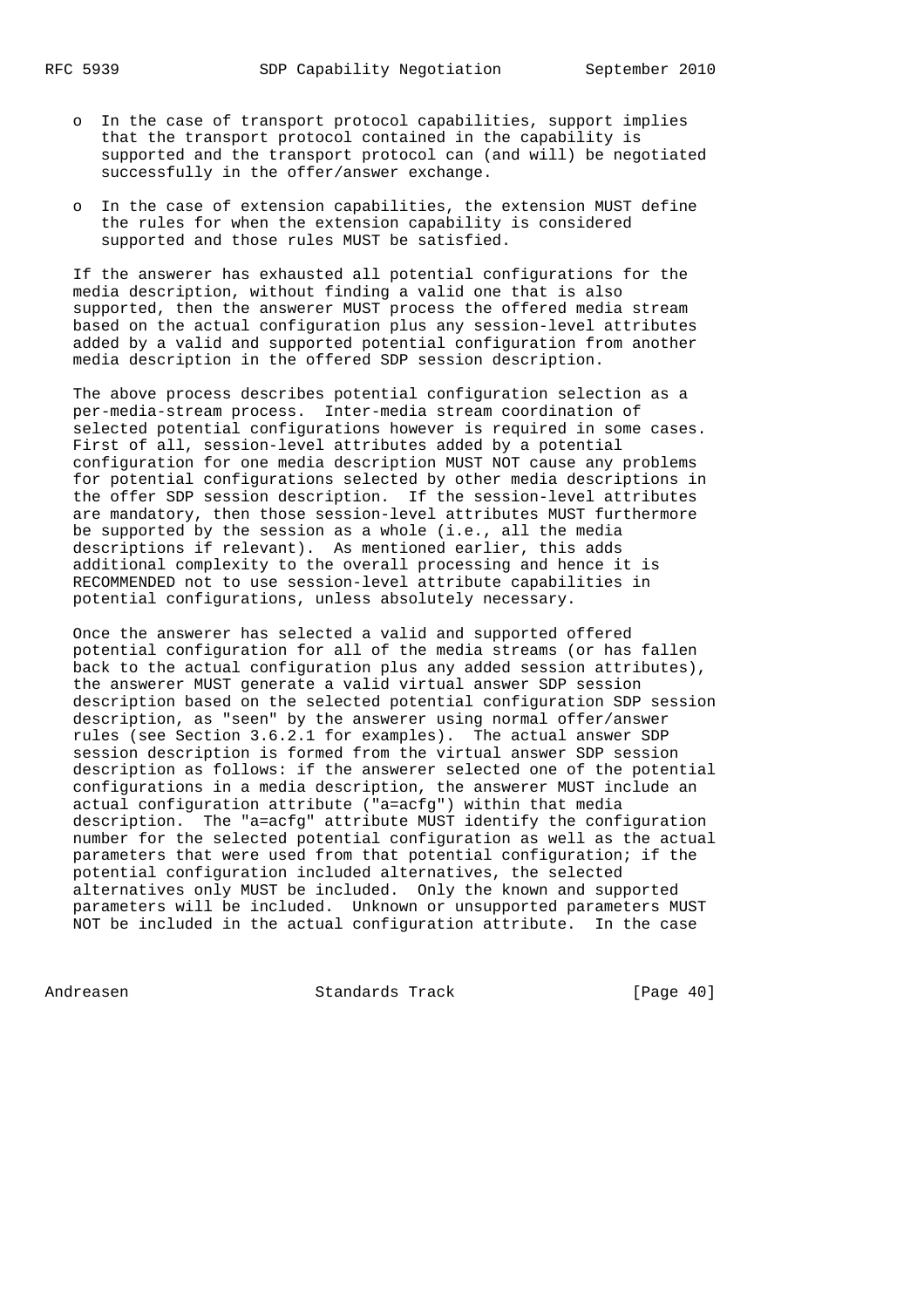- In the case of transport protocol capabilities, support implies that the transport protocol contained in the capability is supported and the transport protocol can (and will) be negotiated successfully in the offer/answer exchange.

- In the case of extension capabilities, the extension MUST define the rules for when the extension capability is considered supported and those rules MUST be satisfied.

If the answerer has exhausted all potential configurations for the media description, without finding a valid one that is also supported, then the answerer MUST process the offered media stream based on the actual configuration plus any session-level attributes added by a valid and supported potential configuration from another media description in the offered SDP session description.

The above process describes potential configuration selection as a per-media-stream process. Inter-media stream coordination of selected potential configurations however is required in some cases. First of all, session-level attributes added by a potential configuration for one media description MUST NOT cause any problems for potential configurations selected by other media descriptions in the offer SDP session description. If the session-level attributes are mandatory, then those session-level attributes MUST furthermore be supported by the session as a whole (i.e., all the media descriptions if relevant). As mentioned earlier, this adds additional complexity to the overall processing and hence it is RECOMMENDED not to use session-level attribute capabilities in potential configurations, unless absolutely necessary.

Once the answerer has selected a valid and supported offered potential configuration for all of the media streams (or has fallen back to the actual configuration plus any added session attributes), the answerer MUST generate a valid virtual answer SDP session description based on the selected potential configuration SDP session description, as "seen" by the answerer using normal offer/answer rules (see Section 3.6.2.1 for examples). The actual answer SDP session description is formed from the virtual answer SDP session description as follows: if the answerer selected one of the potential configurations in a media description, the answerer MUST include an actual configuration attribute ("a=acfg") within that media description. The "a=acfg" attribute MUST identify the configuration number for the selected potential configuration as well as the actual parameters that were used from that potential configuration; if the potential configuration included alternatives, the selected alternatives only MUST be included. Only the known and supported parameters will be included. Unknown or unsupported parameters MUST NOT be included in the actual configuration attribute. In the case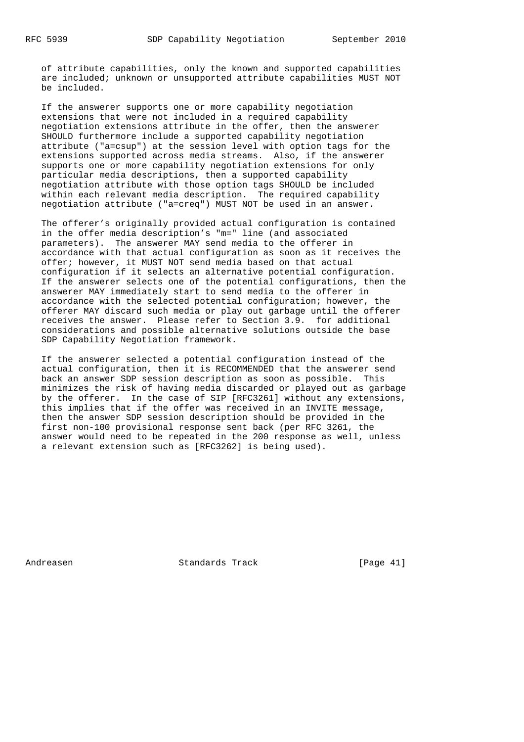of attribute capabilities, only the known and supported capabilities are included; unknown or unsupported attribute capabilities MUST NOT be included.

If the answerer supports one or more capability negotiation extensions that were not included in a required capability negotiation extensions attribute in the offer, then the answerer SHOULD furthermore include a supported capability negotiation attribute ("a=csup") at the session level with option tags for the extensions supported across media streams. Also, if the answerer supports one or more capability negotiation extensions for only particular media descriptions, then a supported capability negotiation attribute with those option tags SHOULD be included within each relevant media description. The required capability negotiation attribute ("a=creq") MUST NOT be used in an answer.

The offerer’s originally provided actual configuration is contained in the offer media description’s "m=" line (and associated parameters). The answerer MAY send media to the offerer in accordance with that actual configuration as soon as it receives the offer; however, it MUST NOT send media based on that actual configuration if it selects an alternative potential configuration. If the answerer selects one of the potential configurations, then the answerer MAY immediately start to send media to the offerer in accordance with the selected potential configuration; however, the offerer MAY discard such media or play out garbage until the offerer receives the answer. Please refer to Section 3.9. for additional considerations and possible alternative solutions outside the base SDP Capability Negotiation framework.

If the answerer selected a potential configuration instead of the actual configuration, then it is RECOMMENDED that the answerer send back an answer SDP session description as soon as possible. This minimizes the risk of having media discarded or played out as garbage by the offerer. In the case of SIP [RFC3261] without any extensions, this implies that if the offer was received in an INVITE message, then the answer SDP session description should be provided in the first non-100 provisional response sent back (per RFC 3261, the answer would need to be repeated in the 200 response as well, unless a relevant extension such as [RFC3262] is being used).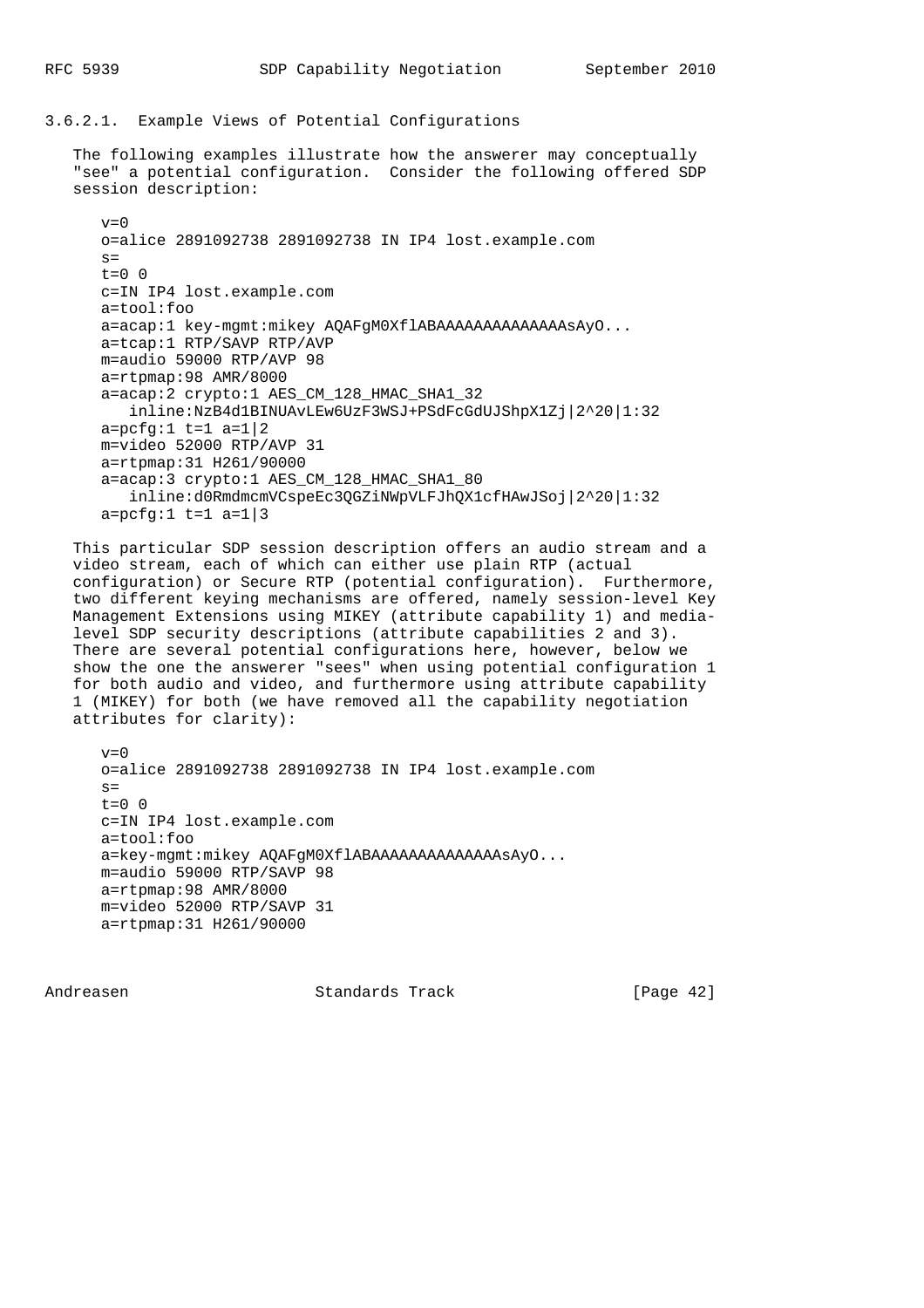#### 3.6.2.1. Example Views of Potential Configurations

The following examples illustrate how the answerer may conceptually "see" a potential configuration. Consider the following offered SDP session description:

```
v=0
o=alice 2891092738 2891092738 IN IP4 lost.example.com
s=
t=0 0
c=IN IP4 lost.example.com
a=tool:foo
a=acap:1 key-mgmt:mikey AQAFgM0XflABAAAAAAAAAAAAAAsAyO...
a=tcap:1 RTP/SAVP RTP/AVP
m=audio 59000 RTP/AVP 98
a=rtpmap:98 AMR/8000
a=acap:2 crypto:1 AES_CM_128_HMAC_SHA1_32
   inline:NzB4d1BINUAvLEw6UzF3WSJ+PSdFcGdUJShpX1Zj|2^20|1:32
a=pcfg:1 t=1 a=1|2
m=video 52000 RTP/AVP 31
a=rtpmap:31 H261/90000
a=acap:3 crypto:1 AES_CM_128_HMAC_SHA1_80
   inline:d0RmdmcmVCspeEc3QGZiNWpVLFJhQX1cfHAwJSoj|2^20|1:32
a=pcfg:1 t=1 a=1|3
```

This particular SDP session description offers an audio stream and a video stream, each of which can either use plain RTP (actual configuration) or Secure RTP (potential configuration). Furthermore, two different keying mechanisms are offered, namely session-level Key Management Extensions using MIKEY (attribute capability 1) and media-level SDP security descriptions (attribute capabilities 2 and 3). There are several potential configurations here, however, below we show the one the answerer "sees" when using potential configuration 1 for both audio and video, and furthermore using attribute capability 1 (MIKEY) for both (we have removed all the capability negotiation attributes for clarity):

```
v=0
o=alice 2891092738 2891092738 IN IP4 lost.example.com
s=
t=0 0
c=IN IP4 lost.example.com
a=tool:foo
a=key-mgmt:mikey AQAFgM0XflABAAAAAAAAAAAAAAsAyO...
m=audio 59000 RTP/SAVP 98
a=rtpmap:98 AMR/8000
m=video 52000 RTP/SAVP 31
a=rtpmap:31 H261/90000
```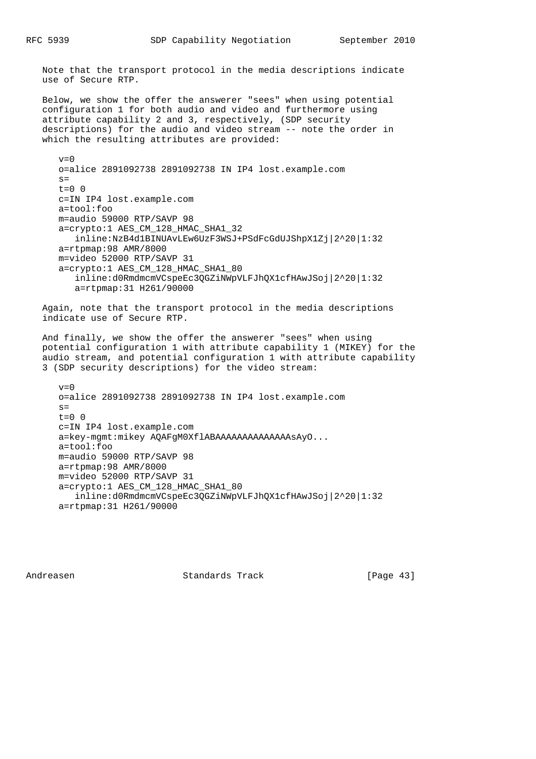Note that the transport protocol in the media descriptions indicate use of Secure RTP.

Below, we show the offer the answerer "sees" when using potential configuration 1 for both audio and video and furthermore using attribute capability 2 and 3, respectively, (SDP security descriptions) for the audio and video stream -- note the order in which the resulting attributes are provided:

```
v=0
o=alice 2891092738 2891092738 IN IP4 lost.example.com
s=
t=0 0
c=IN IP4 lost.example.com
a=tool:foo
m=audio 59000 RTP/SAVP 98
a=crypto:1 AES_CM_128_HMAC_SHA1_32
   inline:NzB4d1BINUAvLEw6UzF3WSJ+PSdFcGdUJShpX1Zj|2^20|1:32
a=rtpmap:98 AMR/8000
m=video 52000 RTP/SAVP 31
a=crypto:1 AES_CM_128_HMAC_SHA1_80
   inline:d0RmdmcmVCspeEc3QGZiNWpVLFJhQX1cfHAwJSoj|2^20|1:32
   a=rtpmap:31 H261/90000
```

Again, note that the transport protocol in the media descriptions indicate use of Secure RTP.

And finally, we show the offer the answerer "sees" when using potential configuration 1 with attribute capability 1 (MIKEY) for the audio stream, and potential configuration 1 with attribute capability 3 (SDP security descriptions) for the video stream:

```
v=0
o=alice 2891092738 2891092738 IN IP4 lost.example.com
s=
t=0 0
c=IN IP4 lost.example.com
a=key-mgmt:mikey AQAFgM0XflABAAAAAAAAAAAAAAsAyO...
a=tool:foo
m=audio 59000 RTP/SAVP 98
a=rtpmap:98 AMR/8000
m=video 52000 RTP/SAVP 31
a=crypto:1 AES_CM_128_HMAC_SHA1_80
   inline:d0RmdmcmVCspeEc3QGZiNWpVLFJhQX1cfHAwJSoj|2^20|1:32
a=rtpmap:31 H261/90000
```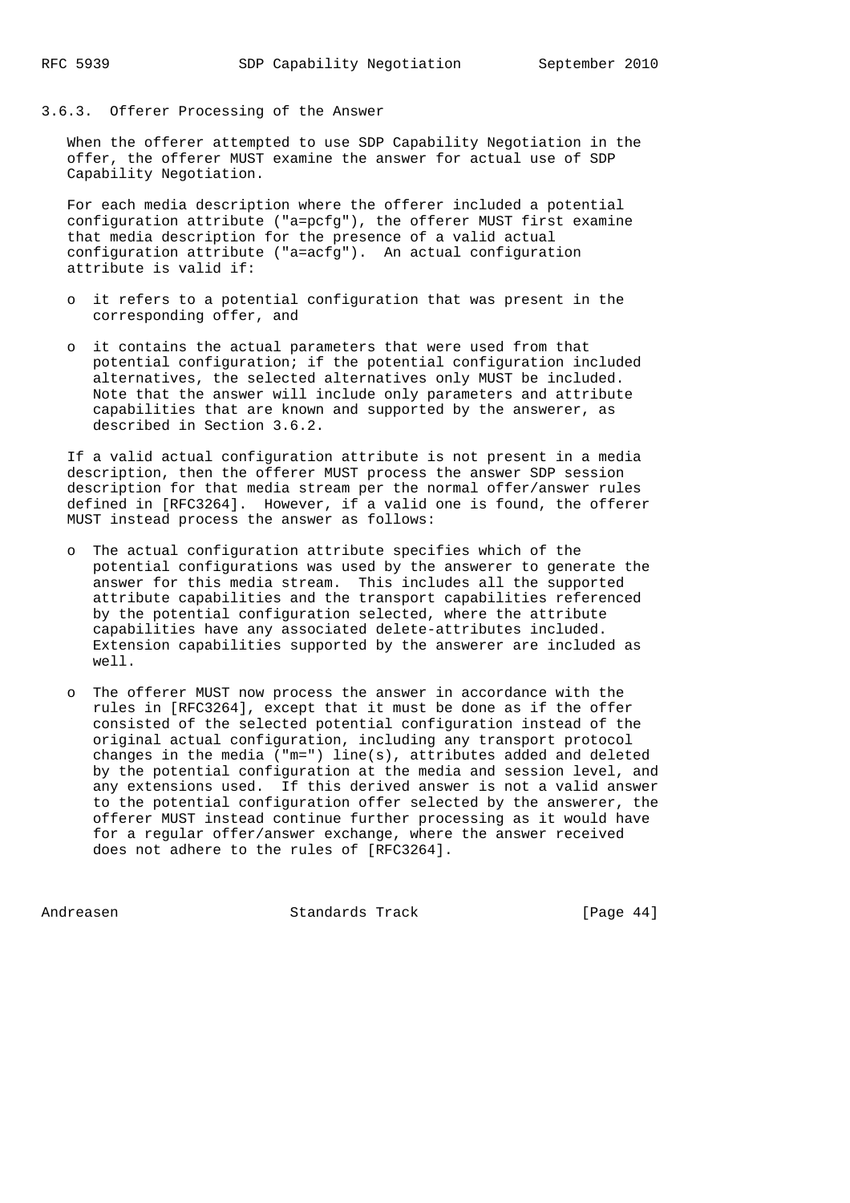### 3.6.3. Offerer Processing of the Answer

When the offerer attempted to use SDP Capability Negotiation in the offer, the offerer MUST examine the answer for actual use of SDP Capability Negotiation.

For each media description where the offerer included a potential configuration attribute ("a=pcfg"), the offerer MUST first examine that media description for the presence of a valid actual configuration attribute ("a=acfg"). An actual configuration attribute is valid if:

- it refers to a potential configuration that was present in the corresponding offer, and
- it contains the actual parameters that were used from that potential configuration; if the potential configuration included alternatives, the selected alternatives only MUST be included. Note that the answer will include only parameters and attribute capabilities that are known and supported by the answerer, as described in Section 3.6.2.

If a valid actual configuration attribute is not present in a media description, then the offerer MUST process the answer SDP session description for that media stream per the normal offer/answer rules defined in [RFC3264]. However, if a valid one is found, the offerer MUST instead process the answer as follows:

- The actual configuration attribute specifies which of the potential configurations was used by the answerer to generate the answer for this media stream. This includes all the supported attribute capabilities and the transport capabilities referenced by the potential configuration selected, where the attribute capabilities have any associated delete-attributes included. Extension capabilities supported by the answerer are included as well.
- The offerer MUST now process the answer in accordance with the rules in [RFC3264], except that it must be done as if the offer consisted of the selected potential configuration instead of the original actual configuration, including any transport protocol changes in the media ("m=") line(s), attributes added and deleted by the potential configuration at the media and session level, and any extensions used. If this derived answer is not a valid answer to the potential configuration offer selected by the answerer, the offerer MUST instead continue further processing as it would have for a regular offer/answer exchange, where the answer received does not adhere to the rules of [RFC3264].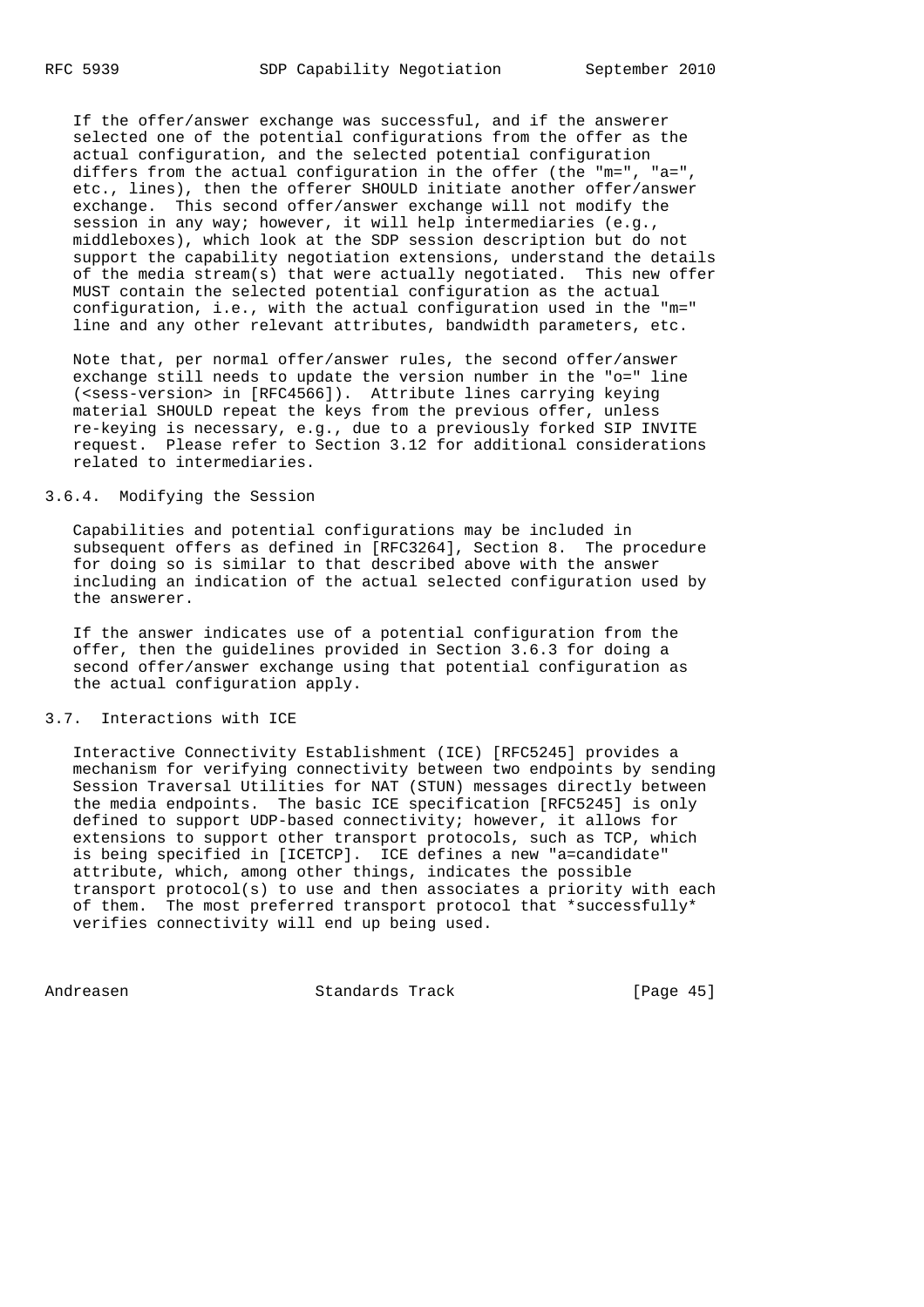If the offer/answer exchange was successful, and if the answerer selected one of the potential configurations from the offer as the actual configuration, and the selected potential configuration differs from the actual configuration in the offer (the "m=", "a=", etc., lines), then the offerer SHOULD initiate another offer/answer exchange. This second offer/answer exchange will not modify the session in any way; however, it will help intermediaries (e.g., middleboxes), which look at the SDP session description but do not support the capability negotiation extensions, understand the details of the media stream(s) that were actually negotiated. This new offer MUST contain the selected potential configuration as the actual configuration, i.e., with the actual configuration used in the "m=" line and any other relevant attributes, bandwidth parameters, etc.

Note that, per normal offer/answer rules, the second offer/answer exchange still needs to update the version number in the "o=" line (<sess-version> in [RFC4566]). Attribute lines carrying keying material SHOULD repeat the keys from the previous offer, unless re-keying is necessary, e.g., due to a previously forked SIP INVITE request. Please refer to Section 3.12 for additional considerations related to intermediaries.

#### 3.6.4. Modifying the Session

Capabilities and potential configurations may be included in subsequent offers as defined in [RFC3264], Section 8. The procedure for doing so is similar to that described above with the answer including an indication of the actual selected configuration used by the answerer.

If the answer indicates use of a potential configuration from the offer, then the guidelines provided in Section 3.6.3 for doing a second offer/answer exchange using that potential configuration as the actual configuration apply.

### 3.7. Interactions with ICE

Interactive Connectivity Establishment (ICE) [RFC5245] provides a mechanism for verifying connectivity between two endpoints by sending Session Traversal Utilities for NAT (STUN) messages directly between the media endpoints. The basic ICE specification [RFC5245] is only defined to support UDP-based connectivity; however, it allows for extensions to support other transport protocols, such as TCP, which is being specified in [ICETCP]. ICE defines a new "a=candidate" attribute, which, among other things, indicates the possible transport protocol(s) to use and then associates a priority with each of them. The most preferred transport protocol that *successfully* verifies connectivity will end up being used.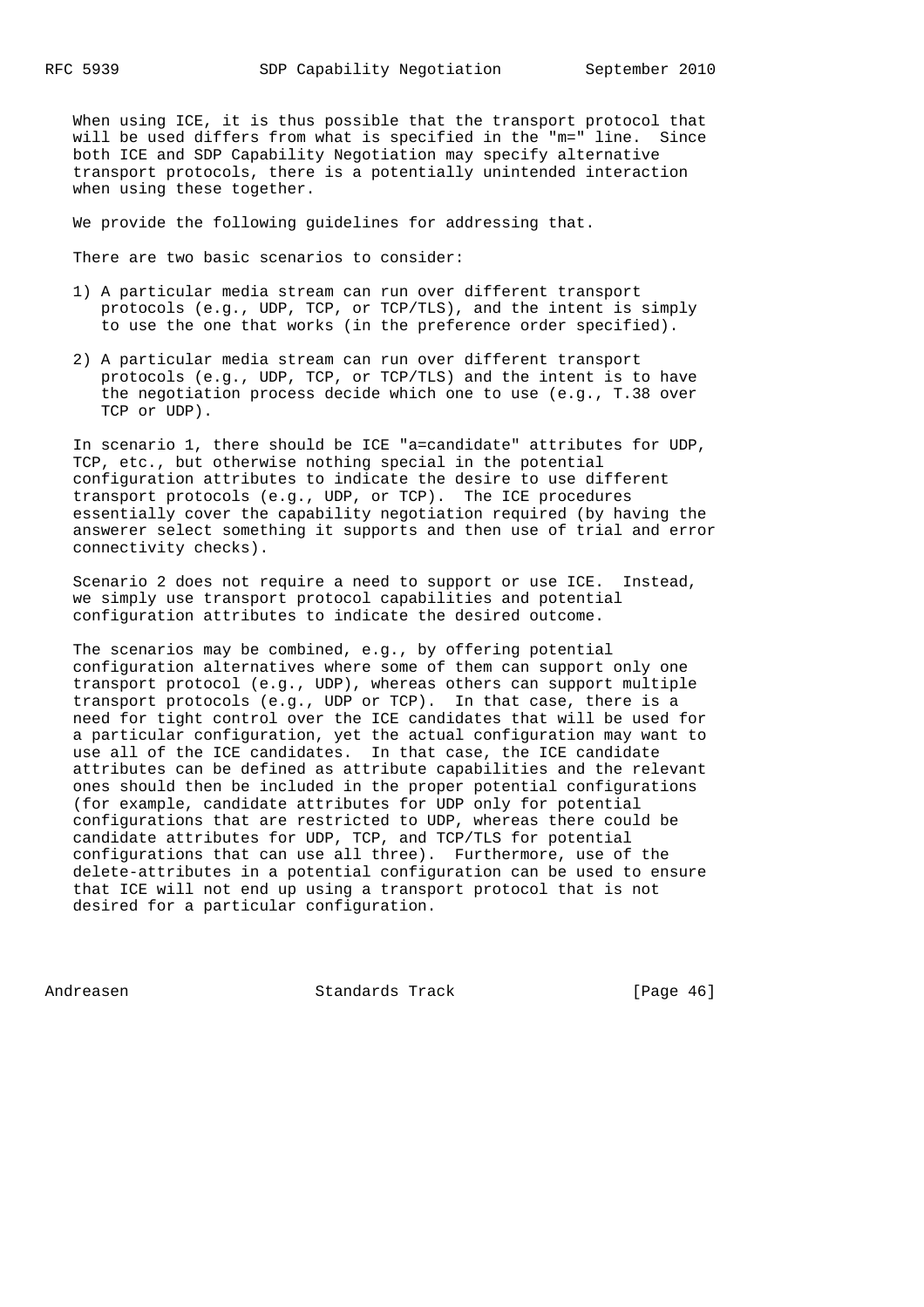When using ICE, it is thus possible that the transport protocol that will be used differs from what is specified in the "m=" line. Since both ICE and SDP Capability Negotiation may specify alternative transport protocols, there is a potentially unintended interaction when using these together.

We provide the following guidelines for addressing that.

There are two basic scenarios to consider:

1) A particular media stream can run over different transport protocols (e.g., UDP, TCP, or TCP/TLS), and the intent is simply to use the one that works (in the preference order specified).

2) A particular media stream can run over different transport protocols (e.g., UDP, TCP, or TCP/TLS) and the intent is to have the negotiation process decide which one to use (e.g., T.38 over TCP or UDP).

In scenario 1, there should be ICE "a=candidate" attributes for UDP, TCP, etc., but otherwise nothing special in the potential configuration attributes to indicate the desire to use different transport protocols (e.g., UDP, or TCP). The ICE procedures essentially cover the capability negotiation required (by having the answerer select something it supports and then use of trial and error connectivity checks).

Scenario 2 does not require a need to support or use ICE. Instead, we simply use transport protocol capabilities and potential configuration attributes to indicate the desired outcome.

The scenarios may be combined, e.g., by offering potential configuration alternatives where some of them can support only one transport protocol (e.g., UDP), whereas others can support multiple transport protocols (e.g., UDP or TCP). In that case, there is a need for tight control over the ICE candidates that will be used for a particular configuration, yet the actual configuration may want to use all of the ICE candidates. In that case, the ICE candidate attributes can be defined as attribute capabilities and the relevant ones should then be included in the proper potential configurations (for example, candidate attributes for UDP only for potential configurations that are restricted to UDP, whereas there could be candidate attributes for UDP, TCP, and TCP/TLS for potential configurations that can use all three). Furthermore, use of the delete-attributes in a potential configuration can be used to ensure that ICE will not end up using a transport protocol that is not desired for a particular configuration.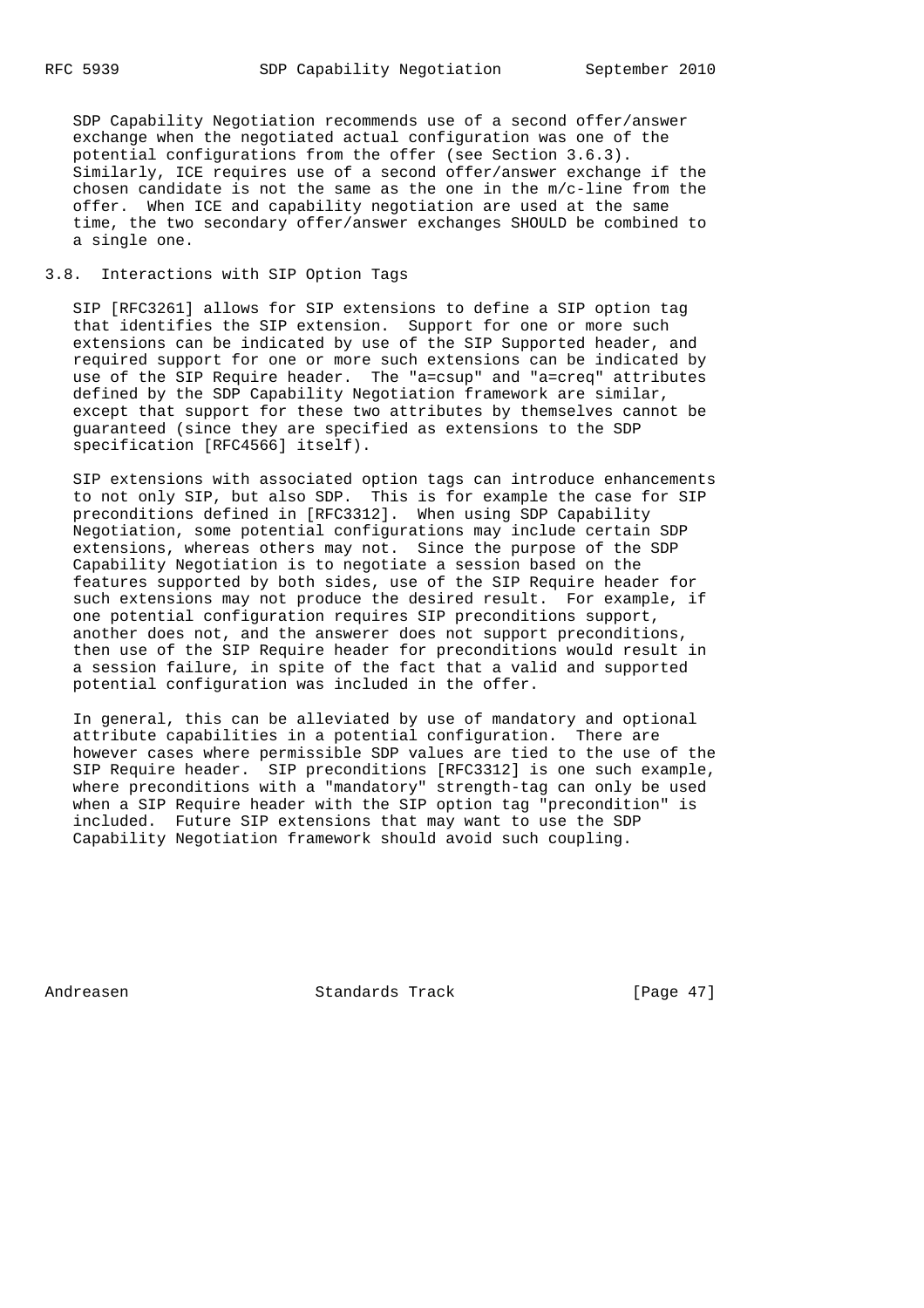SDP Capability Negotiation recommends use of a second offer/answer exchange when the negotiated actual configuration was one of the potential configurations from the offer (see Section 3.6.3). Similarly, ICE requires use of a second offer/answer exchange if the chosen candidate is not the same as the one in the m/c-line from the offer. When ICE and capability negotiation are used at the same time, the two secondary offer/answer exchanges SHOULD be combined to a single one.

### 3.8. Interactions with SIP Option Tags

SIP [RFC3261] allows for SIP extensions to define a SIP option tag that identifies the SIP extension. Support for one or more such extensions can be indicated by use of the SIP Supported header, and required support for one or more such extensions can be indicated by use of the SIP Require header. The "a=csup" and "a=creq" attributes defined by the SDP Capability Negotiation framework are similar, except that support for these two attributes by themselves cannot be guaranteed (since they are specified as extensions to the SDP specification [RFC4566] itself).

SIP extensions with associated option tags can introduce enhancements to not only SIP, but also SDP. This is for example the case for SIP preconditions defined in [RFC3312]. When using SDP Capability Negotiation, some potential configurations may include certain SDP extensions, whereas others may not. Since the purpose of the SDP Capability Negotiation is to negotiate a session based on the features supported by both sides, use of the SIP Require header for such extensions may not produce the desired result. For example, if one potential configuration requires SIP preconditions support, another does not, and the answerer does not support preconditions, then use of the SIP Require header for preconditions would result in a session failure, in spite of the fact that a valid and supported potential configuration was included in the offer.

In general, this can be alleviated by use of mandatory and optional attribute capabilities in a potential configuration. There are however cases where permissible SDP values are tied to the use of the SIP Require header. SIP preconditions [RFC3312] is one such example, where preconditions with a "mandatory" strength-tag can only be used when a SIP Require header with the SIP option tag "precondition" is included. Future SIP extensions that may want to use the SDP Capability Negotiation framework should avoid such coupling.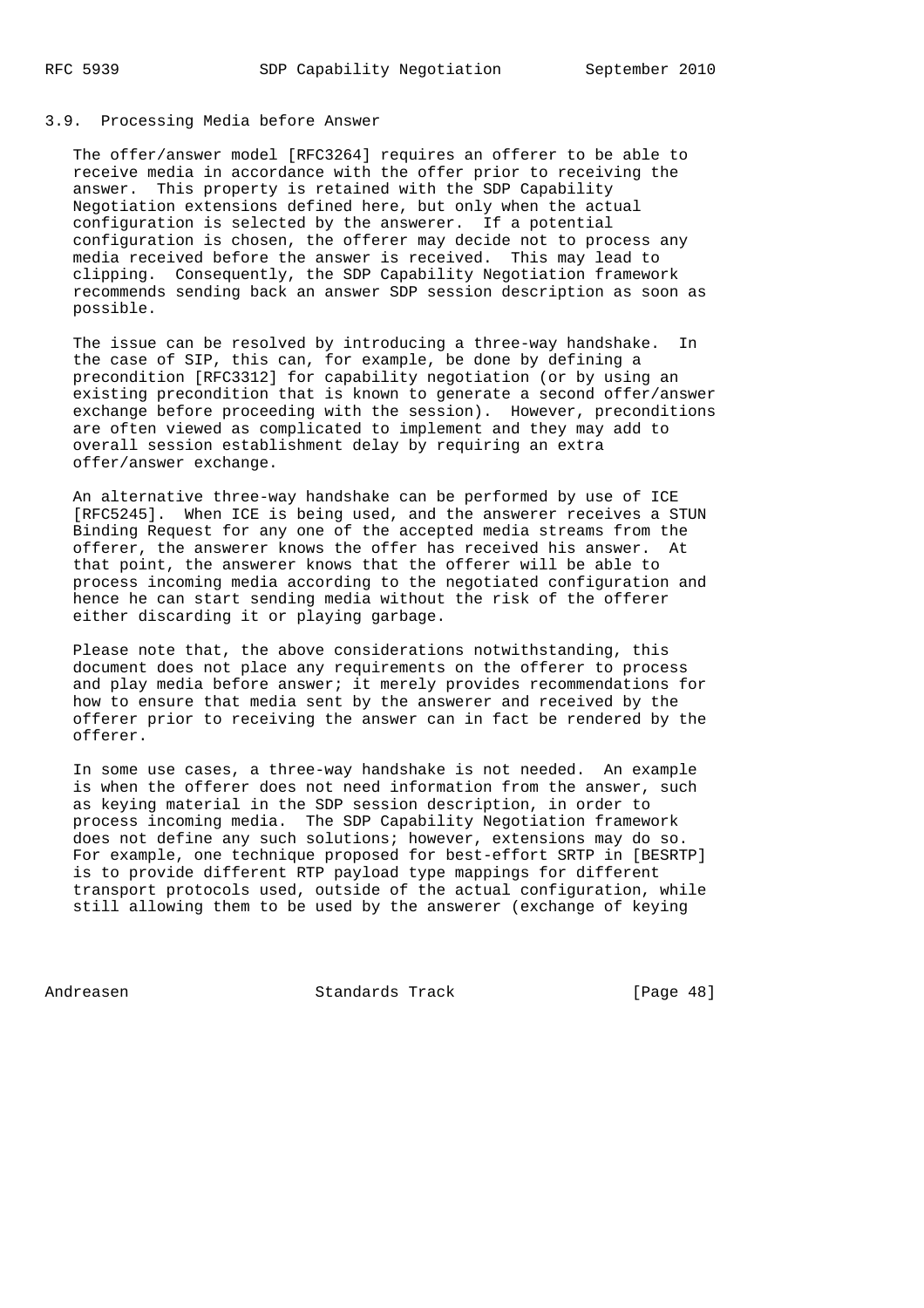### 3.9. Processing Media before Answer

The offer/answer model [RFC3264] requires an offerer to be able to receive media in accordance with the offer prior to receiving the answer. This property is retained with the SDP Capability Negotiation extensions defined here, but only when the actual configuration is selected by the answerer. If a potential configuration is chosen, the offerer may decide not to process any media received before the answer is received. This may lead to clipping. Consequently, the SDP Capability Negotiation framework recommends sending back an answer SDP session description as soon as possible.

The issue can be resolved by introducing a three-way handshake. In the case of SIP, this can, for example, be done by defining a precondition [RFC3312] for capability negotiation (or by using an existing precondition that is known to generate a second offer/answer exchange before proceeding with the session). However, preconditions are often viewed as complicated to implement and they may add to overall session establishment delay by requiring an extra offer/answer exchange.

An alternative three-way handshake can be performed by use of ICE [RFC5245]. When ICE is being used, and the answerer receives a STUN Binding Request for any one of the accepted media streams from the offerer, the answerer knows the offer has received his answer. At that point, the answerer knows that the offerer will be able to process incoming media according to the negotiated configuration and hence he can start sending media without the risk of the offerer either discarding it or playing garbage.

Please note that, the above considerations notwithstanding, this document does not place any requirements on the offerer to process and play media before answer; it merely provides recommendations for how to ensure that media sent by the answerer and received by the offerer prior to receiving the answer can in fact be rendered by the offerer.

In some use cases, a three-way handshake is not needed. An example is when the offerer does not need information from the answer, such as keying material in the SDP session description, in order to process incoming media. The SDP Capability Negotiation framework does not define any such solutions; however, extensions may do so. For example, one technique proposed for best-effort SRTP in [BESRTP] is to provide different RTP payload type mappings for different transport protocols used, outside of the actual configuration, while still allowing them to be used by the answerer (exchange of keying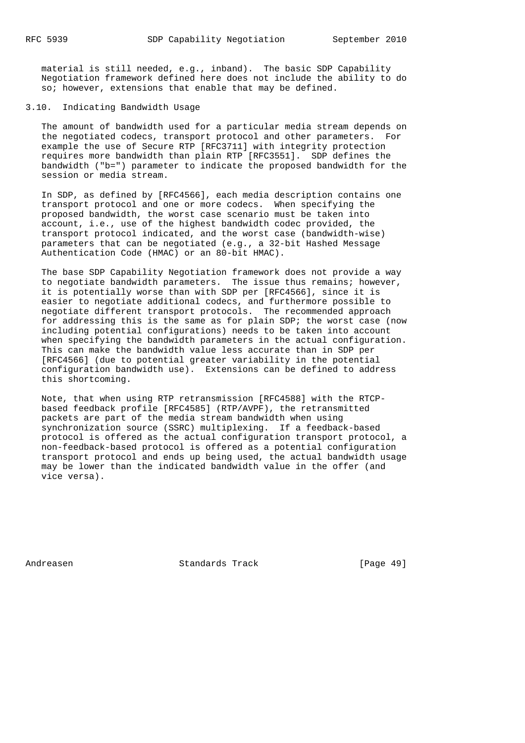material is still needed, e.g., inband). The basic SDP Capability Negotiation framework defined here does not include the ability to do so; however, extensions that enable that may be defined.

### 3.10. Indicating Bandwidth Usage

The amount of bandwidth used for a particular media stream depends on the negotiated codecs, transport protocol and other parameters. For example the use of Secure RTP [RFC3711] with integrity protection requires more bandwidth than plain RTP [RFC3551]. SDP defines the bandwidth ("b=") parameter to indicate the proposed bandwidth for the session or media stream.

In SDP, as defined by [RFC4566], each media description contains one transport protocol and one or more codecs. When specifying the proposed bandwidth, the worst case scenario must be taken into account, i.e., use of the highest bandwidth codec provided, the transport protocol indicated, and the worst case (bandwidth-wise) parameters that can be negotiated (e.g., a 32-bit Hashed Message Authentication Code (HMAC) or an 80-bit HMAC).

The base SDP Capability Negotiation framework does not provide a way to negotiate bandwidth parameters. The issue thus remains; however, it is potentially worse than with SDP per [RFC4566], since it is easier to negotiate additional codecs, and furthermore possible to negotiate different transport protocols. The recommended approach for addressing this is the same as for plain SDP; the worst case (now including potential configurations) needs to be taken into account when specifying the bandwidth parameters in the actual configuration. This can make the bandwidth value less accurate than in SDP per [RFC4566] (due to potential greater variability in the potential configuration bandwidth use). Extensions can be defined to address this shortcoming.

Note, that when using RTP retransmission [RFC4588] with the RTCP-based feedback profile [RFC4585] (RTP/AVPF), the retransmitted packets are part of the media stream bandwidth when using synchronization source (SSRC) multiplexing. If a feedback-based protocol is offered as the actual configuration transport protocol, a non-feedback-based protocol is offered as a potential configuration transport protocol and ends up being used, the actual bandwidth usage may be lower than the indicated bandwidth value in the offer (and vice versa).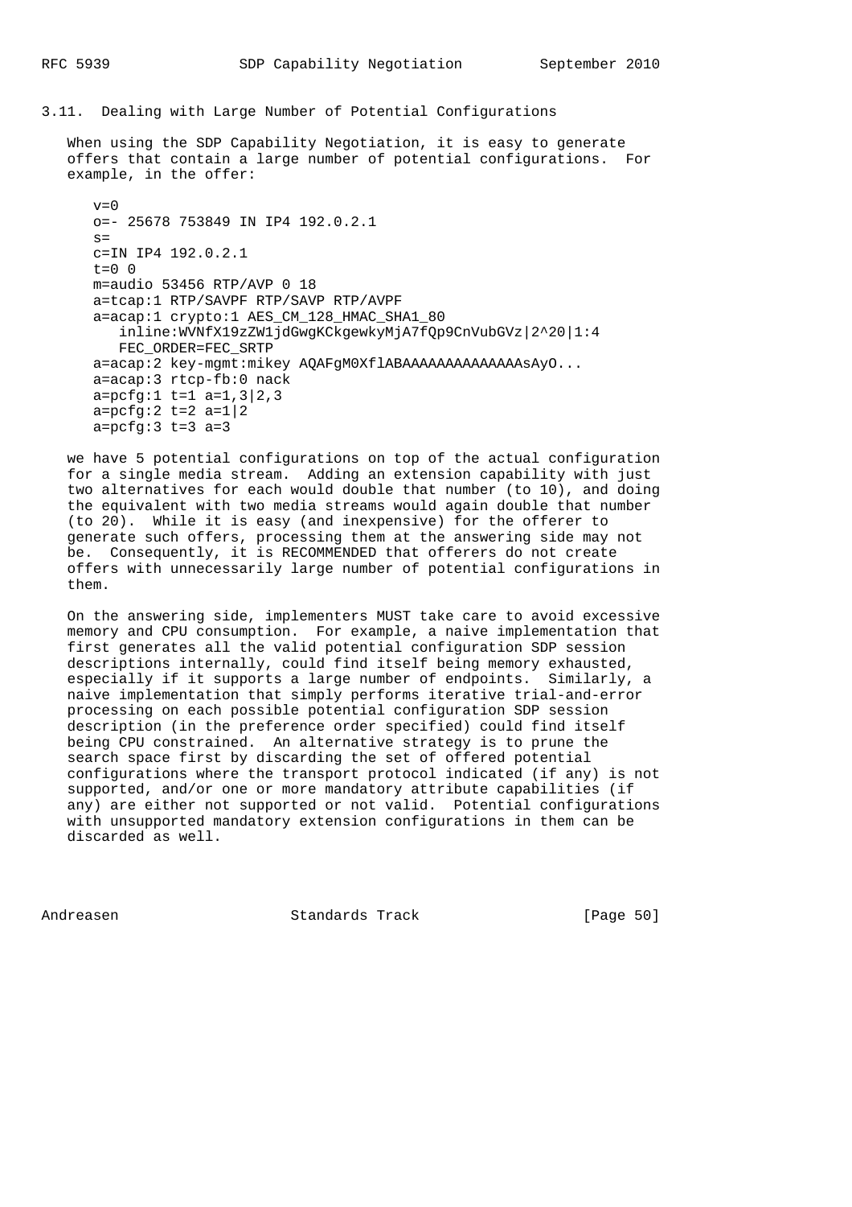### 3.11. Dealing with Large Number of Potential Configurations

When using the SDP Capability Negotiation, it is easy to generate offers that contain a large number of potential configurations. For example, in the offer:

```
v=0
o=- 25678 753849 IN IP4 192.0.2.1
s=
c=IN IP4 192.0.2.1
t=0 0
m=audio 53456 RTP/AVP 0 18
a=tcap:1 RTP/SAVPF RTP/SAVP RTP/AVPF
a=acap:1 crypto:1 AES_CM_128_HMAC_SHA1_80
   inline:WVNfX19zZW1jdGwgKCkgewkyMjA7fQp9CnVubGVz|2^20|1:4
   FEC_ORDER=FEC_SRTP
a=acap:2 key-mgmt:mikey AQAFgM0XflABAAAAAAAAAAAAAAsAyO...
a=acap:3 rtcp-fb:0 nack
a=pcfg:1 t=1 a=1,3|2,3
a=pcfg:2 t=2 a=1|2
a=pcfg:3 t=3 a=3
```

we have 5 potential configurations on top of the actual configuration for a single media stream. Adding an extension capability with just two alternatives for each would double that number (to 10), and doing the equivalent with two media streams would again double that number (to 20). While it is easy (and inexpensive) for the offerer to generate such offers, processing them at the answering side may not be. Consequently, it is RECOMMENDED that offerers do not create offers with unnecessarily large number of potential configurations in them.

On the answering side, implementers MUST take care to avoid excessive memory and CPU consumption. For example, a naive implementation that first generates all the valid potential configuration SDP session descriptions internally, could find itself being memory exhausted, especially if it supports a large number of endpoints. Similarly, a naive implementation that simply performs iterative trial-and-error processing on each possible potential configuration SDP session description (in the preference order specified) could find itself being CPU constrained. An alternative strategy is to prune the search space first by discarding the set of offered potential configurations where the transport protocol indicated (if any) is not supported, and/or one or more mandatory attribute capabilities (if any) are either not supported or not valid. Potential configurations with unsupported mandatory extension configurations in them can be discarded as well.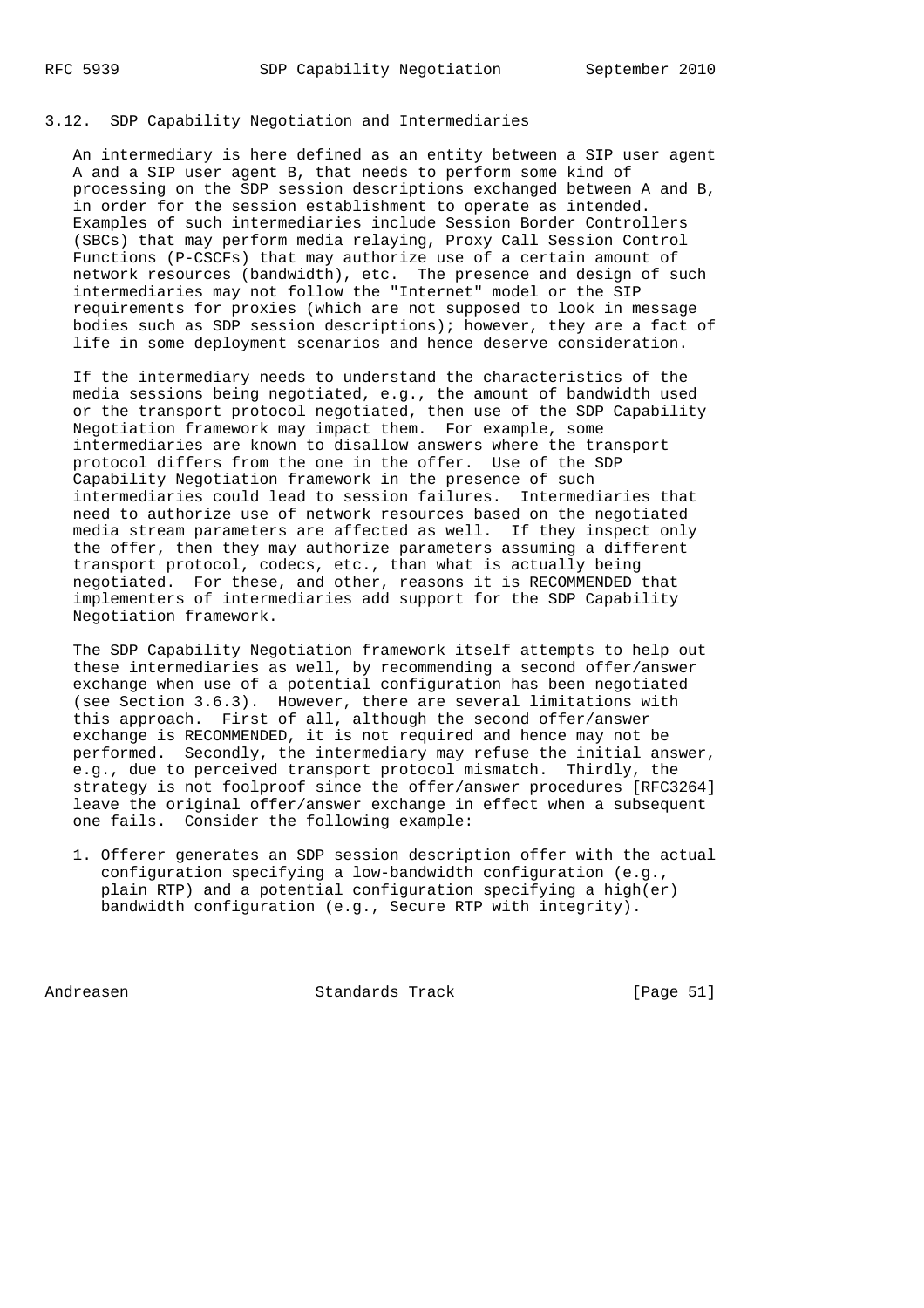### 3.12. SDP Capability Negotiation and Intermediaries

An intermediary is here defined as an entity between a SIP user agent A and a SIP user agent B, that needs to perform some kind of processing on the SDP session descriptions exchanged between A and B, in order for the session establishment to operate as intended. Examples of such intermediaries include Session Border Controllers (SBCs) that may perform media relaying, Proxy Call Session Control Functions (P-CSCFs) that may authorize use of a certain amount of network resources (bandwidth), etc. The presence and design of such intermediaries may not follow the "Internet" model or the SIP requirements for proxies (which are not supposed to look in message bodies such as SDP session descriptions); however, they are a fact of life in some deployment scenarios and hence deserve consideration.

If the intermediary needs to understand the characteristics of the media sessions being negotiated, e.g., the amount of bandwidth used or the transport protocol negotiated, then use of the SDP Capability Negotiation framework may impact them. For example, some intermediaries are known to disallow answers where the transport protocol differs from the one in the offer. Use of the SDP Capability Negotiation framework in the presence of such intermediaries could lead to session failures. Intermediaries that need to authorize use of network resources based on the negotiated media stream parameters are affected as well. If they inspect only the offer, then they may authorize parameters assuming a different transport protocol, codecs, etc., than what is actually being negotiated. For these, and other, reasons it is RECOMMENDED that implementers of intermediaries add support for the SDP Capability Negotiation framework.

The SDP Capability Negotiation framework itself attempts to help out these intermediaries as well, by recommending a second offer/answer exchange when use of a potential configuration has been negotiated (see Section 3.6.3). However, there are several limitations with this approach. First of all, although the second offer/answer exchange is RECOMMENDED, it is not required and hence may not be performed. Secondly, the intermediary may refuse the initial answer, e.g., due to perceived transport protocol mismatch. Thirdly, the strategy is not foolproof since the offer/answer procedures [RFC3264] leave the original offer/answer exchange in effect when a subsequent one fails. Consider the following example:

1. Offerer generates an SDP session description offer with the actual configuration specifying a low-bandwidth configuration (e.g., plain RTP) and a potential configuration specifying a high(er) bandwidth configuration (e.g., Secure RTP with integrity).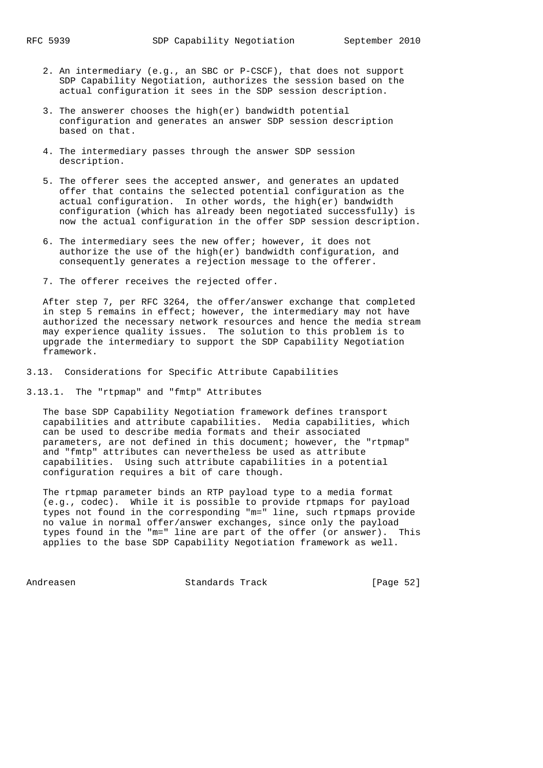2. An intermediary (e.g., an SBC or P-CSCF), that does not support SDP Capability Negotiation, authorizes the session based on the actual configuration it sees in the SDP session description.

3. The answerer chooses the high(er) bandwidth potential configuration and generates an answer SDP session description based on that.

4. The intermediary passes through the answer SDP session description.

5. The offerer sees the accepted answer, and generates an updated offer that contains the selected potential configuration as the actual configuration. In other words, the high(er) bandwidth configuration (which has already been negotiated successfully) is now the actual configuration in the offer SDP session description.

6. The intermediary sees the new offer; however, it does not authorize the use of the high(er) bandwidth configuration, and consequently generates a rejection message to the offerer.

7. The offerer receives the rejected offer.

After step 7, per RFC 3264, the offer/answer exchange that completed in step 5 remains in effect; however, the intermediary may not have authorized the necessary network resources and hence the media stream may experience quality issues. The solution to this problem is to upgrade the intermediary to support the SDP Capability Negotiation framework.

### 3.13. Considerations for Specific Attribute Capabilities

#### 3.13.1. The "rtpmap" and "fmtp" Attributes

The base SDP Capability Negotiation framework defines transport capabilities and attribute capabilities. Media capabilities, which can be used to describe media formats and their associated parameters, are not defined in this document; however, the "rtpmap" and "fmtp" attributes can nevertheless be used as attribute capabilities. Using such attribute capabilities in a potential configuration requires a bit of care though.

The rtpmap parameter binds an RTP payload type to a media format (e.g., codec). While it is possible to provide rtpmaps for payload types not found in the corresponding "m=" line, such rtpmaps provide no value in normal offer/answer exchanges, since only the payload types found in the "m=" line are part of the offer (or answer). This applies to the base SDP Capability Negotiation framework as well.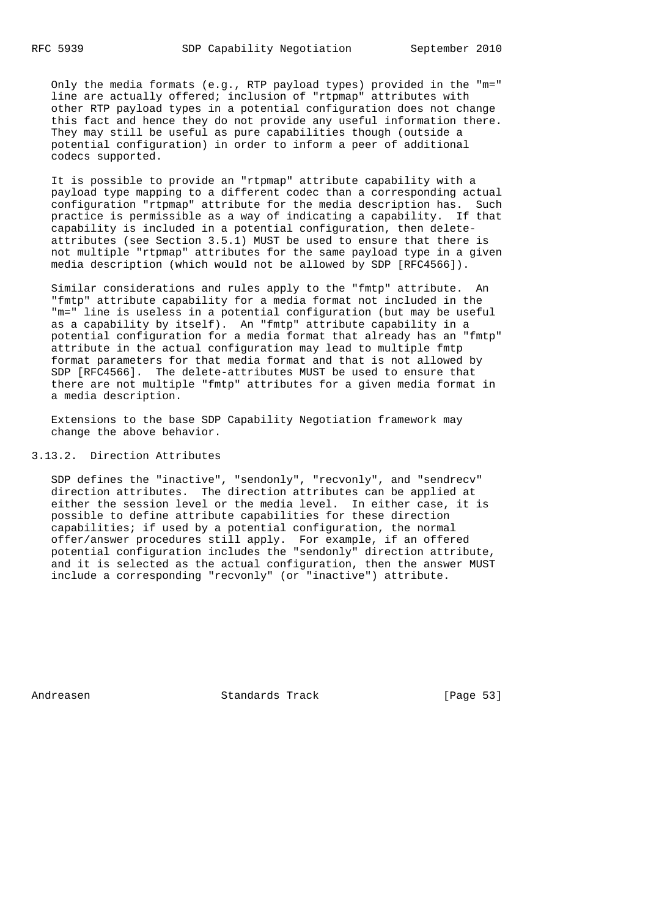Only the media formats (e.g., RTP payload types) provided in the "m=" line are actually offered; inclusion of "rtpmap" attributes with other RTP payload types in a potential configuration does not change this fact and hence they do not provide any useful information there. They may still be useful as pure capabilities though (outside a potential configuration) in order to inform a peer of additional codecs supported.

It is possible to provide an "rtpmap" attribute capability with a payload type mapping to a different codec than a corresponding actual configuration "rtpmap" attribute for the media description has. Such practice is permissible as a way of indicating a capability. If that capability is included in a potential configuration, then delete-attributes (see Section 3.5.1) MUST be used to ensure that there is not multiple "rtpmap" attributes for the same payload type in a given media description (which would not be allowed by SDP [RFC4566]).

Similar considerations and rules apply to the "fmtp" attribute. An "fmtp" attribute capability for a media format not included in the "m=" line is useless in a potential configuration (but may be useful as a capability by itself). An "fmtp" attribute capability in a potential configuration for a media format that already has an "fmtp" attribute in the actual configuration may lead to multiple fmtp format parameters for that media format and that is not allowed by SDP [RFC4566]. The delete-attributes MUST be used to ensure that there are not multiple "fmtp" attributes for a given media format in a media description.

Extensions to the base SDP Capability Negotiation framework may change the above behavior.

### 3.13.2. Direction Attributes

SDP defines the "inactive", "sendonly", "recvonly", and "sendrecv" direction attributes. The direction attributes can be applied at either the session level or the media level. In either case, it is possible to define attribute capabilities for these direction capabilities; if used by a potential configuration, the normal offer/answer procedures still apply. For example, if an offered potential configuration includes the "sendonly" direction attribute, and it is selected as the actual configuration, then the answer MUST include a corresponding "recvonly" (or "inactive") attribute.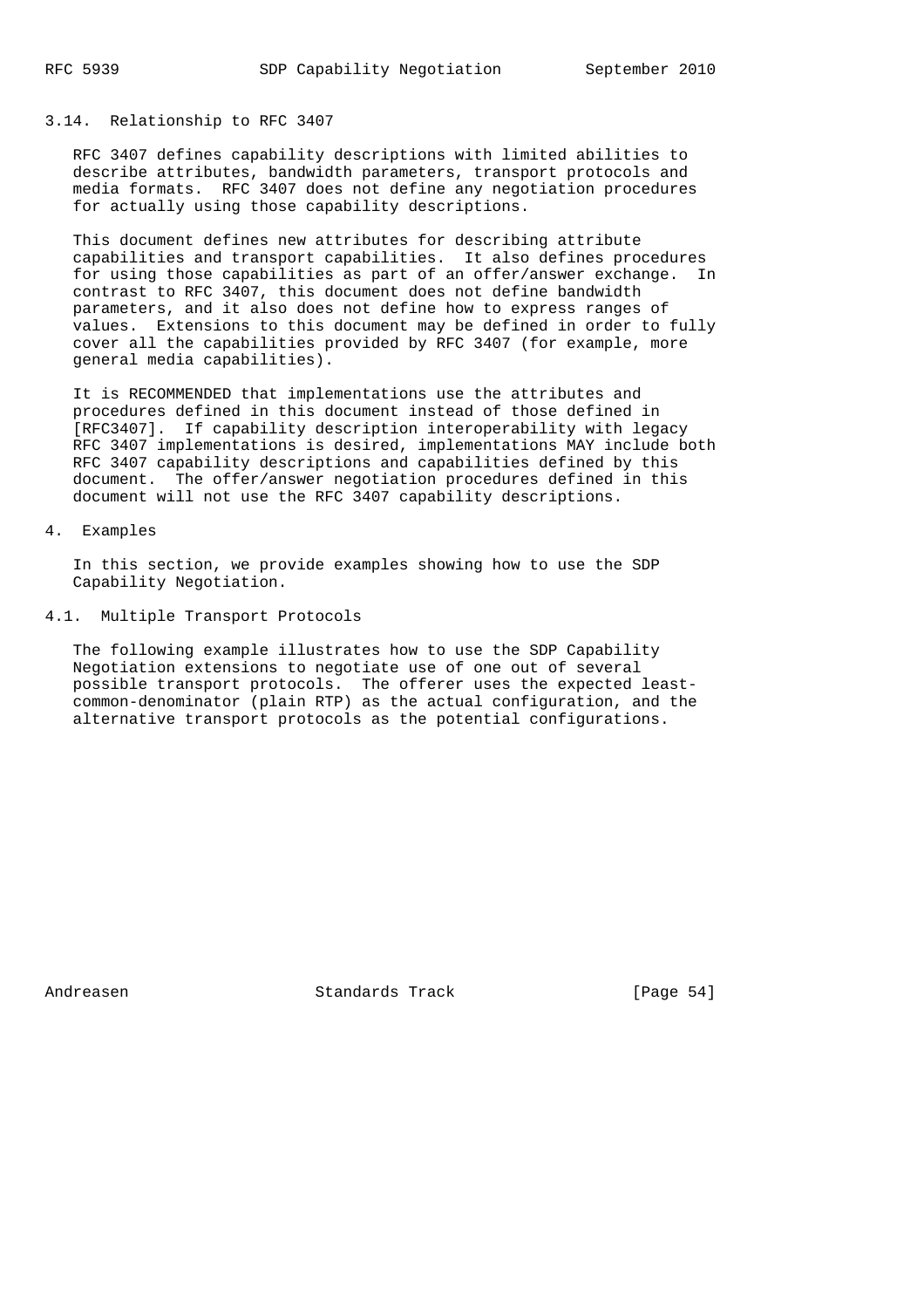### 3.14. Relationship to RFC 3407

RFC 3407 defines capability descriptions with limited abilities to describe attributes, bandwidth parameters, transport protocols and media formats. RFC 3407 does not define any negotiation procedures for actually using those capability descriptions.

This document defines new attributes for describing attribute capabilities and transport capabilities. It also defines procedures for using those capabilities as part of an offer/answer exchange. In contrast to RFC 3407, this document does not define bandwidth parameters, and it also does not define how to express ranges of values. Extensions to this document may be defined in order to fully cover all the capabilities provided by RFC 3407 (for example, more general media capabilities).

It is RECOMMENDED that implementations use the attributes and procedures defined in this document instead of those defined in [RFC3407]. If capability description interoperability with legacy RFC 3407 implementations is desired, implementations MAY include both RFC 3407 capability descriptions and capabilities defined by this document. The offer/answer negotiation procedures defined in this document will not use the RFC 3407 capability descriptions.

## 4. Examples

In this section, we provide examples showing how to use the SDP Capability Negotiation.

### 4.1. Multiple Transport Protocols

The following example illustrates how to use the SDP Capability Negotiation extensions to negotiate use of one out of several possible transport protocols. The offerer uses the expected least-common-denominator (plain RTP) as the actual configuration, and the alternative transport protocols as the potential configurations.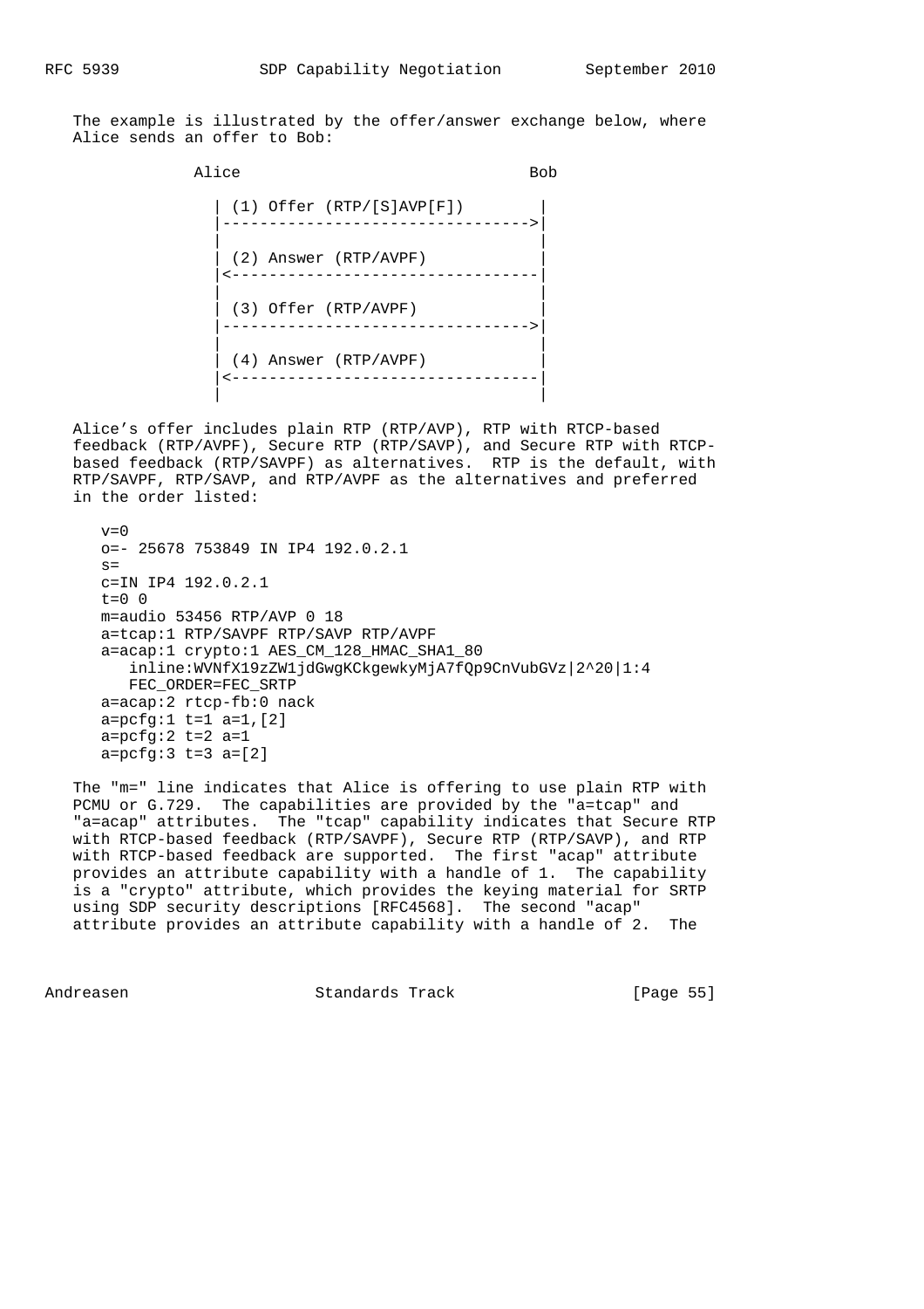The example is illustrated by the offer/answer exchange below, where Alice sends an offer to Bob:

```
           Alice                               Bob

             | (1) Offer (RTP/[S]AVP[F])         |
             |--------------------------------->|
             |                                  |
             | (2) Answer (RTP/AVPF)            |
             |<---------------------------------|
             |                                  |
             | (3) Offer (RTP/AVPF)             |
             |--------------------------------->|
             |                                  |
             | (4) Answer (RTP/AVPF)            |
             |<---------------------------------|
             |                                  |
```

Alice's offer includes plain RTP (RTP/AVP), RTP with RTCP-based feedback (RTP/AVPF), Secure RTP (RTP/SAVP), and Secure RTP with RTCP-based feedback (RTP/SAVPF) as alternatives. RTP is the default, with RTP/SAVPF, RTP/SAVP, and RTP/AVPF as the alternatives and preferred in the order listed:

```
v=0
o=- 25678 753849 IN IP4 192.0.2.1
s=
c=IN IP4 192.0.2.1
t=0 0
m=audio 53456 RTP/AVP 0 18
a=tcap:1 RTP/SAVPF RTP/SAVP RTP/AVPF
a=acap:1 crypto:1 AES_CM_128_HMAC_SHA1_80
   inline:WVNfX19zZW1jdGwgKCkgewkyMjA7fQp9CnVubGVz|2^20|1:4
   FEC_ORDER=FEC_SRTP
a=acap:2 rtcp-fb:0 nack
a=pcfg:1 t=1 a=1,[2]
a=pcfg:2 t=2 a=1
a=pcfg:3 t=3 a=[2]
```

The "m=" line indicates that Alice is offering to use plain RTP with PCMU or G.729. The capabilities are provided by the "a=tcap" and "a=acap" attributes. The "tcap" capability indicates that Secure RTP with RTCP-based feedback (RTP/SAVPF), Secure RTP (RTP/SAVP), and RTP with RTCP-based feedback are supported. The first "acap" attribute provides an attribute capability with a handle of 1. The capability is a "crypto" attribute, which provides the keying material for SRTP using SDP security descriptions [RFC4568]. The second "acap" attribute provides an attribute capability with a handle of 2. The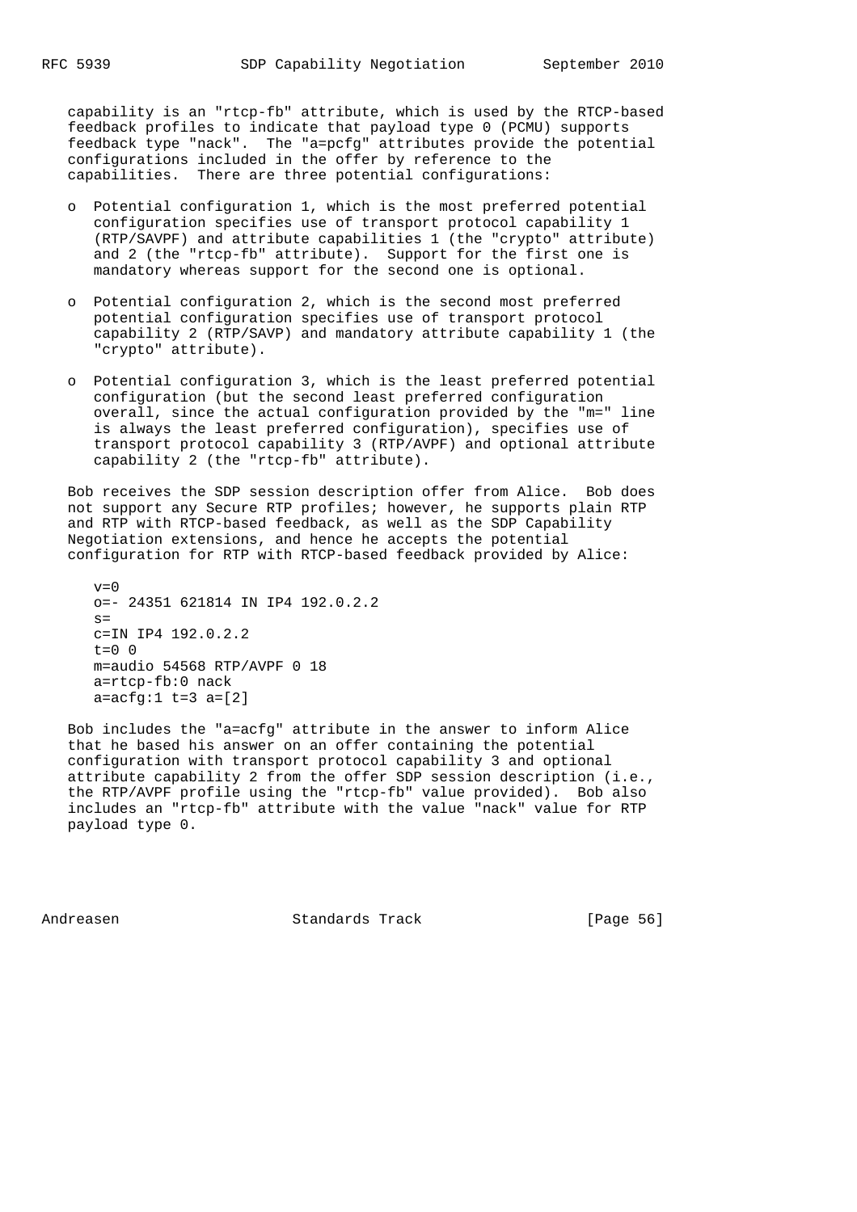capability is an "rtcp-fb" attribute, which is used by the RTCP-based feedback profiles to indicate that payload type 0 (PCMU) supports feedback type "nack". The "a=pcfg" attributes provide the potential configurations included in the offer by reference to the capabilities. There are three potential configurations:

- Potential configuration 1, which is the most preferred potential configuration specifies use of transport protocol capability 1 (RTP/SAVPF) and attribute capabilities 1 (the "crypto" attribute) and 2 (the "rtcp-fb" attribute). Support for the first one is mandatory whereas support for the second one is optional.

- Potential configuration 2, which is the second most preferred potential configuration specifies use of transport protocol capability 2 (RTP/SAVP) and mandatory attribute capability 1 (the "crypto" attribute).

- Potential configuration 3, which is the least preferred potential configuration (but the second least preferred configuration overall, since the actual configuration provided by the "m=" line is always the least preferred configuration), specifies use of transport protocol capability 3 (RTP/AVPF) and optional attribute capability 2 (the "rtcp-fb" attribute).

Bob receives the SDP session description offer from Alice. Bob does not support any Secure RTP profiles; however, he supports plain RTP and RTP with RTCP-based feedback, as well as the SDP Capability Negotiation extensions, and hence he accepts the potential configuration for RTP with RTCP-based feedback provided by Alice:

```
v=0
o=- 24351 621814 IN IP4 192.0.2.2
s=
c=IN IP4 192.0.2.2
t=0 0
m=audio 54568 RTP/AVPF 0 18
a=rtcp-fb:0 nack
a=acfg:1 t=3 a=[2]
```

Bob includes the "a=acfg" attribute in the answer to inform Alice that he based his answer on an offer containing the potential configuration with transport protocol capability 3 and optional attribute capability 2 from the offer SDP session description (i.e., the RTP/AVPF profile using the "rtcp-fb" value provided). Bob also includes an "rtcp-fb" attribute with the value "nack" value for RTP payload type 0.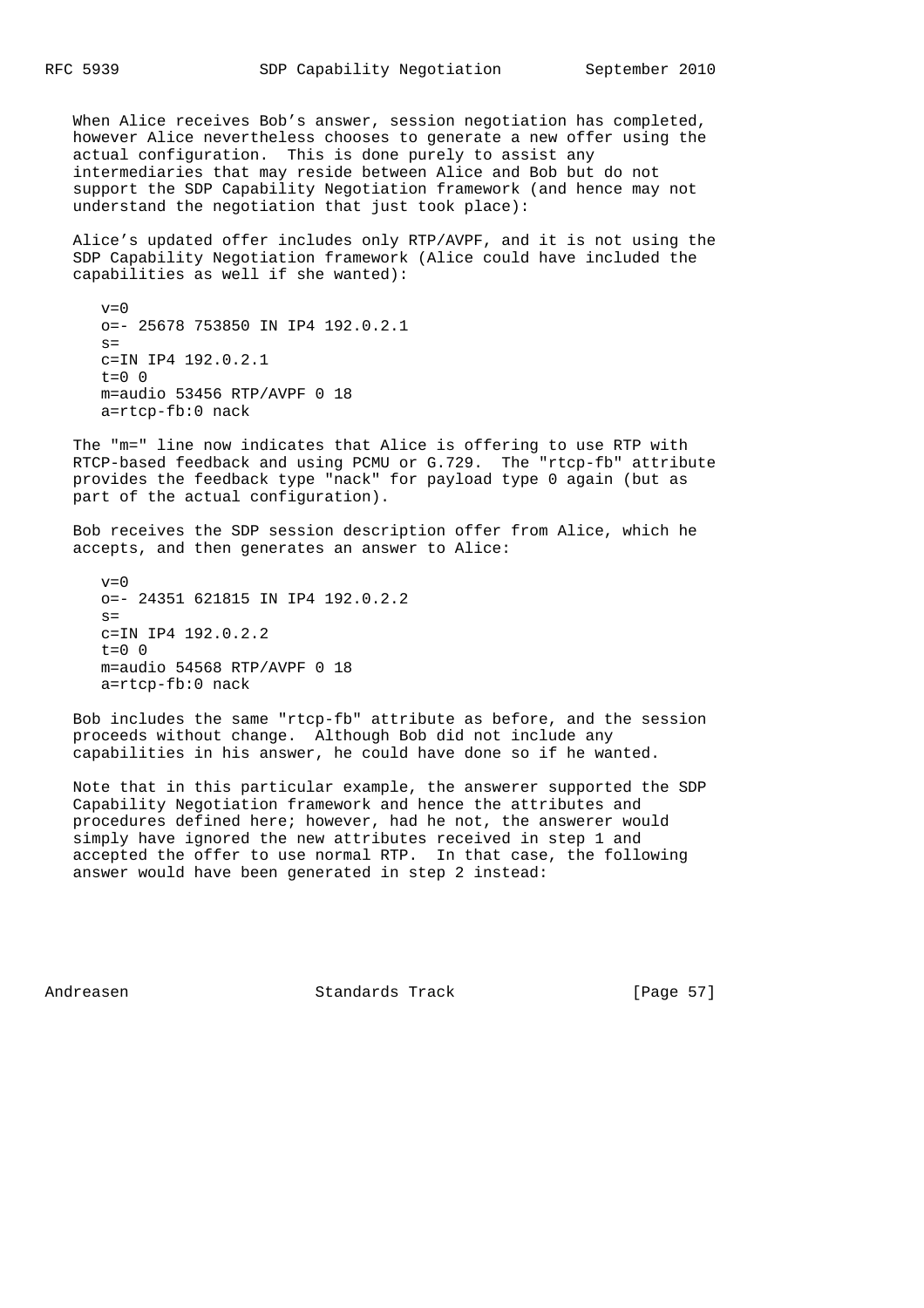When Alice receives Bob's answer, session negotiation has completed, however Alice nevertheless chooses to generate a new offer using the actual configuration. This is done purely to assist any intermediaries that may reside between Alice and Bob but do not support the SDP Capability Negotiation framework (and hence may not understand the negotiation that just took place):

Alice's updated offer includes only RTP/AVPF, and it is not using the SDP Capability Negotiation framework (Alice could have included the capabilities as well if she wanted):

```
v=0
o=- 25678 753850 IN IP4 192.0.2.1
s=
c=IN IP4 192.0.2.1
t=0 0
m=audio 53456 RTP/AVPF 0 18
a=rtcp-fb:0 nack
```

The "m=" line now indicates that Alice is offering to use RTP with RTCP-based feedback and using PCMU or G.729. The "rtcp-fb" attribute provides the feedback type "nack" for payload type 0 again (but as part of the actual configuration).

Bob receives the SDP session description offer from Alice, which he accepts, and then generates an answer to Alice:

```
v=0
o=- 24351 621815 IN IP4 192.0.2.2
s=
c=IN IP4 192.0.2.2
t=0 0
m=audio 54568 RTP/AVPF 0 18
a=rtcp-fb:0 nack
```

Bob includes the same "rtcp-fb" attribute as before, and the session proceeds without change. Although Bob did not include any capabilities in his answer, he could have done so if he wanted.

Note that in this particular example, the answerer supported the SDP Capability Negotiation framework and hence the attributes and procedures defined here; however, had he not, the answerer would simply have ignored the new attributes received in step 1 and accepted the offer to use normal RTP. In that case, the following answer would have been generated in step 2 instead: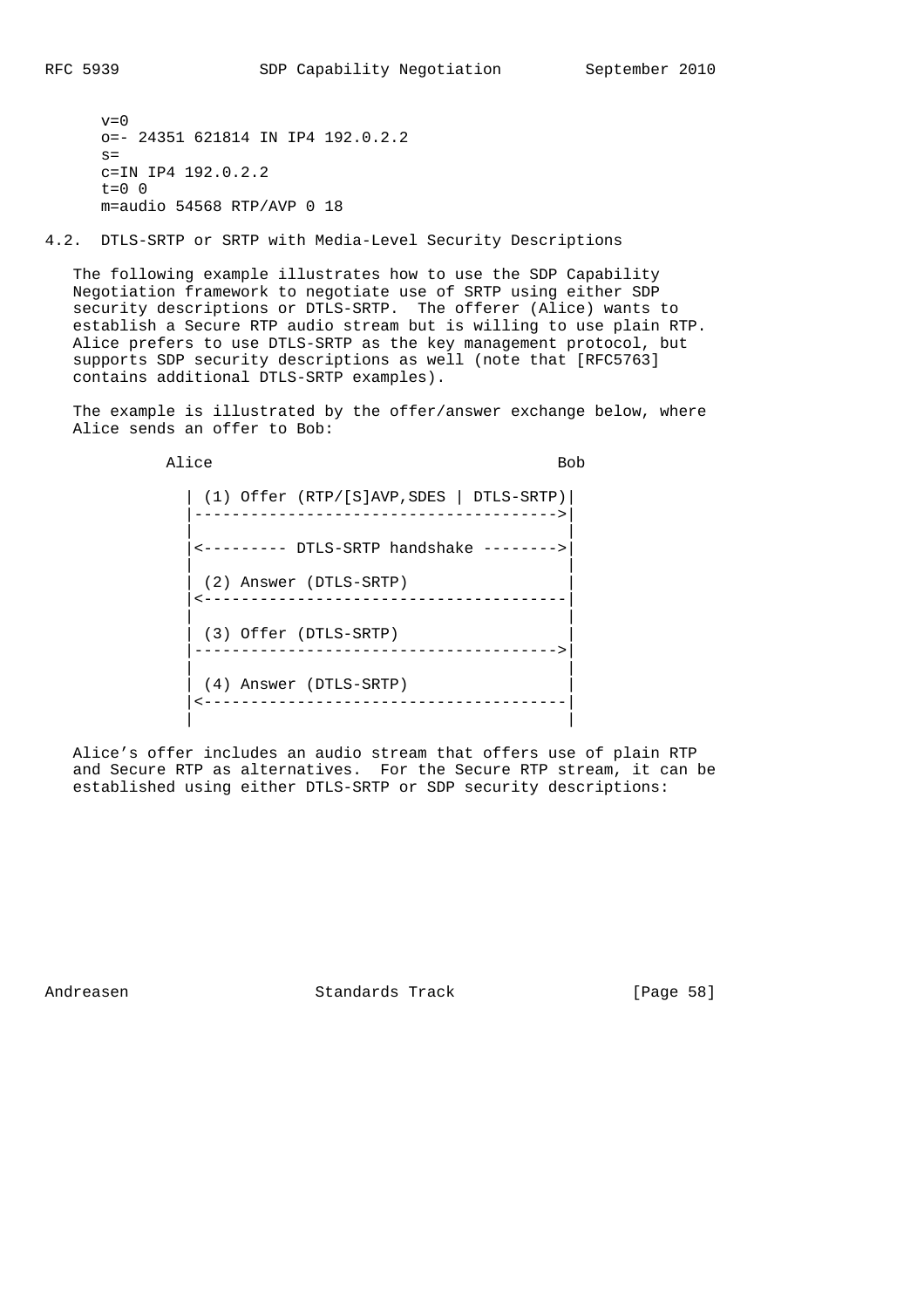```
v=0
o=- 24351 621814 IN IP4 192.0.2.2
s=
c=IN IP4 192.0.2.2
t=0 0
m=audio 54568 RTP/AVP 0 18
```

## 4.2. DTLS-SRTP or SRTP with Media-Level Security Descriptions

The following example illustrates how to use the SDP Capability Negotiation framework to negotiate use of SRTP using either SDP security descriptions or DTLS-SRTP. The offerer (Alice) wants to establish a Secure RTP audio stream but is willing to use plain RTP. Alice prefers to use DTLS-SRTP as the key management protocol, but supports SDP security descriptions as well (note that [RFC5763] contains additional DTLS-SRTP examples).

The example is illustrated by the offer/answer exchange below, where Alice sends an offer to Bob:

```
         Alice                                   Bob

           | (1) Offer (RTP/[S]AVP,SDES | DTLS-SRTP)|
           |--------------------------------------->|
           |                                        |
           |<--------- DTLS-SRTP handshake -------->|
           |                                        |
           | (2) Answer (DTLS-SRTP)                 |
           |<---------------------------------------|
           |                                        |
           | (3) Offer (DTLS-SRTP)                  |
           |--------------------------------------->|
           |                                        |
           | (4) Answer (DTLS-SRTP)                 |
           |<---------------------------------------|
           |                                        |
```

Alice's offer includes an audio stream that offers use of plain RTP and Secure RTP as alternatives. For the Secure RTP stream, it can be established using either DTLS-SRTP or SDP security descriptions: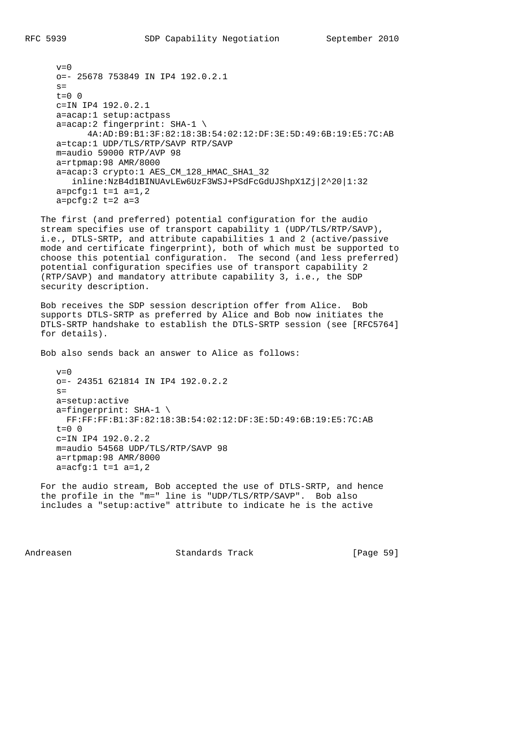```
v=0
o=- 25678 753849 IN IP4 192.0.2.1
s=
t=0 0
c=IN IP4 192.0.2.1
a=acap:1 setup:actpass
a=acap:2 fingerprint: SHA-1 \
     4A:AD:B9:B1:3F:82:18:3B:54:02:12:DF:3E:5D:49:6B:19:E5:7C:AB
a=tcap:1 UDP/TLS/RTP/SAVP RTP/SAVP
m=audio 59000 RTP/AVP 98
a=rtpmap:98 AMR/8000
a=acap:3 crypto:1 AES_CM_128_HMAC_SHA1_32
   inline:NzB4d1BINUAvLEw6UzF3WSJ+PSdFcGdUJShpX1Zj|2^20|1:32
a=pcfg:1 t=1 a=1,2
a=pcfg:2 t=2 a=3
```

The first (and preferred) potential configuration for the audio stream specifies use of transport capability 1 (UDP/TLS/RTP/SAVP), i.e., DTLS-SRTP, and attribute capabilities 1 and 2 (active/passive mode and certificate fingerprint), both of which must be supported to choose this potential configuration. The second (and less preferred) potential configuration specifies use of transport capability 2 (RTP/SAVP) and mandatory attribute capability 3, i.e., the SDP security description.

Bob receives the SDP session description offer from Alice. Bob supports DTLS-SRTP as preferred by Alice and Bob now initiates the DTLS-SRTP handshake to establish the DTLS-SRTP session (see [RFC5764] for details).

Bob also sends back an answer to Alice as follows:

```
v=0
o=- 24351 621814 IN IP4 192.0.2.2
s=
a=setup:active
a=fingerprint: SHA-1 \
  FF:FF:FF:B1:3F:82:18:3B:54:02:12:DF:3E:5D:49:6B:19:E5:7C:AB
t=0 0
c=IN IP4 192.0.2.2
m=audio 54568 UDP/TLS/RTP/SAVP 98
a=rtpmap:98 AMR/8000
a=acfg:1 t=1 a=1,2
```

For the audio stream, Bob accepted the use of DTLS-SRTP, and hence the profile in the "m=" line is "UDP/TLS/RTP/SAVP". Bob also includes a "setup:active" attribute to indicate he is the active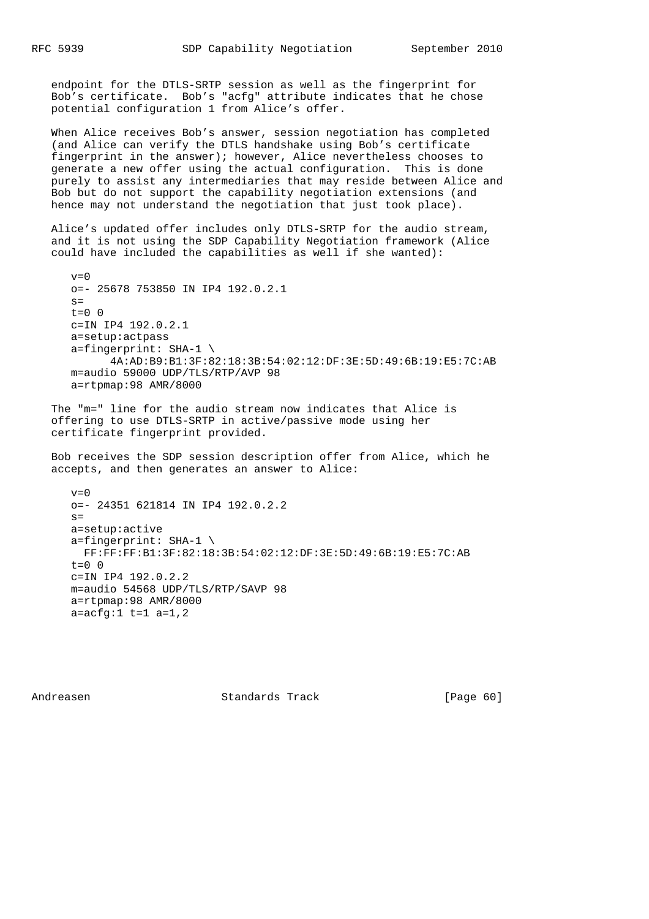endpoint for the DTLS-SRTP session as well as the fingerprint for Bob's certificate. Bob's "acfg" attribute indicates that he chose potential configuration 1 from Alice's offer.

When Alice receives Bob's answer, session negotiation has completed (and Alice can verify the DTLS handshake using Bob's certificate fingerprint in the answer); however, Alice nevertheless chooses to generate a new offer using the actual configuration. This is done purely to assist any intermediaries that may reside between Alice and Bob but do not support the capability negotiation extensions (and hence may not understand the negotiation that just took place).

Alice's updated offer includes only DTLS-SRTP for the audio stream, and it is not using the SDP Capability Negotiation framework (Alice could have included the capabilities as well if she wanted):

```
v=0
o=- 25678 753850 IN IP4 192.0.2.1
s=
t=0 0
c=IN IP4 192.0.2.1
a=setup:actpass
a=fingerprint: SHA-1 \
      4A:AD:B9:B1:3F:82:18:3B:54:02:12:DF:3E:5D:49:6B:19:E5:7C:AB
m=audio 59000 UDP/TLS/RTP/AVP 98
a=rtpmap:98 AMR/8000
```

The "m=" line for the audio stream now indicates that Alice is offering to use DTLS-SRTP in active/passive mode using her certificate fingerprint provided.

Bob receives the SDP session description offer from Alice, which he accepts, and then generates an answer to Alice:

```
v=0
o=- 24351 621814 IN IP4 192.0.2.2
s=
a=setup:active
a=fingerprint: SHA-1 \
  FF:FF:FF:B1:3F:82:18:3B:54:02:12:DF:3E:5D:49:6B:19:E5:7C:AB
t=0 0
c=IN IP4 192.0.2.2
m=audio 54568 UDP/TLS/RTP/SAVP 98
a=rtpmap:98 AMR/8000
a=acfg:1 t=1 a=1,2
```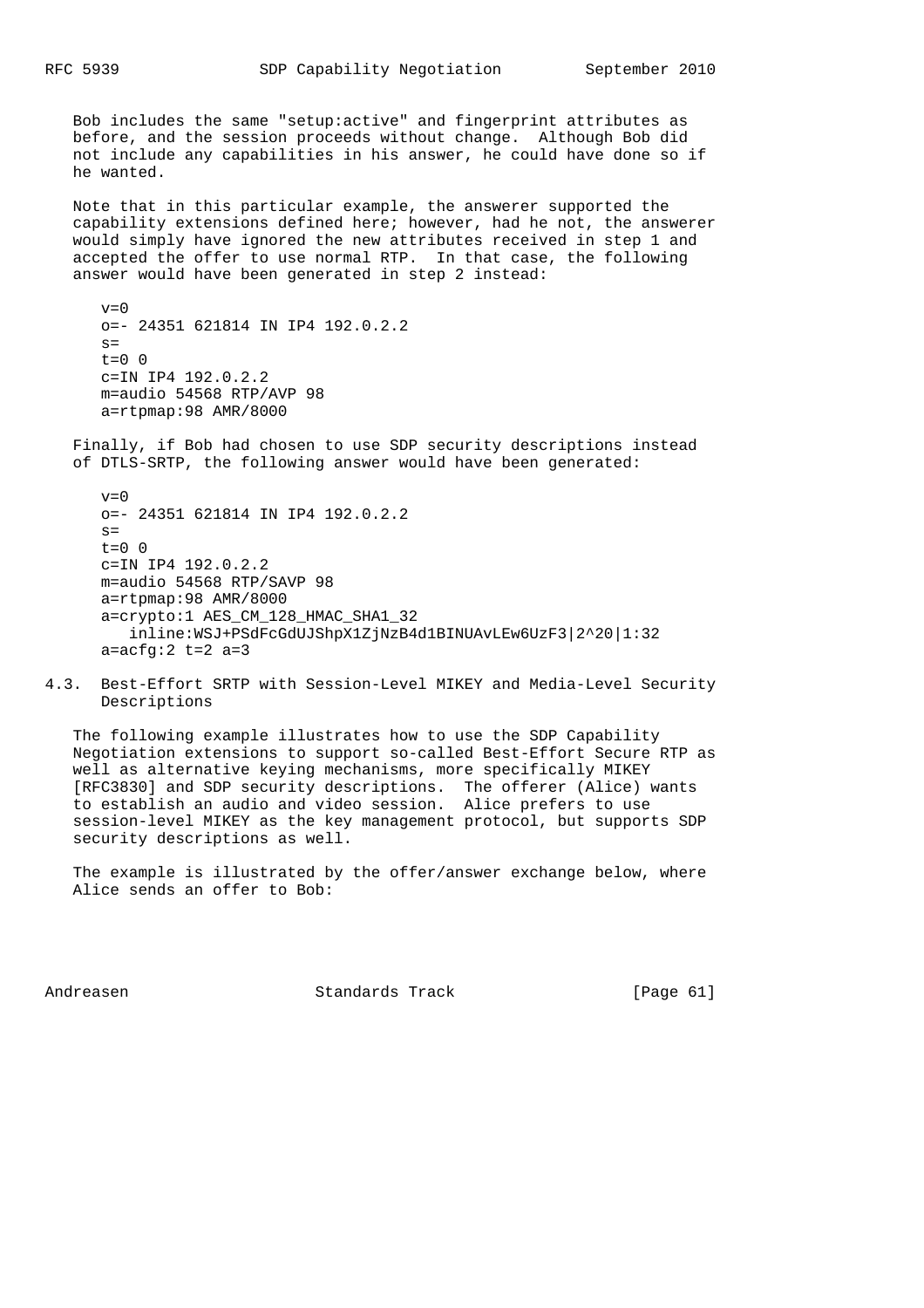Bob includes the same "setup:active" and fingerprint attributes as before, and the session proceeds without change. Although Bob did not include any capabilities in his answer, he could have done so if he wanted.

Note that in this particular example, the answerer supported the capability extensions defined here; however, had he not, the answerer would simply have ignored the new attributes received in step 1 and accepted the offer to use normal RTP. In that case, the following answer would have been generated in step 2 instead:

```
v=0
o=- 24351 621814 IN IP4 192.0.2.2
s=
t=0 0
c=IN IP4 192.0.2.2
m=audio 54568 RTP/AVP 98
a=rtpmap:98 AMR/8000
```

Finally, if Bob had chosen to use SDP security descriptions instead of DTLS-SRTP, the following answer would have been generated:

```
v=0
o=- 24351 621814 IN IP4 192.0.2.2
s=
t=0 0
c=IN IP4 192.0.2.2
m=audio 54568 RTP/SAVP 98
a=rtpmap:98 AMR/8000
a=crypto:1 AES_CM_128_HMAC_SHA1_32
   inline:WSJ+PSdFcGdUJShpX1ZjNzB4d1BINUAvLEw6UzF3|2^20|1:32
a=acfg:2 t=2 a=3
```

### 4.3. Best-Effort SRTP with Session-Level MIKEY and Media-Level Security Descriptions

The following example illustrates how to use the SDP Capability Negotiation extensions to support so-called Best-Effort Secure RTP as well as alternative keying mechanisms, more specifically MIKEY [RFC3830] and SDP security descriptions. The offerer (Alice) wants to establish an audio and video session. Alice prefers to use session-level MIKEY as the key management protocol, but supports SDP security descriptions as well.

The example is illustrated by the offer/answer exchange below, where Alice sends an offer to Bob: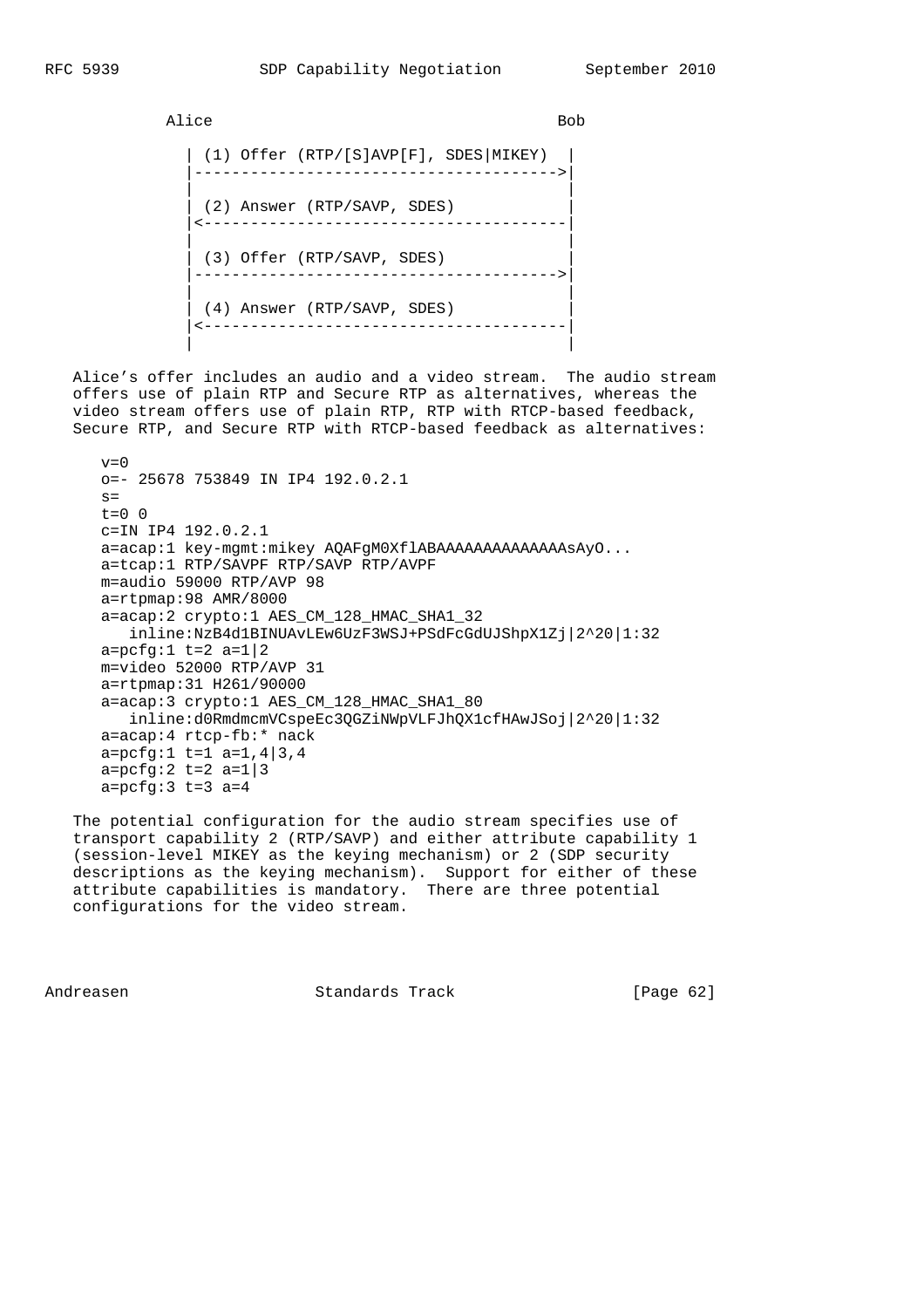```
          Alice                                      Bob

             | (1) Offer (RTP/[S]AVP[F], SDES|MIKEY)  |
             |--------------------------------------->|
             |                                        |
             | (2) Answer (RTP/SAVP, SDES)            |
             |<---------------------------------------|
             |                                        |
             | (3) Offer (RTP/SAVP, SDES)             |
             |--------------------------------------->|
             |                                        |
             | (4) Answer (RTP/SAVP, SDES)            |
             |<---------------------------------------|
             |                                        |
```

Alice's offer includes an audio and a video stream. The audio stream offers use of plain RTP and Secure RTP as alternatives, whereas the video stream offers use of plain RTP, RTP with RTCP-based feedback, Secure RTP, and Secure RTP with RTCP-based feedback as alternatives:

```
   v=0
   o=- 25678 753849 IN IP4 192.0.2.1
   s=
   t=0 0
   c=IN IP4 192.0.2.1
   a=acap:1 key-mgmt:mikey AQAFgM0XflABAAAAAAAAAAAAAAsAyO...
   a=tcap:1 RTP/SAVPF RTP/SAVP RTP/AVPF
   m=audio 59000 RTP/AVP 98
   a=rtpmap:98 AMR/8000
   a=acap:2 crypto:1 AES_CM_128_HMAC_SHA1_32
      inline:NzB4d1BINUAvLEw6UzF3WSJ+PSdFcGdUJShpX1Zj|2^20|1:32
   a=pcfg:1 t=2 a=1|2
   m=video 52000 RTP/AVP 31
   a=rtpmap:31 H261/90000
   a=acap:3 crypto:1 AES_CM_128_HMAC_SHA1_80
      inline:d0RmdmcmVCspeEc3QGZiNWpVLFJhQX1cfHAwJSoj|2^20|1:32
   a=acap:4 rtcp-fb:* nack
   a=pcfg:1 t=1 a=1,4|3,4
   a=pcfg:2 t=2 a=1|3
   a=pcfg:3 t=3 a=4
```

The potential configuration for the audio stream specifies use of transport capability 2 (RTP/SAVP) and either attribute capability 1 (session-level MIKEY as the keying mechanism) or 2 (SDP security descriptions as the keying mechanism). Support for either of these attribute capabilities is mandatory. There are three potential configurations for the video stream.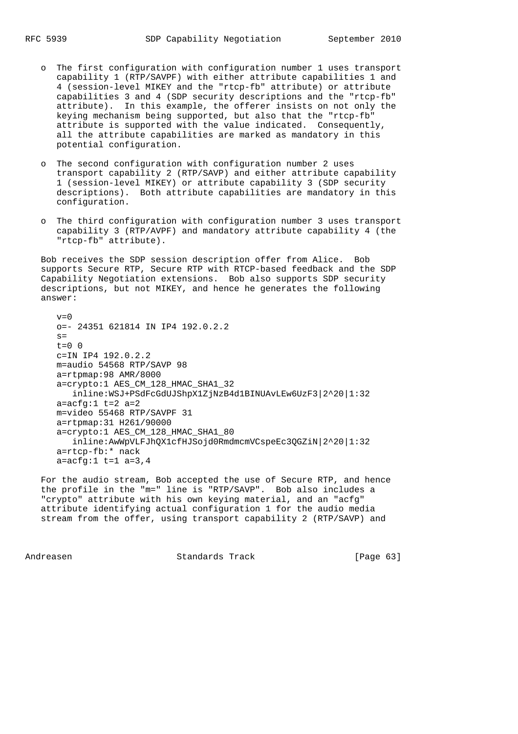- The first configuration with configuration number 1 uses transport capability 1 (RTP/SAVPF) with either attribute capabilities 1 and 4 (session-level MIKEY and the "rtcp-fb" attribute) or attribute capabilities 3 and 4 (SDP security descriptions and the "rtcp-fb" attribute). In this example, the offerer insists on not only the keying mechanism being supported, but also that the "rtcp-fb" attribute is supported with the value indicated. Consequently, all the attribute capabilities are marked as mandatory in this potential configuration.

- The second configuration with configuration number 2 uses transport capability 2 (RTP/SAVP) and either attribute capability 1 (session-level MIKEY) or attribute capability 3 (SDP security descriptions). Both attribute capabilities are mandatory in this configuration.

- The third configuration with configuration number 3 uses transport capability 3 (RTP/AVPF) and mandatory attribute capability 4 (the "rtcp-fb" attribute).

Bob receives the SDP session description offer from Alice. Bob supports Secure RTP, Secure RTP with RTCP-based feedback and the SDP Capability Negotiation extensions. Bob also supports SDP security descriptions, but not MIKEY, and hence he generates the following answer:

```
v=0
o=- 24351 621814 IN IP4 192.0.2.2
s=
t=0 0
c=IN IP4 192.0.2.2
m=audio 54568 RTP/SAVP 98
a=rtpmap:98 AMR/8000
a=crypto:1 AES_CM_128_HMAC_SHA1_32
   inline:WSJ+PSdFcGdUJShpX1ZjNzB4d1BINUAvLEw6UzF3|2^20|1:32
a=acfg:1 t=2 a=2
m=video 55468 RTP/SAVPF 31
a=rtpmap:31 H261/90000
a=crypto:1 AES_CM_128_HMAC_SHA1_80
   inline:AwWpVLFJhQX1cfHJSojd0RmdmcmVCspeEc3QGZiN|2^20|1:32
a=rtcp-fb:* nack
a=acfg:1 t=1 a=3,4
```

For the audio stream, Bob accepted the use of Secure RTP, and hence the profile in the "m=" line is "RTP/SAVP". Bob also includes a "crypto" attribute with his own keying material, and an "acfg" attribute identifying actual configuration 1 for the audio media stream from the offer, using transport capability 2 (RTP/SAVP) and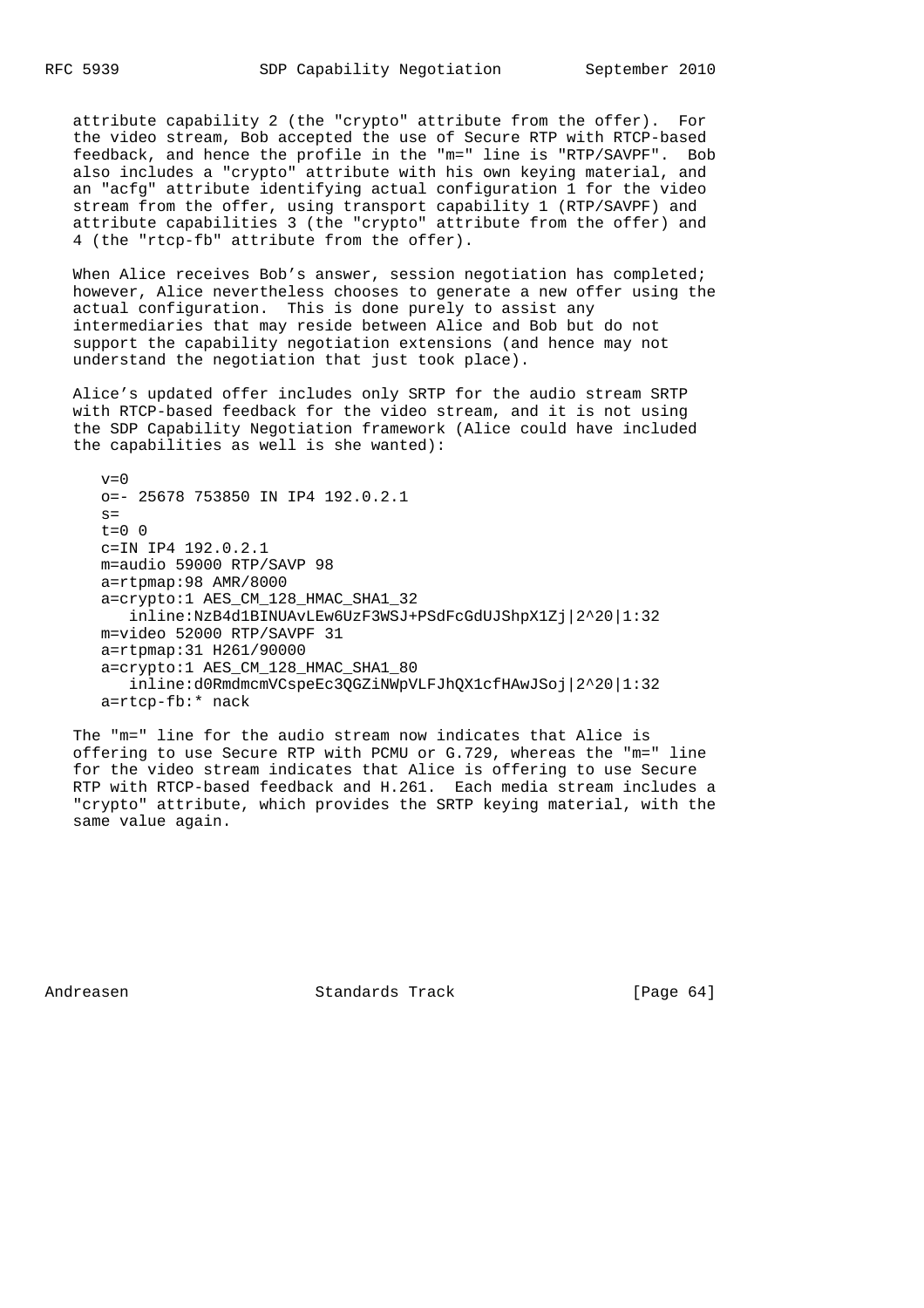attribute capability 2 (the "crypto" attribute from the offer). For the video stream, Bob accepted the use of Secure RTP with RTCP-based feedback, and hence the profile in the "m=" line is "RTP/SAVPF". Bob also includes a "crypto" attribute with his own keying material, and an "acfg" attribute identifying actual configuration 1 for the video stream from the offer, using transport capability 1 (RTP/SAVPF) and attribute capabilities 3 (the "crypto" attribute from the offer) and 4 (the "rtcp-fb" attribute from the offer).

When Alice receives Bob's answer, session negotiation has completed; however, Alice nevertheless chooses to generate a new offer using the actual configuration. This is done purely to assist any intermediaries that may reside between Alice and Bob but do not support the capability negotiation extensions (and hence may not understand the negotiation that just took place).

Alice's updated offer includes only SRTP for the audio stream SRTP with RTCP-based feedback for the video stream, and it is not using the SDP Capability Negotiation framework (Alice could have included the capabilities as well is she wanted):

```
v=0
o=- 25678 753850 IN IP4 192.0.2.1
s=
t=0 0
c=IN IP4 192.0.2.1
m=audio 59000 RTP/SAVP 98
a=rtpmap:98 AMR/8000
a=crypto:1 AES_CM_128_HMAC_SHA1_32
   inline:NzB4d1BINUAvLEw6UzF3WSJ+PSdFcGdUJShpX1Zj|2^20|1:32
m=video 52000 RTP/SAVPF 31
a=rtpmap:31 H261/90000
a=crypto:1 AES_CM_128_HMAC_SHA1_80
   inline:d0RmdmcmVCspeEc3QGZiNWpVLFJhQX1cfHAwJSoj|2^20|1:32
a=rtcp-fb:* nack
```

The "m=" line for the audio stream now indicates that Alice is offering to use Secure RTP with PCMU or G.729, whereas the "m=" line for the video stream indicates that Alice is offering to use Secure RTP with RTCP-based feedback and H.261. Each media stream includes a "crypto" attribute, which provides the SRTP keying material, with the same value again.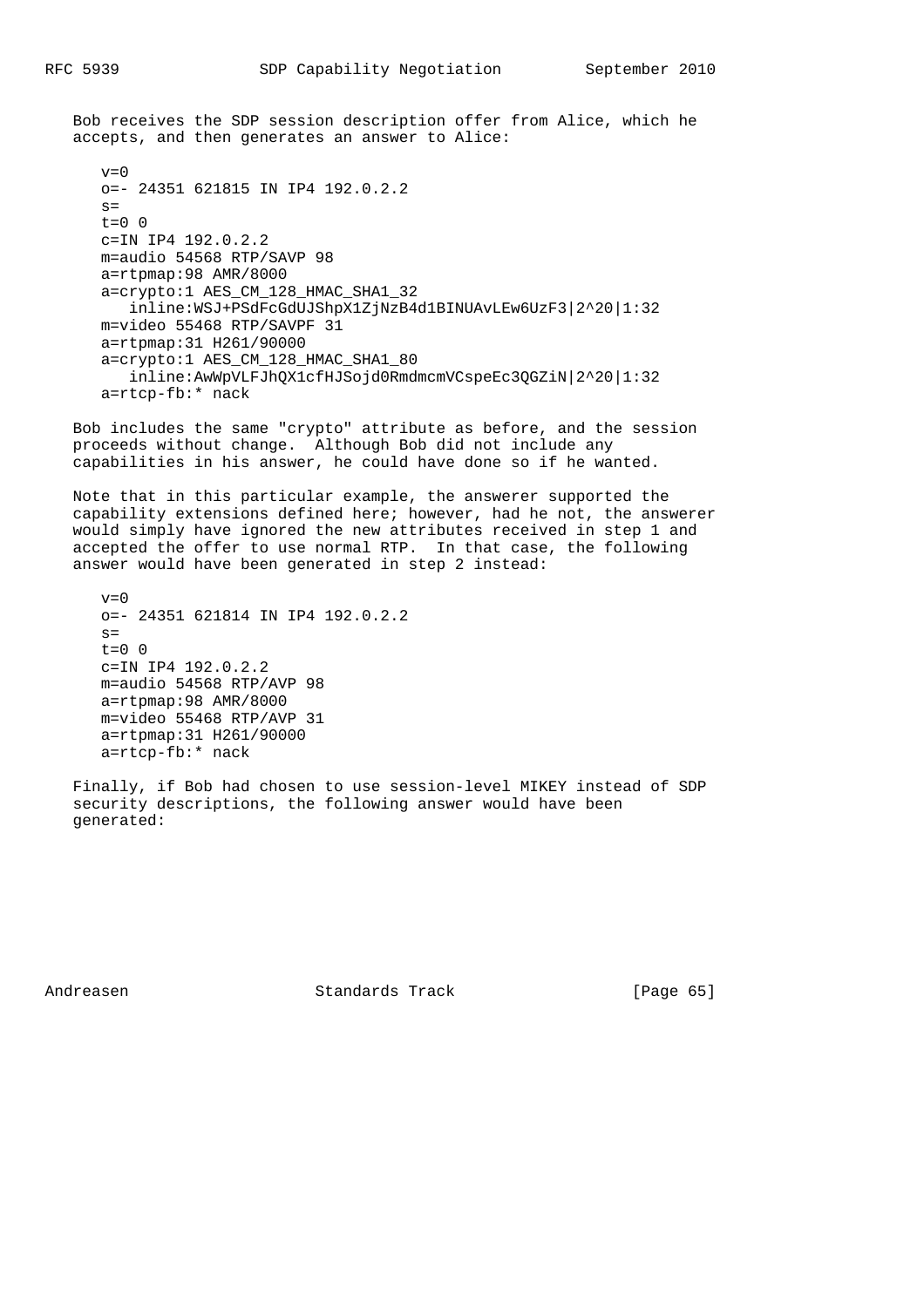Bob receives the SDP session description offer from Alice, which he accepts, and then generates an answer to Alice:

```
v=0
o=- 24351 621815 IN IP4 192.0.2.2
s=
t=0 0
c=IN IP4 192.0.2.2
m=audio 54568 RTP/SAVP 98
a=rtpmap:98 AMR/8000
a=crypto:1 AES_CM_128_HMAC_SHA1_32
   inline:WSJ+PSdFcGdUJShpX1ZjNzB4d1BINUAvLEw6UzF3|2^20|1:32
m=video 55468 RTP/SAVPF 31
a=rtpmap:31 H261/90000
a=crypto:1 AES_CM_128_HMAC_SHA1_80
   inline:AwWpVLFJhQX1cfHJSojd0RmdmcmVCspeEc3QGZiN|2^20|1:32
a=rtcp-fb:* nack
```

Bob includes the same "crypto" attribute as before, and the session proceeds without change. Although Bob did not include any capabilities in his answer, he could have done so if he wanted.

Note that in this particular example, the answerer supported the capability extensions defined here; however, had he not, the answerer would simply have ignored the new attributes received in step 1 and accepted the offer to use normal RTP. In that case, the following answer would have been generated in step 2 instead:

```
v=0
o=- 24351 621814 IN IP4 192.0.2.2
s=
t=0 0
c=IN IP4 192.0.2.2
m=audio 54568 RTP/AVP 98
a=rtpmap:98 AMR/8000
m=video 55468 RTP/AVP 31
a=rtpmap:31 H261/90000
a=rtcp-fb:* nack
```

Finally, if Bob had chosen to use session-level MIKEY instead of SDP security descriptions, the following answer would have been generated: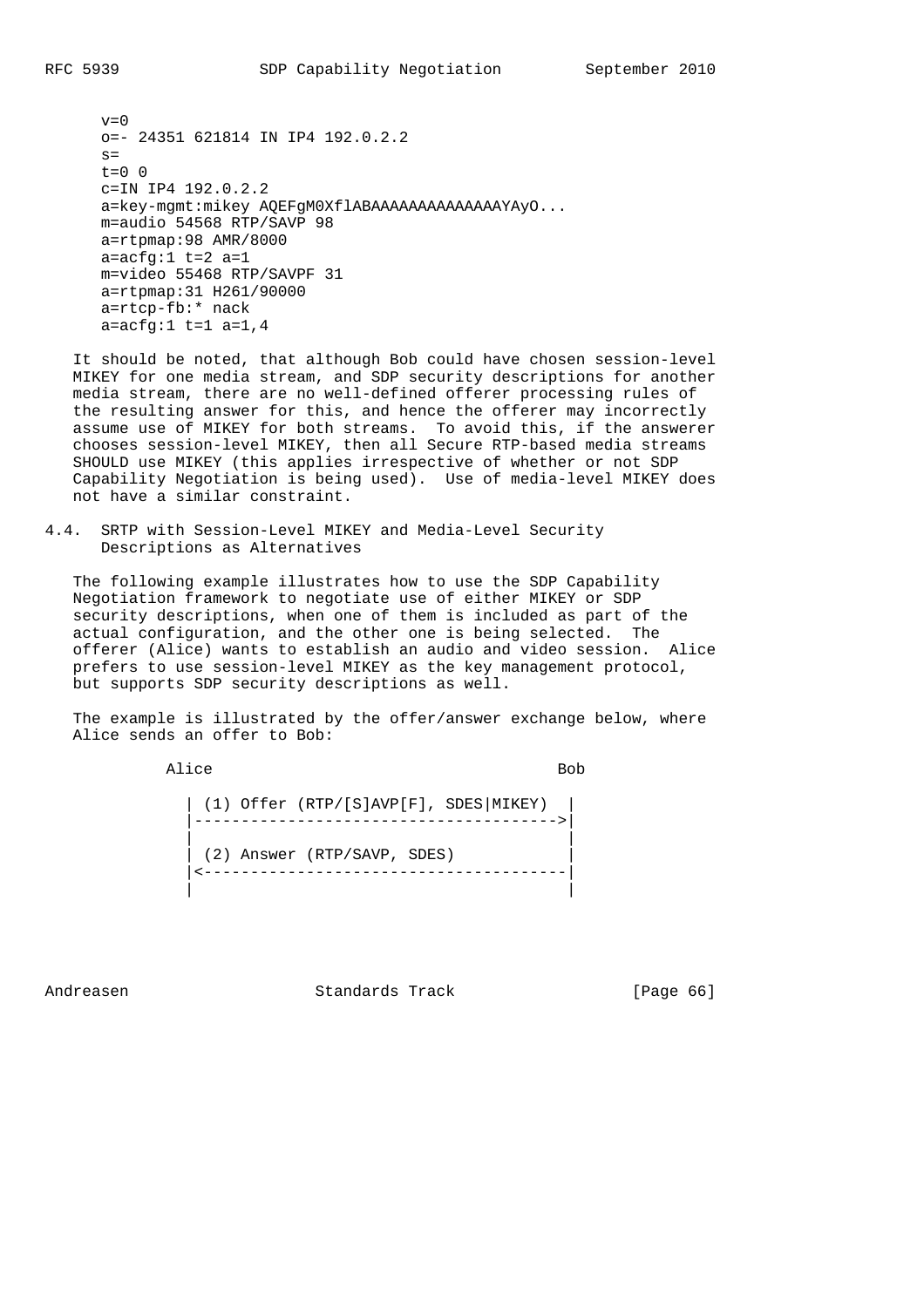```
v=0
o=- 24351 621814 IN IP4 192.0.2.2
s=
t=0 0
c=IN IP4 192.0.2.2
a=key-mgmt:mikey AQEFgM0XflABAAAAAAAAAAAAAAYAyO...
m=audio 54568 RTP/SAVP 98
a=rtpmap:98 AMR/8000
a=acfg:1 t=2 a=1
m=video 55468 RTP/SAVPF 31
a=rtpmap:31 H261/90000
a=rtcp-fb:* nack
a=acfg:1 t=1 a=1,4
```

It should be noted, that although Bob could have chosen session-level MIKEY for one media stream, and SDP security descriptions for another media stream, there are no well-defined offerer processing rules of the resulting answer for this, and hence the offerer may incorrectly assume use of MIKEY for both streams. To avoid this, if the answerer chooses session-level MIKEY, then all Secure RTP-based media streams SHOULD use MIKEY (this applies irrespective of whether or not SDP Capability Negotiation is being used). Use of media-level MIKEY does not have a similar constraint.

### 4.4. SRTP with Session-Level MIKEY and Media-Level Security Descriptions as Alternatives

The following example illustrates how to use the SDP Capability Negotiation framework to negotiate use of either MIKEY or SDP security descriptions, when one of them is included as part of the actual configuration, and the other one is being selected. The offerer (Alice) wants to establish an audio and video session. Alice prefers to use session-level MIKEY as the key management protocol, but supports SDP security descriptions as well.

The example is illustrated by the offer/answer exchange below, where Alice sends an offer to Bob:

```
          Alice                                  Bob

            | (1) Offer (RTP/[S]AVP[F], SDES|MIKEY)  |
            |--------------------------------------->|
            |                                        |
            | (2) Answer (RTP/SAVP, SDES)            |
            |<---------------------------------------|
            |                                        |
```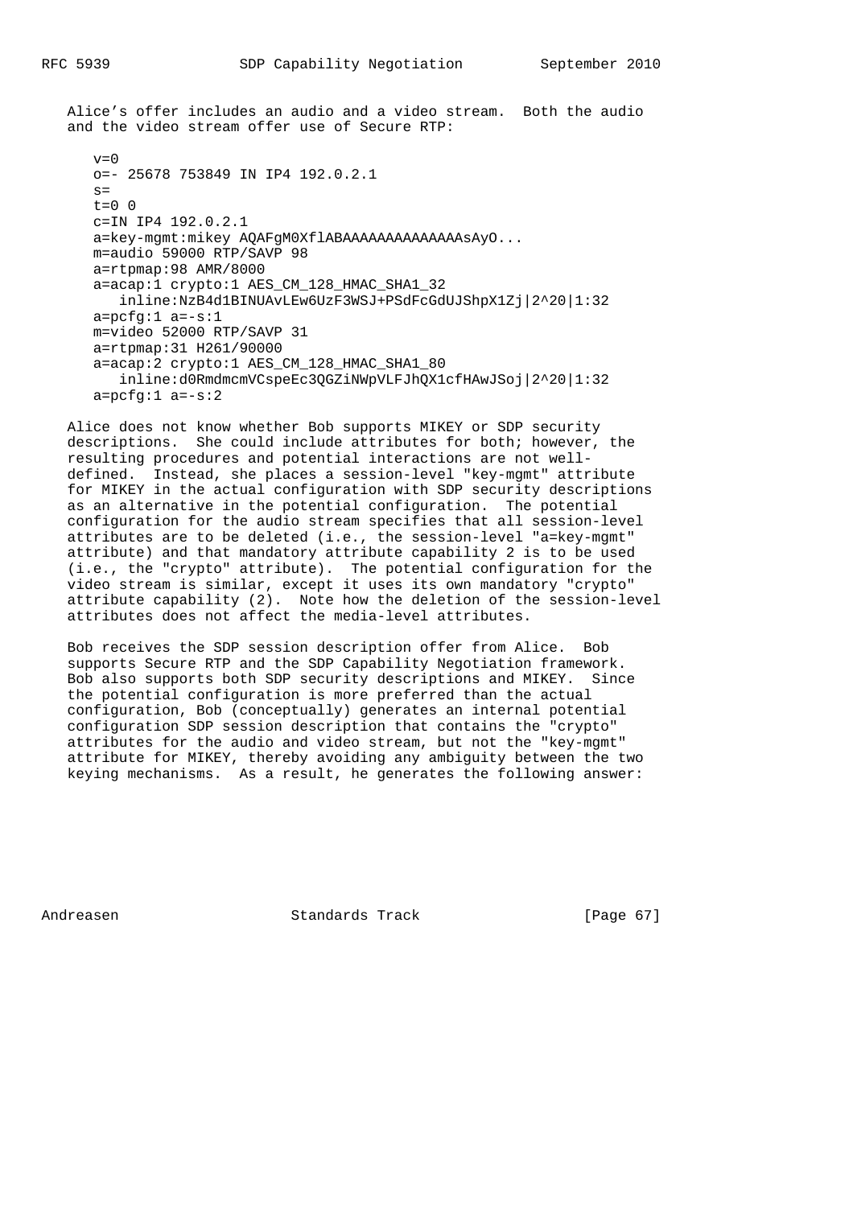Alice's offer includes an audio and a video stream. Both the audio and the video stream offer use of Secure RTP:

```
v=0
o=- 25678 753849 IN IP4 192.0.2.1
s=
t=0 0
c=IN IP4 192.0.2.1
a=key-mgmt:mikey AQAFgM0XflABAAAAAAAAAAAAAAsAyO...
m=audio 59000 RTP/SAVP 98
a=rtpmap:98 AMR/8000
a=acap:1 crypto:1 AES_CM_128_HMAC_SHA1_32
   inline:NzB4d1BINUAvLEw6UzF3WSJ+PSdFcGdUJShpX1Zj|2^20|1:32
a=pcfg:1 a=-s:1
m=video 52000 RTP/SAVP 31
a=rtpmap:31 H261/90000
a=acap:2 crypto:1 AES_CM_128_HMAC_SHA1_80
   inline:d0RmdmcmVCspeEc3QGZiNWpVLFJhQX1cfHAwJSoj|2^20|1:32
a=pcfg:1 a=-s:2
```

Alice does not know whether Bob supports MIKEY or SDP security descriptions. She could include attributes for both; however, the resulting procedures and potential interactions are not well-defined. Instead, she places a session-level "key-mgmt" attribute for MIKEY in the actual configuration with SDP security descriptions as an alternative in the potential configuration. The potential configuration for the audio stream specifies that all session-level attributes are to be deleted (i.e., the session-level "a=key-mgmt" attribute) and that mandatory attribute capability 2 is to be used (i.e., the "crypto" attribute). The potential configuration for the video stream is similar, except it uses its own mandatory "crypto" attribute capability (2). Note how the deletion of the session-level attributes does not affect the media-level attributes.

Bob receives the SDP session description offer from Alice. Bob supports Secure RTP and the SDP Capability Negotiation framework. Bob also supports both SDP security descriptions and MIKEY. Since the potential configuration is more preferred than the actual configuration, Bob (conceptually) generates an internal potential configuration SDP session description that contains the "crypto" attributes for the audio and video stream, but not the "key-mgmt" attribute for MIKEY, thereby avoiding any ambiguity between the two keying mechanisms. As a result, he generates the following answer: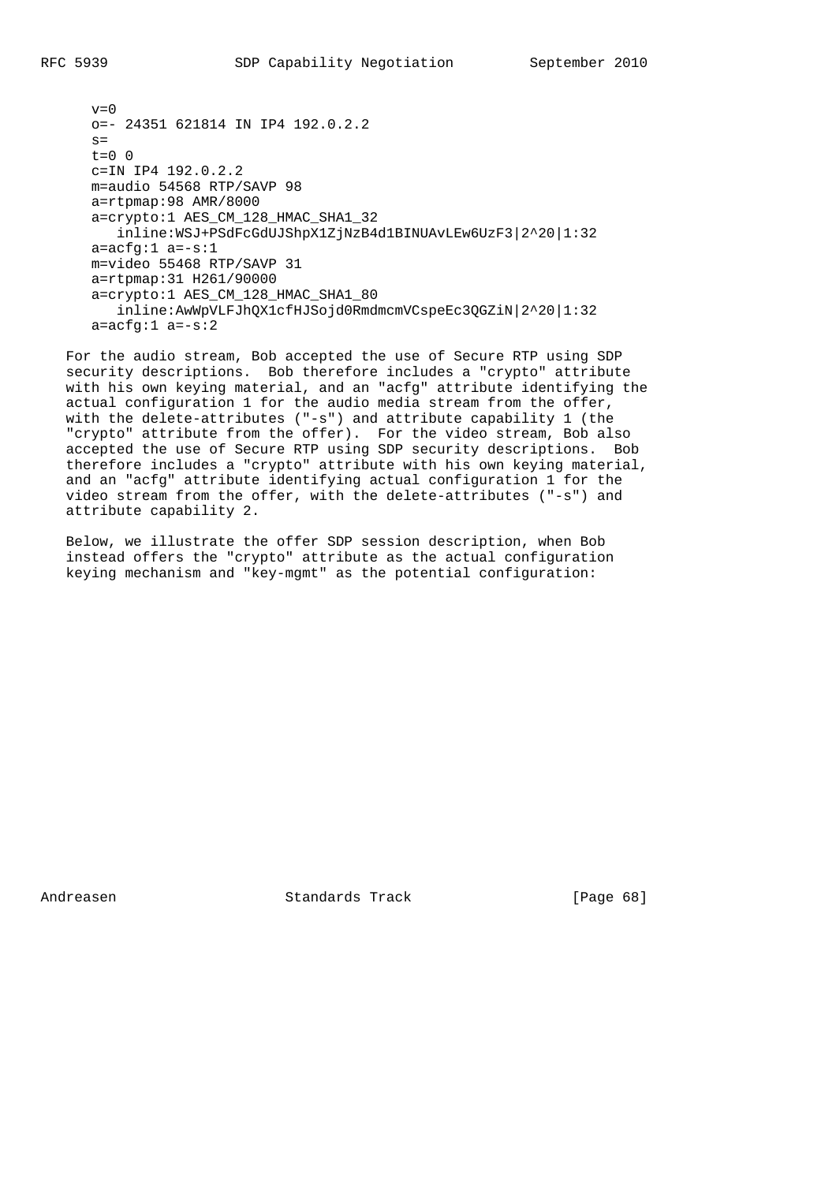```
v=0
o=- 24351 621814 IN IP4 192.0.2.2
s=
t=0 0
c=IN IP4 192.0.2.2
m=audio 54568 RTP/SAVP 98
a=rtpmap:98 AMR/8000
a=crypto:1 AES_CM_128_HMAC_SHA1_32
   inline:WSJ+PSdFcGdUJShpX1ZjNzB4d1BINUAvLEw6UzF3|2^20|1:32
a=acfg:1 a=-s:1
m=video 55468 RTP/SAVP 31
a=rtpmap:31 H261/90000
a=crypto:1 AES_CM_128_HMAC_SHA1_80
   inline:AwWpVLFJhQX1cfHJSojd0RmdmcmVCspeEc3QGZiN|2^20|1:32
a=acfg:1 a=-s:2
```

For the audio stream, Bob accepted the use of Secure RTP using SDP security descriptions. Bob therefore includes a "crypto" attribute with his own keying material, and an "acfg" attribute identifying the actual configuration 1 for the audio media stream from the offer, with the delete-attributes ("-s") and attribute capability 1 (the "crypto" attribute from the offer). For the video stream, Bob also accepted the use of Secure RTP using SDP security descriptions. Bob therefore includes a "crypto" attribute with his own keying material, and an "acfg" attribute identifying actual configuration 1 for the video stream from the offer, with the delete-attributes ("-s") and attribute capability 2.

Below, we illustrate the offer SDP session description, when Bob instead offers the "crypto" attribute as the actual configuration keying mechanism and "key-mgmt" as the potential configuration: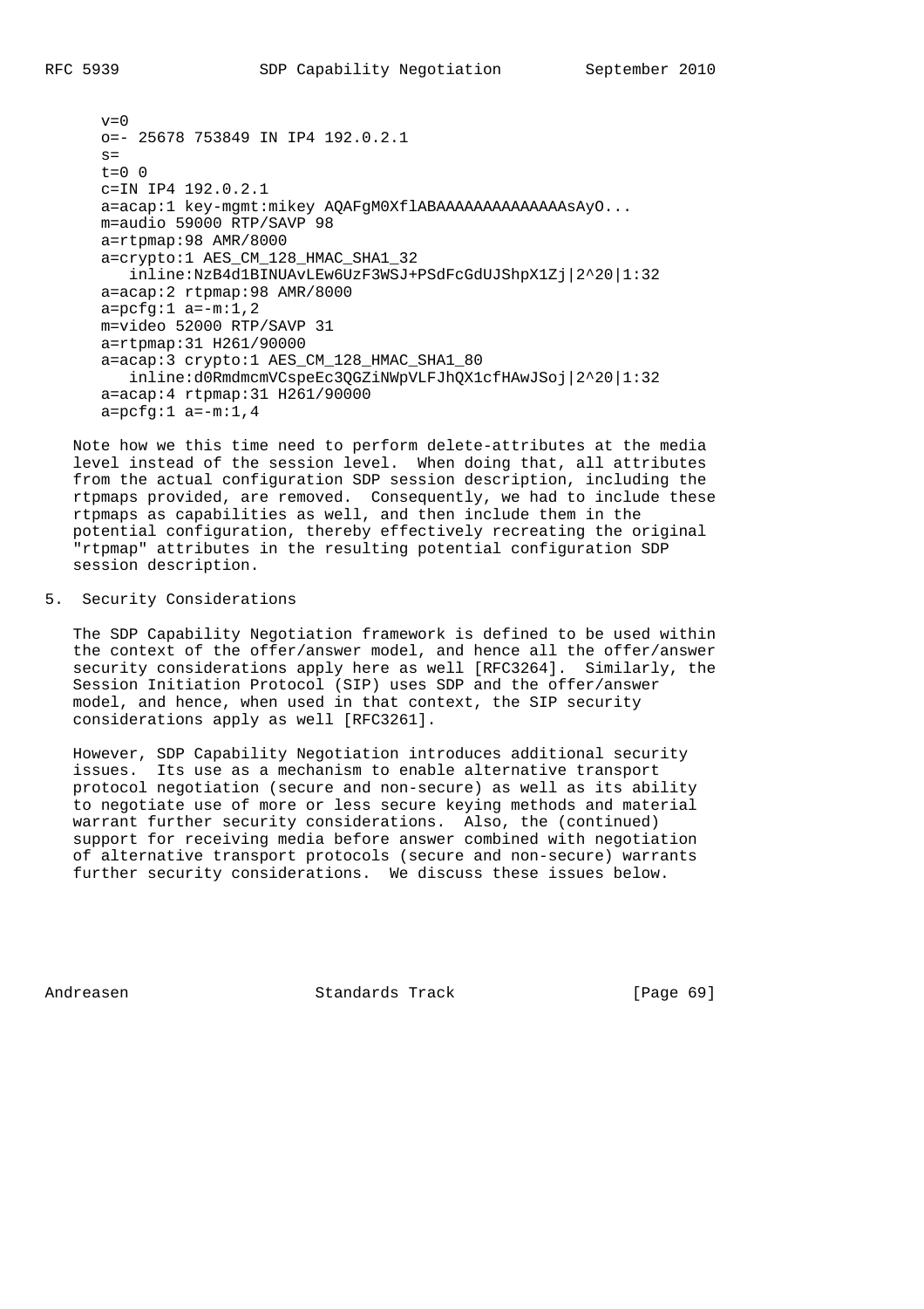```
v=0
o=- 25678 753849 IN IP4 192.0.2.1
s=
t=0 0
c=IN IP4 192.0.2.1
a=acap:1 key-mgmt:mikey AQAFgM0XflABAAAAAAAAAAAAAAsAyO...
m=audio 59000 RTP/SAVP 98
a=rtpmap:98 AMR/8000
a=crypto:1 AES_CM_128_HMAC_SHA1_32
   inline:NzB4d1BINUAvLEw6UzF3WSJ+PSdFcGdUJShpX1Zj|2^20|1:32
a=acap:2 rtpmap:98 AMR/8000
a=pcfg:1 a=-m:1,2
m=video 52000 RTP/SAVP 31
a=rtpmap:31 H261/90000
a=acap:3 crypto:1 AES_CM_128_HMAC_SHA1_80
   inline:d0RmdmcmVCspeEc3QGZiNWpVLFJhQX1cfHAwJSoj|2^20|1:32
a=acap:4 rtpmap:31 H261/90000
a=pcfg:1 a=-m:1,4
```

Note how we this time need to perform delete-attributes at the media level instead of the session level. When doing that, all attributes from the actual configuration SDP session description, including the rtpmaps provided, are removed. Consequently, we had to include these rtpmaps as capabilities as well, and then include them in the potential configuration, thereby effectively recreating the original "rtpmap" attributes in the resulting potential configuration SDP session description.

## 5. Security Considerations

The SDP Capability Negotiation framework is defined to be used within the context of the offer/answer model, and hence all the offer/answer security considerations apply here as well [RFC3264]. Similarly, the Session Initiation Protocol (SIP) uses SDP and the offer/answer model, and hence, when used in that context, the SIP security considerations apply as well [RFC3261].

However, SDP Capability Negotiation introduces additional security issues. Its use as a mechanism to enable alternative transport protocol negotiation (secure and non-secure) as well as its ability to negotiate use of more or less secure keying methods and material warrant further security considerations. Also, the (continued) support for receiving media before answer combined with negotiation of alternative transport protocols (secure and non-secure) warrants further security considerations. We discuss these issues below.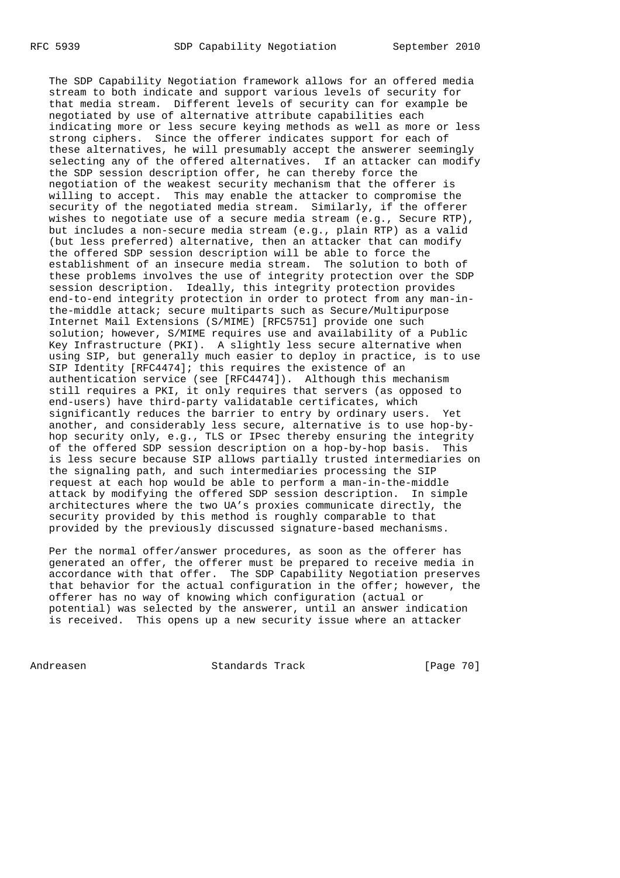The SDP Capability Negotiation framework allows for an offered media stream to both indicate and support various levels of security for that media stream. Different levels of security can for example be negotiated by use of alternative attribute capabilities each indicating more or less secure keying methods as well as more or less strong ciphers. Since the offerer indicates support for each of these alternatives, he will presumably accept the answerer seemingly selecting any of the offered alternatives. If an attacker can modify the SDP session description offer, he can thereby force the negotiation of the weakest security mechanism that the offerer is willing to accept. This may enable the attacker to compromise the security of the negotiated media stream. Similarly, if the offerer wishes to negotiate use of a secure media stream (e.g., Secure RTP), but includes a non-secure media stream (e.g., plain RTP) as a valid (but less preferred) alternative, then an attacker that can modify the offered SDP session description will be able to force the establishment of an insecure media stream. The solution to both of these problems involves the use of integrity protection over the SDP session description. Ideally, this integrity protection provides end-to-end integrity protection in order to protect from any man-in-the-middle attack; secure multiparts such as Secure/Multipurpose Internet Mail Extensions (S/MIME) [RFC5751] provide one such solution; however, S/MIME requires use and availability of a Public Key Infrastructure (PKI). A slightly less secure alternative when using SIP, but generally much easier to deploy in practice, is to use SIP Identity [RFC4474]; this requires the existence of an authentication service (see [RFC4474]). Although this mechanism still requires a PKI, it only requires that servers (as opposed to end-users) have third-party validatable certificates, which significantly reduces the barrier to entry by ordinary users. Yet another, and considerably less secure, alternative is to use hop-by-hop security only, e.g., TLS or IPsec thereby ensuring the integrity of the offered SDP session description on a hop-by-hop basis. This is less secure because SIP allows partially trusted intermediaries on the signaling path, and such intermediaries processing the SIP request at each hop would be able to perform a man-in-the-middle attack by modifying the offered SDP session description. In simple architectures where the two UA's proxies communicate directly, the security provided by this method is roughly comparable to that provided by the previously discussed signature-based mechanisms.

Per the normal offer/answer procedures, as soon as the offerer has generated an offer, the offerer must be prepared to receive media in accordance with that offer. The SDP Capability Negotiation preserves that behavior for the actual configuration in the offer; however, the offerer has no way of knowing which configuration (actual or potential) was selected by the answerer, until an answer indication is received. This opens up a new security issue where an attacker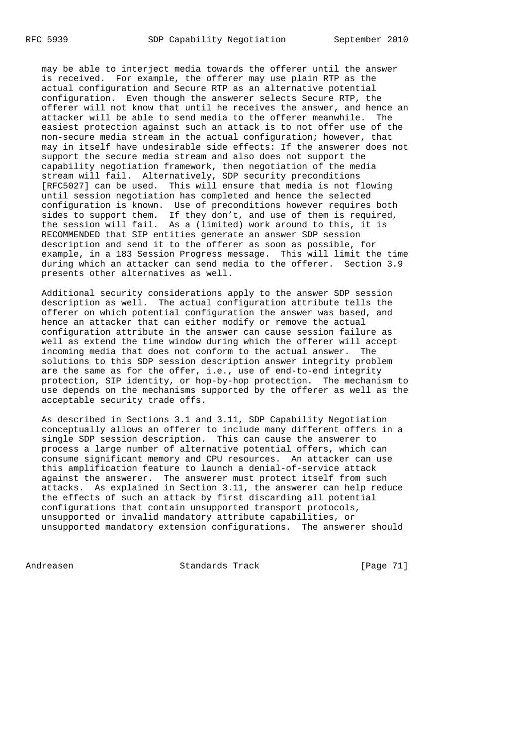may be able to interject media towards the offerer until the answer is received. For example, the offerer may use plain RTP as the actual configuration and Secure RTP as an alternative potential configuration. Even though the answerer selects Secure RTP, the offerer will not know that until he receives the answer, and hence an attacker will be able to send media to the offerer meanwhile. The easiest protection against such an attack is to not offer use of the non-secure media stream in the actual configuration; however, that may in itself have undesirable side effects: If the answerer does not support the secure media stream and also does not support the capability negotiation framework, then negotiation of the media stream will fail. Alternatively, SDP security preconditions [RFC5027] can be used. This will ensure that media is not flowing until session negotiation has completed and hence the selected configuration is known. Use of preconditions however requires both sides to support them. If they don't, and use of them is required, the session will fail. As a (limited) work around to this, it is RECOMMENDED that SIP entities generate an answer SDP session description and send it to the offerer as soon as possible, for example, in a 183 Session Progress message. This will limit the time during which an attacker can send media to the offerer. Section 3.9 presents other alternatives as well.

Additional security considerations apply to the answer SDP session description as well. The actual configuration attribute tells the offerer on which potential configuration the answer was based, and hence an attacker that can either modify or remove the actual configuration attribute in the answer can cause session failure as well as extend the time window during which the offerer will accept incoming media that does not conform to the actual answer. The solutions to this SDP session description answer integrity problem are the same as for the offer, i.e., use of end-to-end integrity protection, SIP identity, or hop-by-hop protection. The mechanism to use depends on the mechanisms supported by the offerer as well as the acceptable security trade offs.

As described in Sections 3.1 and 3.11, SDP Capability Negotiation conceptually allows an offerer to include many different offers in a single SDP session description. This can cause the answerer to process a large number of alternative potential offers, which can consume significant memory and CPU resources. An attacker can use this amplification feature to launch a denial-of-service attack against the answerer. The answerer must protect itself from such attacks. As explained in Section 3.11, the answerer can help reduce the effects of such an attack by first discarding all potential configurations that contain unsupported transport protocols, unsupported or invalid mandatory attribute capabilities, or unsupported mandatory extension configurations. The answerer should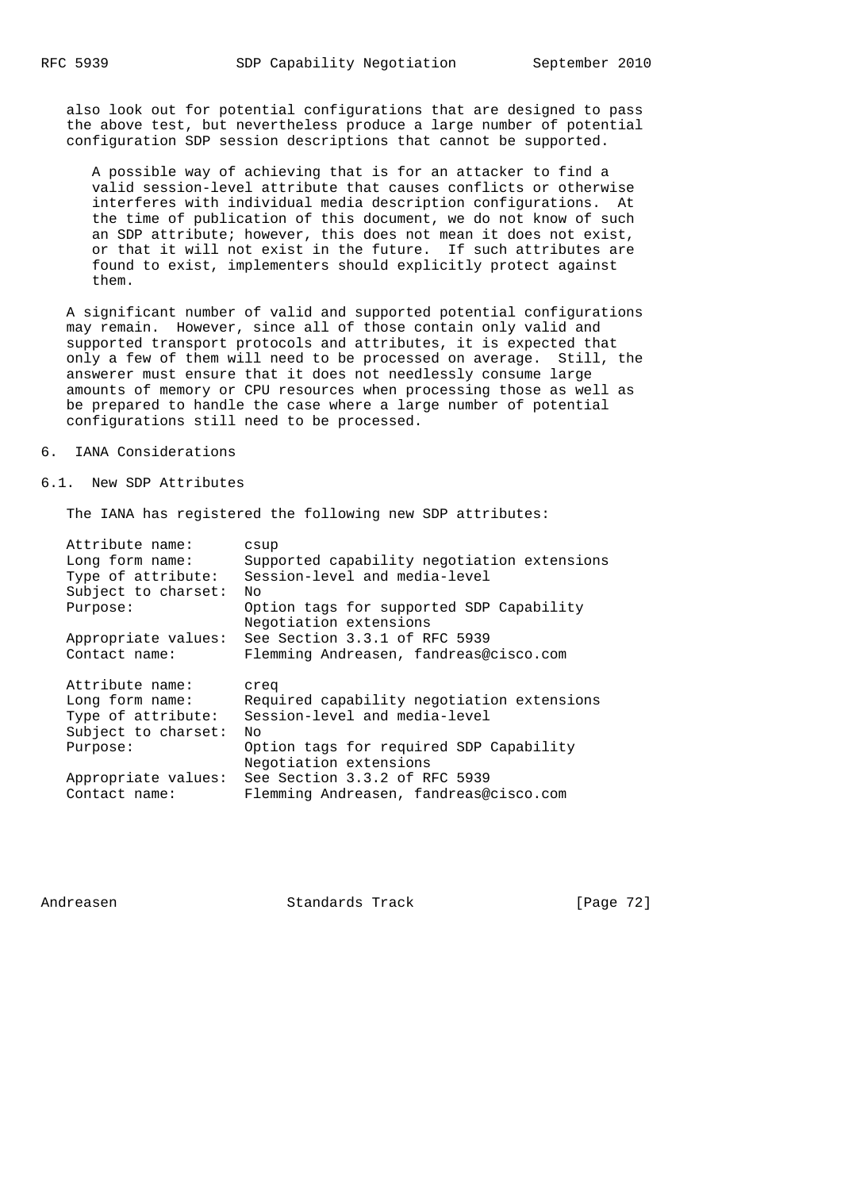also look out for potential configurations that are designed to pass the above test, but nevertheless produce a large number of potential configuration SDP session descriptions that cannot be supported.

> A possible way of achieving that is for an attacker to find a valid session-level attribute that causes conflicts or otherwise interferes with individual media description configurations. At the time of publication of this document, we do not know of such an SDP attribute; however, this does not mean it does not exist, or that it will not exist in the future. If such attributes are found to exist, implementers should explicitly protect against them.

A significant number of valid and supported potential configurations may remain. However, since all of those contain only valid and supported transport protocols and attributes, it is expected that only a few of them will need to be processed on average. Still, the answerer must ensure that it does not needlessly consume large amounts of memory or CPU resources when processing those as well as be prepared to handle the case where a large number of potential configurations still need to be processed.

# 6. IANA Considerations

## 6.1. New SDP Attributes

The IANA has registered the following new SDP attributes:

```
Attribute name:       csup
Long form name:       Supported capability negotiation extensions
Type of attribute:    Session-level and media-level
Subject to charset:   No
Purpose:              Option tags for supported SDP Capability
                      Negotiation extensions
Appropriate values:   See Section 3.3.1 of RFC 5939
Contact name:         Flemming Andreasen, fandreas@cisco.com

Attribute name:       creq
Long form name:       Required capability negotiation extensions
Type of attribute:    Session-level and media-level
Subject to charset:   No
Purpose:              Option tags for required SDP Capability
                      Negotiation extensions
Appropriate values:   See Section 3.3.2 of RFC 5939
Contact name:         Flemming Andreasen, fandreas@cisco.com
```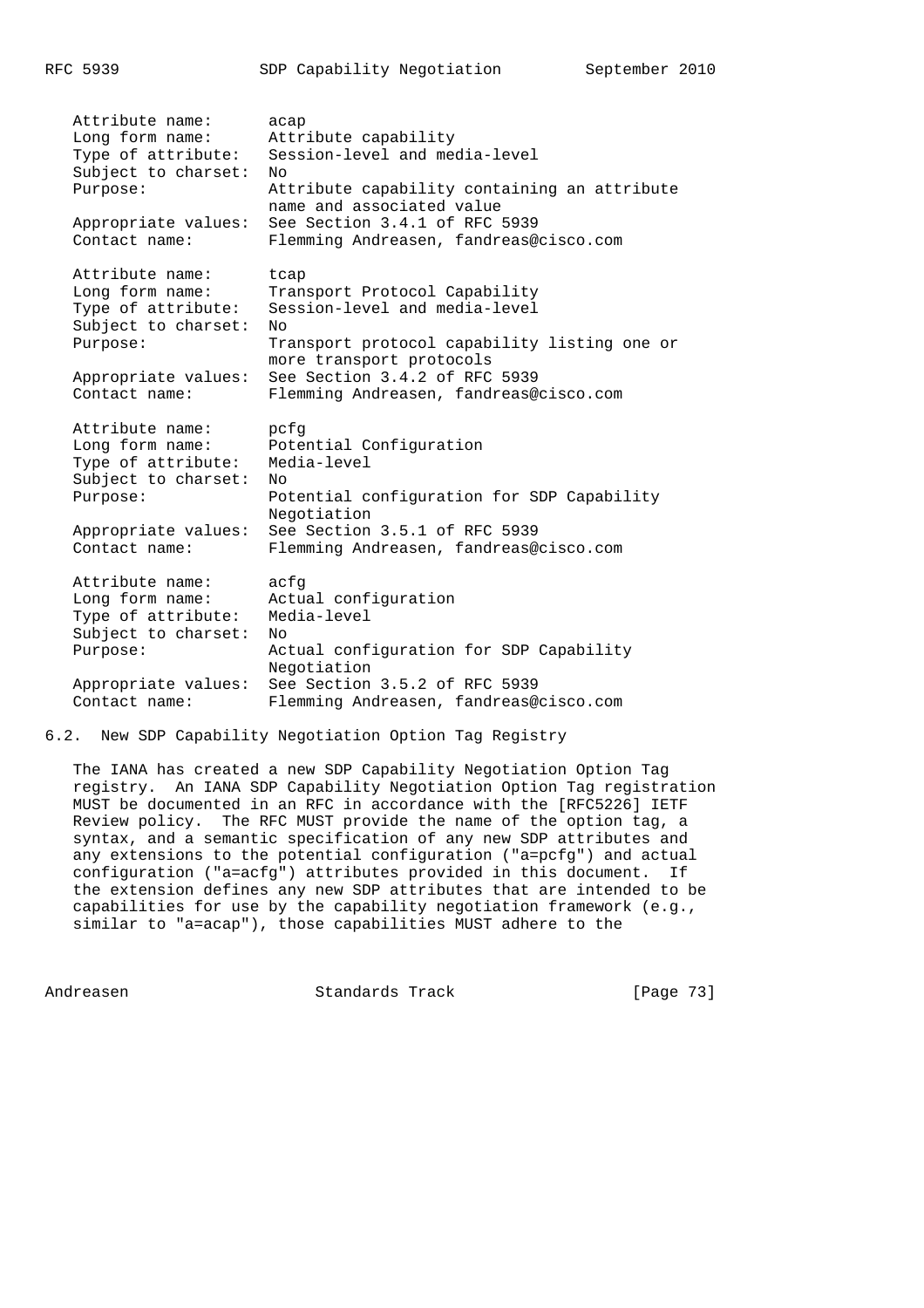```
Attribute name:      acap
Long form name:      Attribute capability
Type of attribute:   Session-level and media-level
Subject to charset:  No
Purpose:             Attribute capability containing an attribute
                     name and associated value
Appropriate values:  See Section 3.4.1 of RFC 5939
Contact name:        Flemming Andreasen, fandreas@cisco.com

Attribute name:      tcap
Long form name:      Transport Protocol Capability
Type of attribute:   Session-level and media-level
Subject to charset:  No
Purpose:             Transport protocol capability listing one or
                     more transport protocols
Appropriate values:  See Section 3.4.2 of RFC 5939
Contact name:        Flemming Andreasen, fandreas@cisco.com

Attribute name:      pcfg
Long form name:      Potential Configuration
Type of attribute:   Media-level
Subject to charset:  No
Purpose:             Potential configuration for SDP Capability
                     Negotiation
Appropriate values:  See Section 3.5.1 of RFC 5939
Contact name:        Flemming Andreasen, fandreas@cisco.com

Attribute name:      acfg
Long form name:      Actual configuration
Type of attribute:   Media-level
Subject to charset:  No
Purpose:             Actual configuration for SDP Capability
                     Negotiation
Appropriate values:  See Section 3.5.2 of RFC 5939
Contact name:        Flemming Andreasen, fandreas@cisco.com
```

## 6.2. New SDP Capability Negotiation Option Tag Registry

The IANA has created a new SDP Capability Negotiation Option Tag registry. An IANA SDP Capability Negotiation Option Tag registration MUST be documented in an RFC in accordance with the [RFC5226] IETF Review policy. The RFC MUST provide the name of the option tag, a syntax, and a semantic specification of any new SDP attributes and any extensions to the potential configuration ("a=pcfg") and actual configuration ("a=acfg") attributes provided in this document. If the extension defines any new SDP attributes that are intended to be capabilities for use by the capability negotiation framework (e.g., similar to "a=acap"), those capabilities MUST adhere to the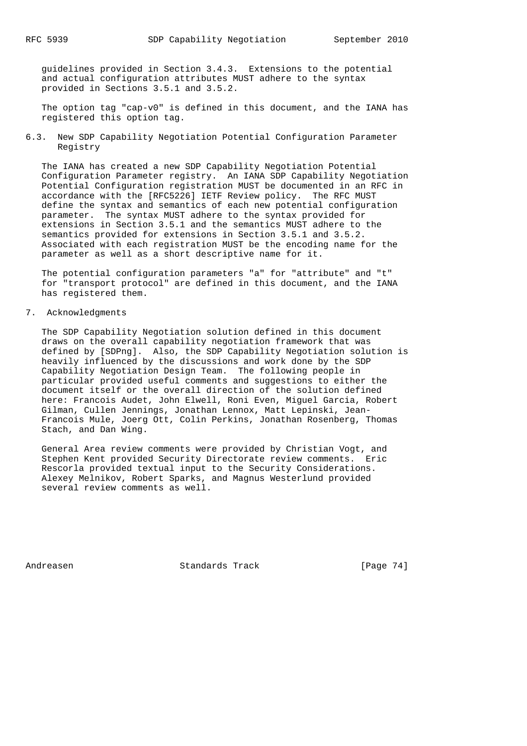guidelines provided in Section 3.4.3. Extensions to the potential and actual configuration attributes MUST adhere to the syntax provided in Sections 3.5.1 and 3.5.2.

The option tag "cap-v0" is defined in this document, and the IANA has registered this option tag.

### 6.3. New SDP Capability Negotiation Potential Configuration Parameter Registry

The IANA has created a new SDP Capability Negotiation Potential Configuration Parameter registry. An IANA SDP Capability Negotiation Potential Configuration registration MUST be documented in an RFC in accordance with the [RFC5226] IETF Review policy. The RFC MUST define the syntax and semantics of each new potential configuration parameter. The syntax MUST adhere to the syntax provided for extensions in Section 3.5.1 and the semantics MUST adhere to the semantics provided for extensions in Section 3.5.1 and 3.5.2. Associated with each registration MUST be the encoding name for the parameter as well as a short descriptive name for it.

The potential configuration parameters "a" for "attribute" and "t" for "transport protocol" are defined in this document, and the IANA has registered them.

## 7. Acknowledgments

The SDP Capability Negotiation solution defined in this document draws on the overall capability negotiation framework that was defined by [SDPng]. Also, the SDP Capability Negotiation solution is heavily influenced by the discussions and work done by the SDP Capability Negotiation Design Team. The following people in particular provided useful comments and suggestions to either the document itself or the overall direction of the solution defined here: Francois Audet, John Elwell, Roni Even, Miguel Garcia, Robert Gilman, Cullen Jennings, Jonathan Lennox, Matt Lepinski, Jean-Francois Mule, Joerg Ott, Colin Perkins, Jonathan Rosenberg, Thomas Stach, and Dan Wing.

General Area review comments were provided by Christian Vogt, and Stephen Kent provided Security Directorate review comments. Eric Rescorla provided textual input to the Security Considerations. Alexey Melnikov, Robert Sparks, and Magnus Westerlund provided several review comments as well.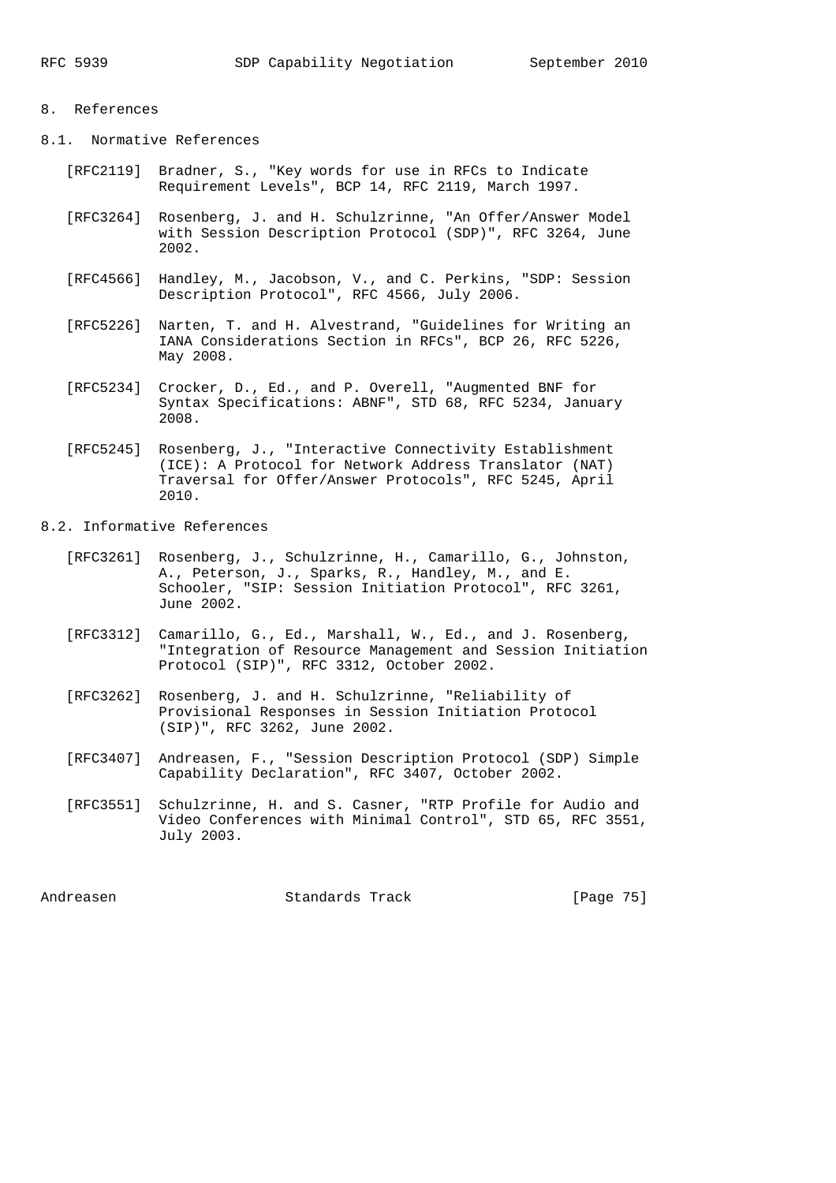# 8. References

## 8.1. Normative References

[RFC2119] Bradner, S., "Key words for use in RFCs to Indicate Requirement Levels", BCP 14, RFC 2119, March 1997.

[RFC3264] Rosenberg, J. and H. Schulzrinne, "An Offer/Answer Model with Session Description Protocol (SDP)", RFC 3264, June 2002.

[RFC4566] Handley, M., Jacobson, V., and C. Perkins, "SDP: Session Description Protocol", RFC 4566, July 2006.

[RFC5226] Narten, T. and H. Alvestrand, "Guidelines for Writing an IANA Considerations Section in RFCs", BCP 26, RFC 5226, May 2008.

[RFC5234] Crocker, D., Ed., and P. Overell, "Augmented BNF for Syntax Specifications: ABNF", STD 68, RFC 5234, January 2008.

[RFC5245] Rosenberg, J., "Interactive Connectivity Establishment (ICE): A Protocol for Network Address Translator (NAT) Traversal for Offer/Answer Protocols", RFC 5245, April 2010.

## 8.2. Informative References

[RFC3261] Rosenberg, J., Schulzrinne, H., Camarillo, G., Johnston, A., Peterson, J., Sparks, R., Handley, M., and E. Schooler, "SIP: Session Initiation Protocol", RFC 3261, June 2002.

[RFC3312] Camarillo, G., Ed., Marshall, W., Ed., and J. Rosenberg, "Integration of Resource Management and Session Initiation Protocol (SIP)", RFC 3312, October 2002.

[RFC3262] Rosenberg, J. and H. Schulzrinne, "Reliability of Provisional Responses in Session Initiation Protocol (SIP)", RFC 3262, June 2002.

[RFC3407] Andreasen, F., "Session Description Protocol (SDP) Simple Capability Declaration", RFC 3407, October 2002.

[RFC3551] Schulzrinne, H. and S. Casner, "RTP Profile for Audio and Video Conferences with Minimal Control", STD 65, RFC 3551, July 2003.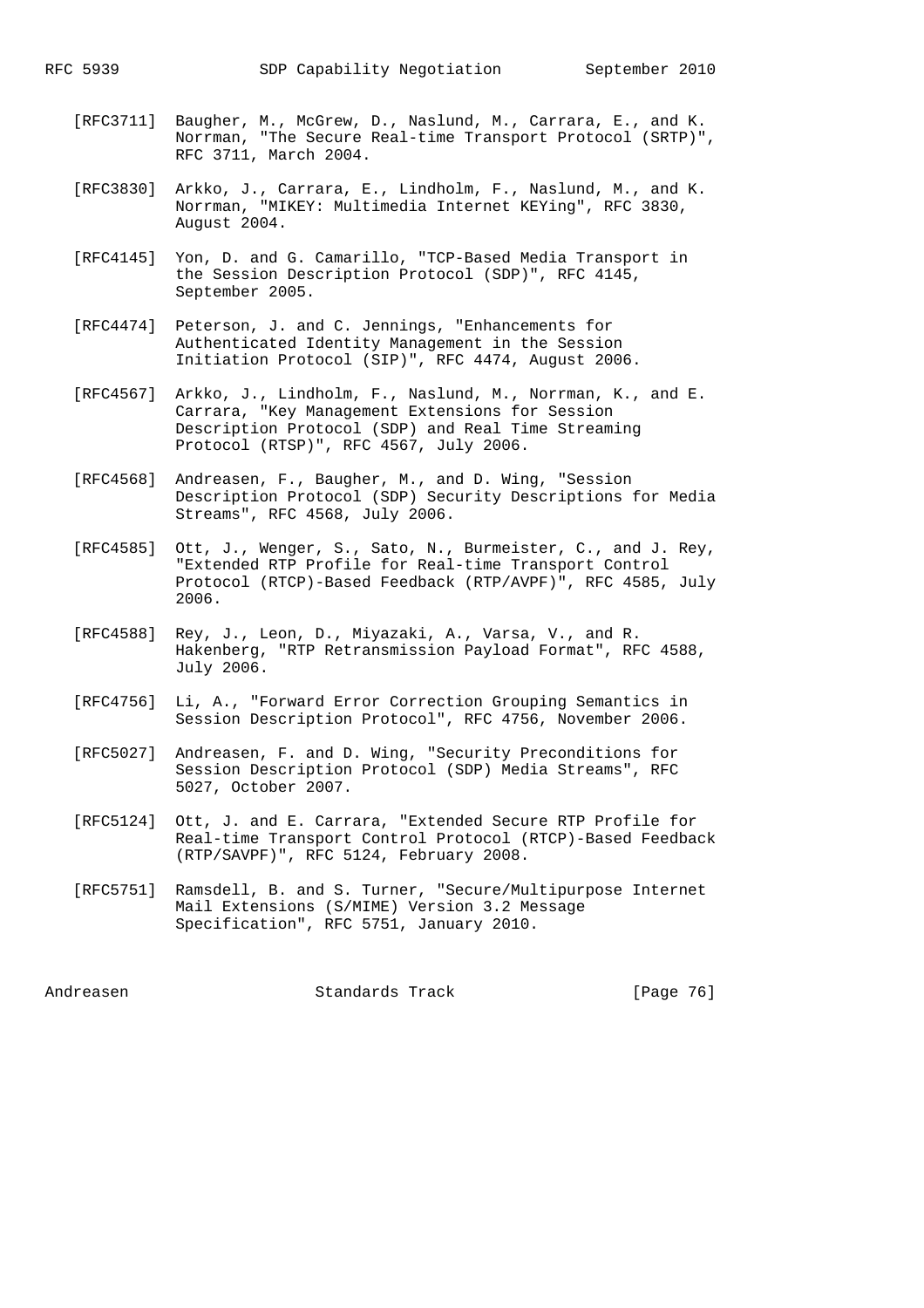[RFC3711] Baugher, M., McGrew, D., Naslund, M., Carrara, E., and K. Norrman, "The Secure Real-time Transport Protocol (SRTP)", RFC 3711, March 2004.

[RFC3830] Arkko, J., Carrara, E., Lindholm, F., Naslund, M., and K. Norrman, "MIKEY: Multimedia Internet KEYing", RFC 3830, August 2004.

[RFC4145] Yon, D. and G. Camarillo, "TCP-Based Media Transport in the Session Description Protocol (SDP)", RFC 4145, September 2005.

[RFC4474] Peterson, J. and C. Jennings, "Enhancements for Authenticated Identity Management in the Session Initiation Protocol (SIP)", RFC 4474, August 2006.

[RFC4567] Arkko, J., Lindholm, F., Naslund, M., Norrman, K., and E. Carrara, "Key Management Extensions for Session Description Protocol (SDP) and Real Time Streaming Protocol (RTSP)", RFC 4567, July 2006.

[RFC4568] Andreasen, F., Baugher, M., and D. Wing, "Session Description Protocol (SDP) Security Descriptions for Media Streams", RFC 4568, July 2006.

[RFC4585] Ott, J., Wenger, S., Sato, N., Burmeister, C., and J. Rey, "Extended RTP Profile for Real-time Transport Control Protocol (RTCP)-Based Feedback (RTP/AVPF)", RFC 4585, July 2006.

[RFC4588] Rey, J., Leon, D., Miyazaki, A., Varsa, V., and R. Hakenberg, "RTP Retransmission Payload Format", RFC 4588, July 2006.

[RFC4756] Li, A., "Forward Error Correction Grouping Semantics in Session Description Protocol", RFC 4756, November 2006.

[RFC5027] Andreasen, F. and D. Wing, "Security Preconditions for Session Description Protocol (SDP) Media Streams", RFC 5027, October 2007.

[RFC5124] Ott, J. and E. Carrara, "Extended Secure RTP Profile for Real-time Transport Control Protocol (RTCP)-Based Feedback (RTP/SAVPF)", RFC 5124, February 2008.

[RFC5751] Ramsdell, B. and S. Turner, "Secure/Multipurpose Internet Mail Extensions (S/MIME) Version 3.2 Message Specification", RFC 5751, January 2010.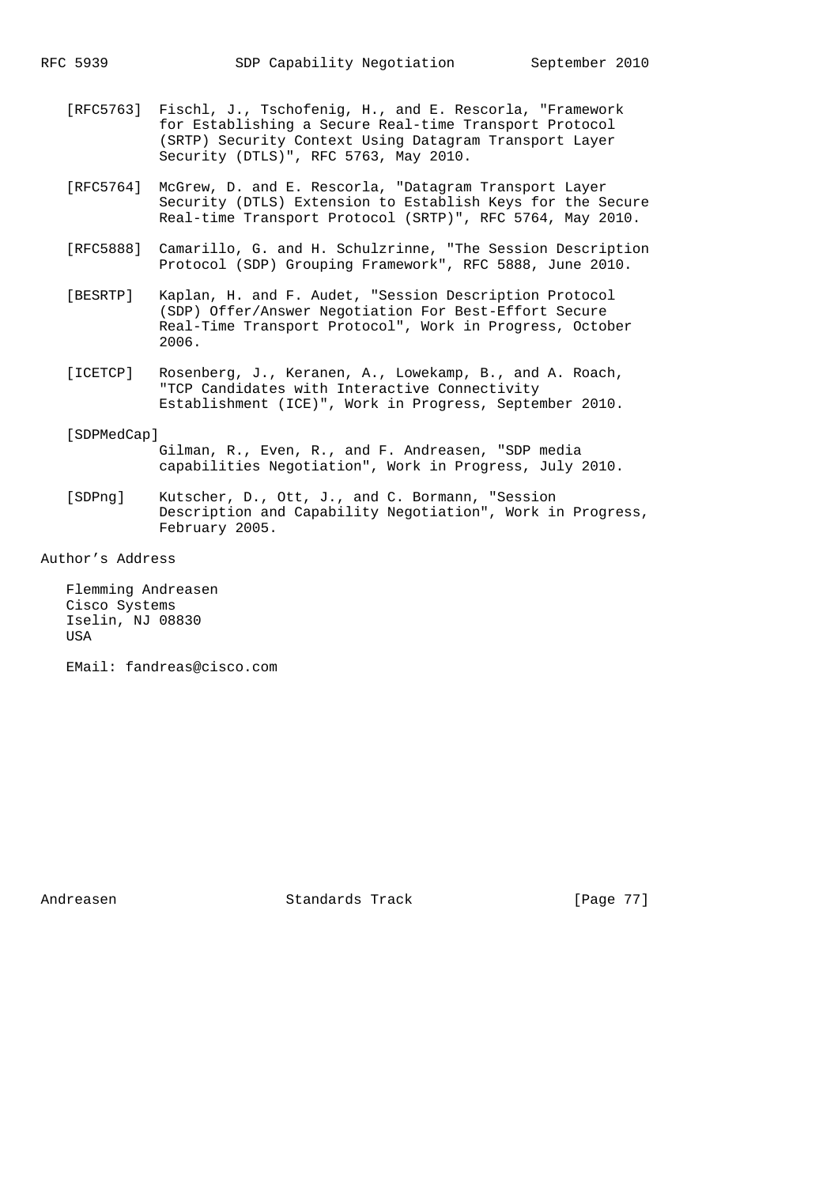[RFC5763] Fischl, J., Tschofenig, H., and E. Rescorla, "Framework for Establishing a Secure Real-time Transport Protocol (SRTP) Security Context Using Datagram Transport Layer Security (DTLS)", RFC 5763, May 2010.

[RFC5764] McGrew, D. and E. Rescorla, "Datagram Transport Layer Security (DTLS) Extension to Establish Keys for the Secure Real-time Transport Protocol (SRTP)", RFC 5764, May 2010.

[RFC5888] Camarillo, G. and H. Schulzrinne, "The Session Description Protocol (SDP) Grouping Framework", RFC 5888, June 2010.

[BESRTP] Kaplan, H. and F. Audet, "Session Description Protocol (SDP) Offer/Answer Negotiation For Best-Effort Secure Real-Time Transport Protocol", Work in Progress, October 2006.

[ICETCP] Rosenberg, J., Keranen, A., Lowekamp, B., and A. Roach, "TCP Candidates with Interactive Connectivity Establishment (ICE)", Work in Progress, September 2010.

[SDPMedCap] Gilman, R., Even, R., and F. Andreasen, "SDP media capabilities Negotiation", Work in Progress, July 2010.

[SDPng] Kutscher, D., Ott, J., and C. Bormann, "Session Description and Capability Negotiation", Work in Progress, February 2005.

## Author's Address

Flemming Andreasen
Cisco Systems
Iselin, NJ 08830
USA

EMail: fandreas@cisco.com